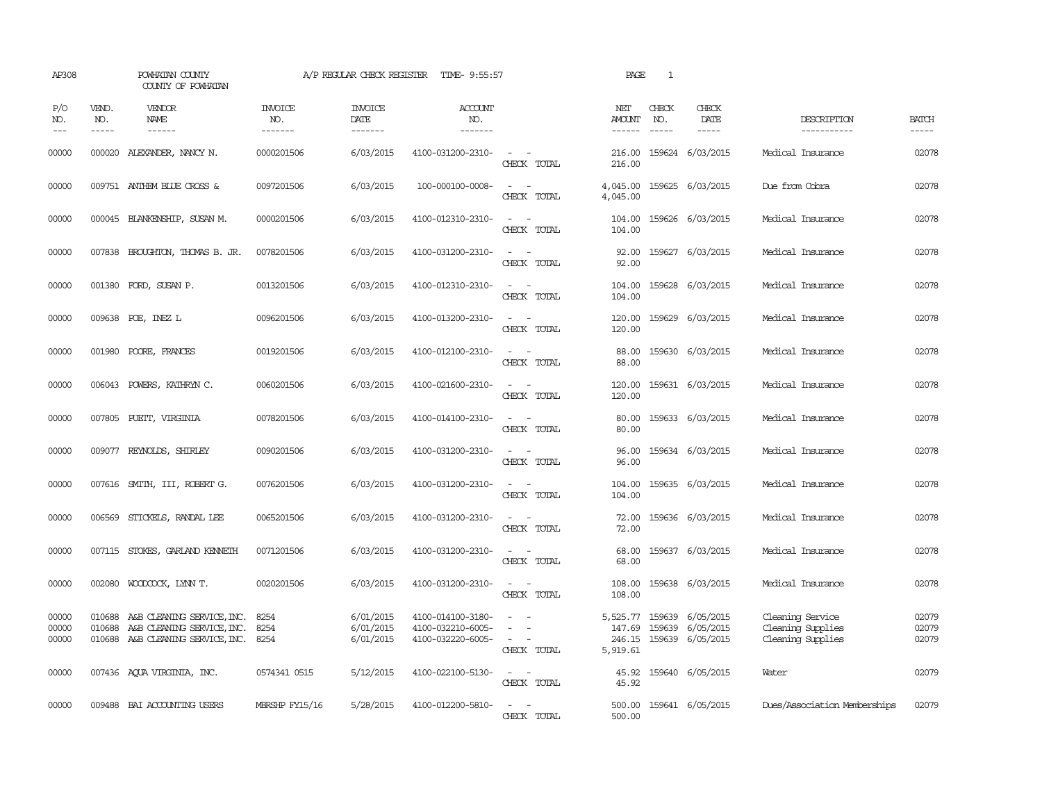AP308 POWHATAN COUNTY A/P REGULAR CHECK REGISTER TIME- 9:55:57

COUNTY OF POWHATAN

| P/O NO. | VEND. NO. | VENDOR NAME | INVOICE NO. | INVOICE DATE | ACCOUNT NO. | | NET AMOUNT | CHECK NO. | CHECK DATE | DESCRIPTION | BATCH |
|---|---|---|---|---|---|---|---|---|---|---|---|
| 00000 | 000020 | ALEXANDER, NANCY N. | 0000201506 | 6/03/2015 | 4100-031200-2310- | - - | 216.00 | 159624 | 6/03/2015 | Medical Insurance | 02078 |
| | | | | | | CHECK TOTAL | 216.00 | | | | |
| 00000 | 009751 | ANTHEM BLUE CROSS & | 0097201506 | 6/03/2015 | 100-000100-0008- | - - | 4,045.00 | 159625 | 6/03/2015 | Due from Cobra | 02078 |
| | | | | | | CHECK TOTAL | 4,045.00 | | | | |
| 00000 | 000045 | BLANKENSHIP, SUSAN M. | 0000201506 | 6/03/2015 | 4100-012310-2310- | - - | 104.00 | 159626 | 6/03/2015 | Medical Insurance | 02078 |
| | | | | | | CHECK TOTAL | 104.00 | | | | |
| 00000 | 007838 | BROUGHTON, THOMAS B. JR. | 0078201506 | 6/03/2015 | 4100-031200-2310- | - - | 92.00 | 159627 | 6/03/2015 | Medical Insurance | 02078 |
| | | | | | | CHECK TOTAL | 92.00 | | | | |
| 00000 | 001380 | FORD, SUSAN P. | 0013201506 | 6/03/2015 | 4100-012310-2310- | - - | 104.00 | 159628 | 6/03/2015 | Medical Insurance | 02078 |
| | | | | | | CHECK TOTAL | 104.00 | | | | |
| 00000 | 009638 | POE, INEZ L | 0096201506 | 6/03/2015 | 4100-013200-2310- | - - | 120.00 | 159629 | 6/03/2015 | Medical Insurance | 02078 |
| | | | | | | CHECK TOTAL | 120.00 | | | | |
| 00000 | 001980 | POORE, FRANCES | 0019201506 | 6/03/2015 | 4100-012100-2310- | - - | 88.00 | 159630 | 6/03/2015 | Medical Insurance | 02078 |
| | | | | | | CHECK TOTAL | 88.00 | | | | |
| 00000 | 006043 | POWERS, KATHRYN C. | 0060201506 | 6/03/2015 | 4100-021600-2310- | - - | 120.00 | 159631 | 6/03/2015 | Medical Insurance | 02078 |
| | | | | | | CHECK TOTAL | 120.00 | | | | |
| 00000 | 007805 | PUETT, VIRGINIA | 0078201506 | 6/03/2015 | 4100-014100-2310- | - - | 80.00 | 159633 | 6/03/2015 | Medical Insurance | 02078 |
| | | | | | | CHECK TOTAL | 80.00 | | | | |
| 00000 | 009077 | REYNOLDS, SHIRLEY | 0090201506 | 6/03/2015 | 4100-031200-2310- | - - | 96.00 | 159634 | 6/03/2015 | Medical Insurance | 02078 |
| | | | | | | CHECK TOTAL | 96.00 | | | | |
| 00000 | 007616 | SMITH, III, ROBERT G. | 0076201506 | 6/03/2015 | 4100-031200-2310- | - - | 104.00 | 159635 | 6/03/2015 | Medical Insurance | 02078 |
| | | | | | | CHECK TOTAL | 104.00 | | | | |
| 00000 | 006569 | STICKELS, RANDAL LEE | 0065201506 | 6/03/2015 | 4100-031200-2310- | - - | 72.00 | 159636 | 6/03/2015 | Medical Insurance | 02078 |
| | | | | | | CHECK TOTAL | 72.00 | | | | |
| 00000 | 007115 | STOKES, GARLAND KENNETH | 0071201506 | 6/03/2015 | 4100-031200-2310- | - - | 68.00 | 159637 | 6/03/2015 | Medical Insurance | 02078 |
| | | | | | | CHECK TOTAL | 68.00 | | | | |
| 00000 | 002080 | WOODCOCK, LYNN T. | 0020201506 | 6/03/2015 | 4100-031200-2310- | - - | 108.00 | 159638 | 6/03/2015 | Medical Insurance | 02078 |
| | | | | | | CHECK TOTAL | 108.00 | | | | |
| 00000 | 010688 | A&B CLEANING SERVICE,INC. | 8254 | 6/01/2015 | 4100-014100-3180- | - - | 5,525.77 | 159639 | 6/05/2015 | Cleaning Service | 02079 |
| 00000 | 010688 | A&B CLEANING SERVICE,INC. | 8254 | 6/01/2015 | 4100-032210-6005- | - - | 147.69 | 159639 | 6/05/2015 | Cleaning Supplies | 02079 |
| 00000 | 010688 | A&B CLEANING SERVICE,INC. | 8254 | 6/01/2015 | 4100-032220-6005- | - - | 246.15 | 159639 | 6/05/2015 | Cleaning Supplies | 02079 |
| | | | | | | CHECK TOTAL | 5,919.61 | | | | |
| 00000 | 007436 | AQUA VIRGINIA, INC. | 0574341 0515 | 5/12/2015 | 4100-022100-5130- | - - | 45.92 | 159640 | 6/05/2015 | Water | 02079 |
| | | | | | | CHECK TOTAL | 45.92 | | | | |
| 00000 | 009488 | BAI ACCOUNTING USERS | MBRSHP FY15/16 | 5/28/2015 | 4100-012200-5810- | - - | 500.00 | 159641 | 6/05/2015 | Dues/Association Memberships | 02079 |
| | | | | | | CHECK TOTAL | 500.00 | | | | |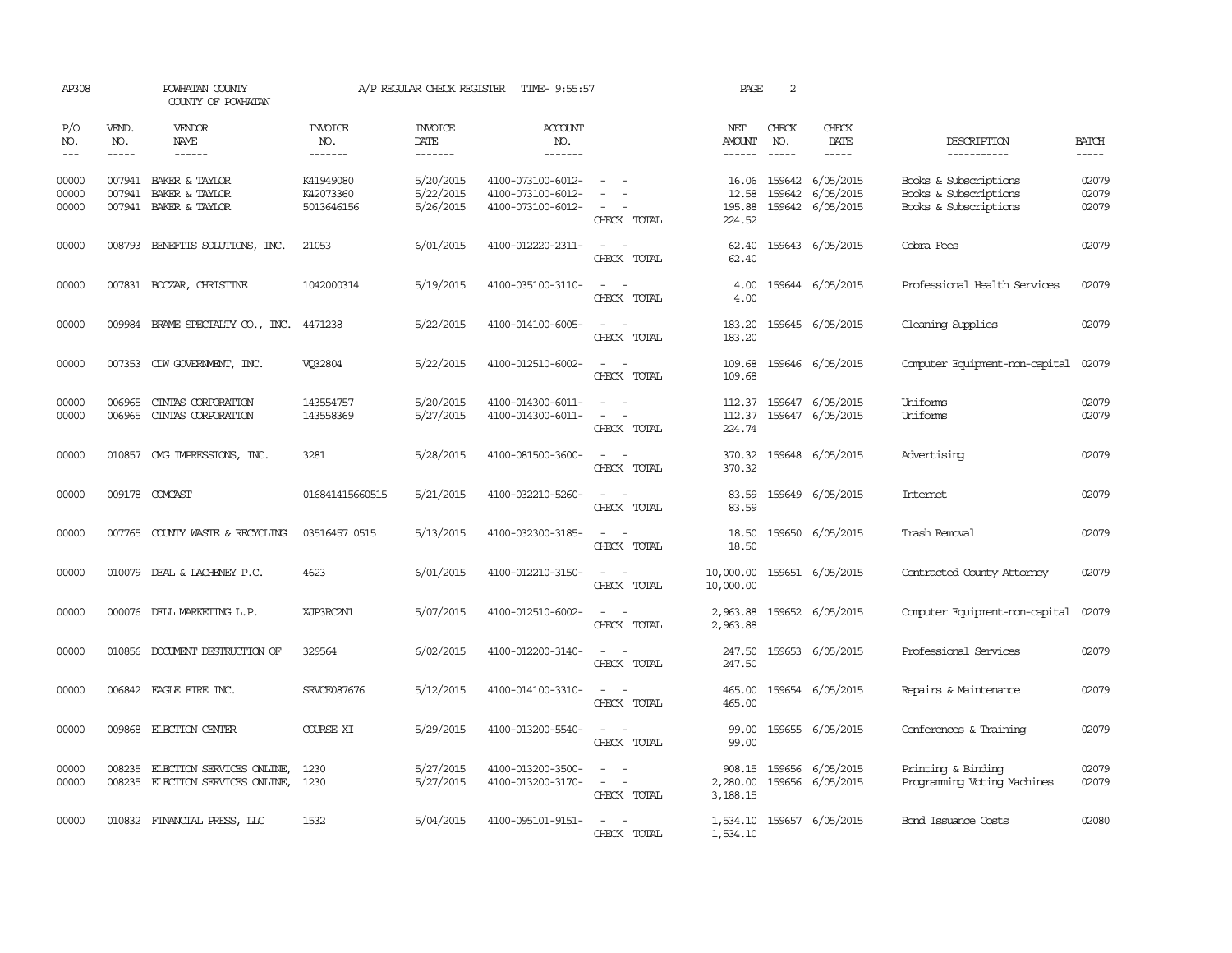AP308 POWHATAN COUNTY A/P REGULAR CHECK REGISTER TIME- 9:55:57 PAGE 2

COUNTY OF POWHATAN

| P/O NO. | VEND. NO. | VENDOR NAME | INVOICE NO. | INVOICE DATE | ACCOUNT NO. | | NET AMOUNT | CHECK NO. | CHECK DATE | DESCRIPTION | BATCH |
|---|---|---|---|---|---|---|---|---|---|---|---|
| --- | ----- | ------ | ------- | ------- | ------- | | ------ | ----- | ----- | ----------- | ----- |
| 00000 | 007941 | BAKER & TAYLOR | K41949080 | 5/20/2015 | 4100-073100-6012- | - - | 16.06 | 159642 | 6/05/2015 | Books & Subscriptions | 02079 |
| 00000 | 007941 | BAKER & TAYLOR | K42073360 | 5/22/2015 | 4100-073100-6012- | - - | 12.58 | 159642 | 6/05/2015 | Books & Subscriptions | 02079 |
| 00000 | 007941 | BAKER & TAYLOR | 5013646156 | 5/26/2015 | 4100-073100-6012- | - - | 195.88 | 159642 | 6/05/2015 | Books & Subscriptions | 02079 |
| | | | | | | CHECK TOTAL | 224.52 | | | | |
| 00000 | 008793 | BENEFITS SOLUTIONS, INC. | 21053 | 6/01/2015 | 4100-012220-2311- | - - | 62.40 | 159643 | 6/05/2015 | Cobra Fees | 02079 |
| | | | | | | CHECK TOTAL | 62.40 | | | | |
| 00000 | 007831 | BOCZAR, CHRISTINE | 1042000314 | 5/19/2015 | 4100-035100-3110- | - - | 4.00 | 159644 | 6/05/2015 | Professional Health Services | 02079 |
| | | | | | | CHECK TOTAL | 4.00 | | | | |
| 00000 | 009984 | BRAME SPECIALTY CO., INC. | 4471238 | 5/22/2015 | 4100-014100-6005- | - - | 183.20 | 159645 | 6/05/2015 | Cleaning Supplies | 02079 |
| | | | | | | CHECK TOTAL | 183.20 | | | | |
| 00000 | 007353 | CDW GOVERNMENT, INC. | VQ32804 | 5/22/2015 | 4100-012510-6002- | - - | 109.68 | 159646 | 6/05/2015 | Computer Equipment-non-capital | 02079 |
| | | | | | | CHECK TOTAL | 109.68 | | | | |
| 00000 | 006965 | CINTAS CORPORATION | 143554757 | 5/20/2015 | 4100-014300-6011- | - - | 112.37 | 159647 | 6/05/2015 | Uniforms | 02079 |
| 00000 | 006965 | CINTAS CORPORATION | 143558369 | 5/27/2015 | 4100-014300-6011- | - - | 112.37 | 159647 | 6/05/2015 | Uniforms | 02079 |
| | | | | | | CHECK TOTAL | 224.74 | | | | |
| 00000 | 010857 | CMG IMPRESSIONS, INC. | 3281 | 5/28/2015 | 4100-081500-3600- | - - | 370.32 | 159648 | 6/05/2015 | Advertising | 02079 |
| | | | | | | CHECK TOTAL | 370.32 | | | | |
| 00000 | 009178 | COMCAST | 016841415660515 | 5/21/2015 | 4100-032210-5260- | - - | 83.59 | 159649 | 6/05/2015 | Internet | 02079 |
| | | | | | | CHECK TOTAL | 83.59 | | | | |
| 00000 | 007765 | COUNTY WASTE & RECYCLING | 03516457 0515 | 5/13/2015 | 4100-032300-3185- | - - | 18.50 | 159650 | 6/05/2015 | Trash Removal | 02079 |
| | | | | | | CHECK TOTAL | 18.50 | | | | |
| 00000 | 010079 | DEAL & LACHENEY P.C. | 4623 | 6/01/2015 | 4100-012210-3150- | - - | 10,000.00 | 159651 | 6/05/2015 | Contracted County Attorney | 02079 |
| | | | | | | CHECK TOTAL | 10,000.00 | | | | |
| 00000 | 000076 | DELL MARKETING L.P. | XJP3RC2N1 | 5/07/2015 | 4100-012510-6002- | - - | 2,963.88 | 159652 | 6/05/2015 | Computer Equipment-non-capital | 02079 |
| | | | | | | CHECK TOTAL | 2,963.88 | | | | |
| 00000 | 010856 | DOCUMENT DESTRUCTION OF | 329564 | 6/02/2015 | 4100-012200-3140- | - - | 247.50 | 159653 | 6/05/2015 | Professional Services | 02079 |
| | | | | | | CHECK TOTAL | 247.50 | | | | |
| 00000 | 006842 | EAGLE FIRE INC. | SRVCE087676 | 5/12/2015 | 4100-014100-3310- | - - | 465.00 | 159654 | 6/05/2015 | Repairs & Maintenance | 02079 |
| | | | | | | CHECK TOTAL | 465.00 | | | | |
| 00000 | 009868 | ELECTION CENTER | COURSE XI | 5/29/2015 | 4100-013200-5540- | - - | 99.00 | 159655 | 6/05/2015 | Conferences & Training | 02079 |
| | | | | | | CHECK TOTAL | 99.00 | | | | |
| 00000 | 008235 | ELECTION SERVICES ONLINE, | 1230 | 5/27/2015 | 4100-013200-3500- | - - | 908.15 | 159656 | 6/05/2015 | Printing & Binding | 02079 |
| 00000 | 008235 | ELECTION SERVICES ONLINE, | 1230 | 5/27/2015 | 4100-013200-3170- | - - | 2,280.00 | 159656 | 6/05/2015 | Programming Voting Machines | 02079 |
| | | | | | | CHECK TOTAL | 3,188.15 | | | | |
| 00000 | 010832 | FINANCIAL PRESS, LLC | 1532 | 5/04/2015 | 4100-095101-9151- | - - | 1,534.10 | 159657 | 6/05/2015 | Bond Issuance Costs | 02080 |
| | | | | | | CHECK TOTAL | 1,534.10 | | | | |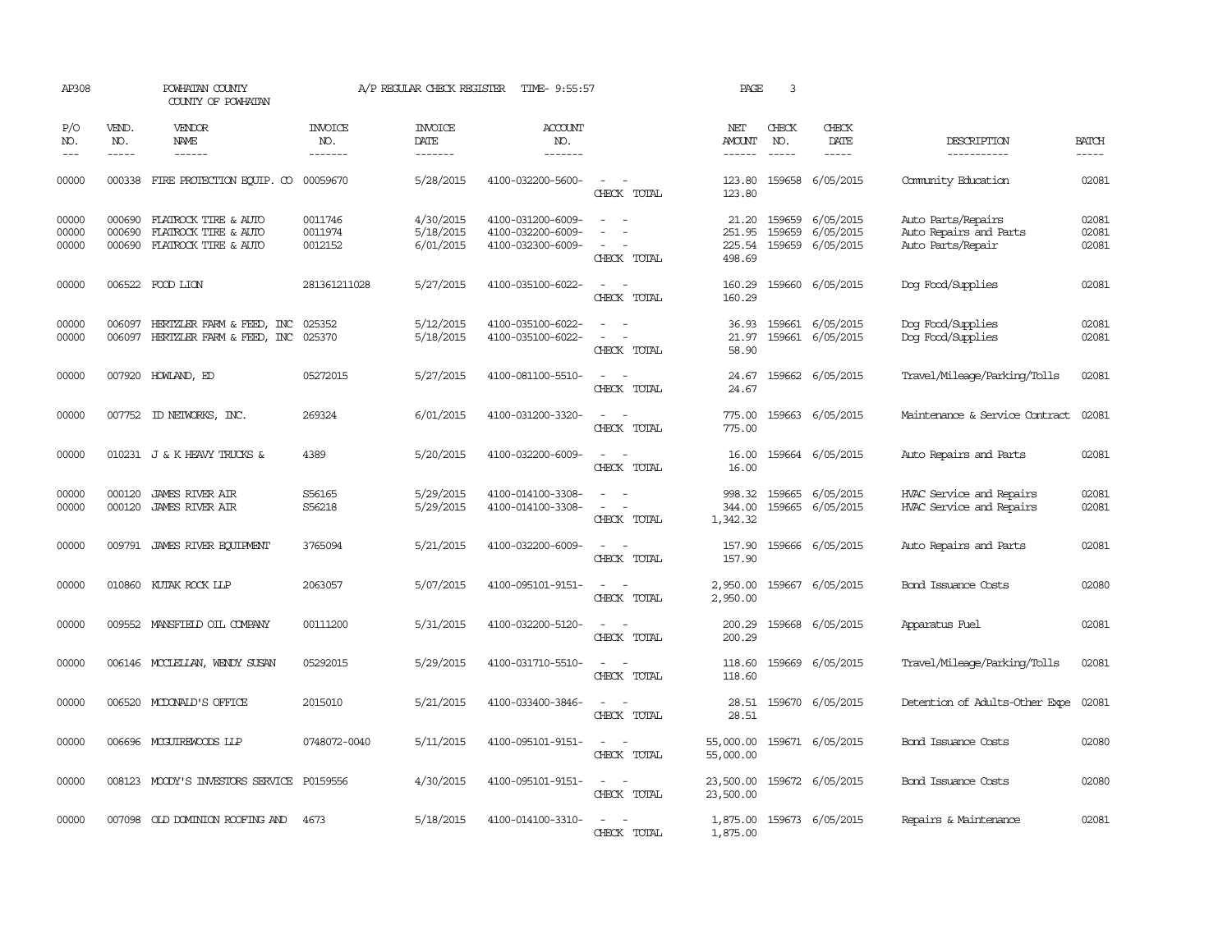AP308 POWHATAN COUNTY A/P REGULAR CHECK REGISTER TIME- 9:55:57 PAGE 3

COUNTY OF POWHATAN

| P/O NO. | VEND. NO. | VENDOR NAME | INVOICE NO. | INVOICE DATE | ACCOUNT NO. | | NET AMOUNT | CHECK NO. | CHECK DATE | DESCRIPTION | BATCH |
|---|---|---|---|---|---|---|---|---|---|---|---|
| 00000 | 000338 | FIRE PROTECTION EQUIP. CO | 00059670 | 5/28/2015 | 4100-032200-5600- | - - | 123.80 | 159658 | 6/05/2015 | Community Education | 02081 |
| | | | | | | CHECK TOTAL | 123.80 | | | | |
| 00000 | 000690 | FLATROCK TIRE & AUTO | 0011746 | 4/30/2015 | 4100-031200-6009- | - - | 21.20 | 159659 | 6/05/2015 | Auto Parts/Repairs | 02081 |
| 00000 | 000690 | FLATROCK TIRE & AUTO | 0011974 | 5/18/2015 | 4100-032200-6009- | - - | 251.95 | 159659 | 6/05/2015 | Auto Repairs and Parts | 02081 |
| 00000 | 000690 | FLATROCK TIRE & AUTO | 0012152 | 6/01/2015 | 4100-032300-6009- | - - | 225.54 | 159659 | 6/05/2015 | Auto Parts/Repair | 02081 |
| | | | | | | CHECK TOTAL | 498.69 | | | | |
| 00000 | 006522 | FOOD LION | 281361211028 | 5/27/2015 | 4100-035100-6022- | - - | 160.29 | 159660 | 6/05/2015 | Dog Food/Supplies | 02081 |
| | | | | | | CHECK TOTAL | 160.29 | | | | |
| 00000 | 006097 | HERTZLER FARM & FEED, INC | 025352 | 5/12/2015 | 4100-035100-6022- | - - | 36.93 | 159661 | 6/05/2015 | Dog Food/Supplies | 02081 |
| 00000 | 006097 | HERTZLER FARM & FEED, INC | 025370 | 5/18/2015 | 4100-035100-6022- | - - | 21.97 | 159661 | 6/05/2015 | Dog Food/Supplies | 02081 |
| | | | | | | CHECK TOTAL | 58.90 | | | | |
| 00000 | 007920 | HOWLAND, ED | 05272015 | 5/27/2015 | 4100-081100-5510- | - - | 24.67 | 159662 | 6/05/2015 | Travel/Mileage/Parking/Tolls | 02081 |
| | | | | | | CHECK TOTAL | 24.67 | | | | |
| 00000 | 007752 | ID NETWORKS, INC. | 269324 | 6/01/2015 | 4100-031200-3320- | - - | 775.00 | 159663 | 6/05/2015 | Maintenance & Service Contract | 02081 |
| | | | | | | CHECK TOTAL | 775.00 | | | | |
| 00000 | 010231 | J & K HEAVY TRUCKS & | 4389 | 5/20/2015 | 4100-032200-6009- | - - | 16.00 | 159664 | 6/05/2015 | Auto Repairs and Parts | 02081 |
| | | | | | | CHECK TOTAL | 16.00 | | | | |
| 00000 | 000120 | JAMES RIVER AIR | S56165 | 5/29/2015 | 4100-014100-3308- | - - | 998.32 | 159665 | 6/05/2015 | HVAC Service and Repairs | 02081 |
| 00000 | 000120 | JAMES RIVER AIR | S56218 | 5/29/2015 | 4100-014100-3308- | - - | 344.00 | 159665 | 6/05/2015 | HVAC Service and Repairs | 02081 |
| | | | | | | CHECK TOTAL | 1,342.32 | | | | |
| 00000 | 009791 | JAMES RIVER EQUIPMENT | 3765094 | 5/21/2015 | 4100-032200-6009- | - - | 157.90 | 159666 | 6/05/2015 | Auto Repairs and Parts | 02081 |
| | | | | | | CHECK TOTAL | 157.90 | | | | |
| 00000 | 010860 | KUTAK ROCK LLP | 2063057 | 5/07/2015 | 4100-095101-9151- | - - | 2,950.00 | 159667 | 6/05/2015 | Bond Issuance Costs | 02080 |
| | | | | | | CHECK TOTAL | 2,950.00 | | | | |
| 00000 | 009552 | MANSFIELD OIL COMPANY | 00111200 | 5/31/2015 | 4100-032200-5120- | - - | 200.29 | 159668 | 6/05/2015 | Apparatus Fuel | 02081 |
| | | | | | | CHECK TOTAL | 200.29 | | | | |
| 00000 | 006146 | MCCLELLAN, WENDY SUSAN | 05292015 | 5/29/2015 | 4100-031710-5510- | - - | 118.60 | 159669 | 6/05/2015 | Travel/Mileage/Parking/Tolls | 02081 |
| | | | | | | CHECK TOTAL | 118.60 | | | | |
| 00000 | 006520 | MCDONALD'S OFFICE | 2015010 | 5/21/2015 | 4100-033400-3846- | - - | 28.51 | 159670 | 6/05/2015 | Detention of Adults-Other Expe | 02081 |
| | | | | | | CHECK TOTAL | 28.51 | | | | |
| 00000 | 006696 | MCGUIREWOODS LLP | 0748072-0040 | 5/11/2015 | 4100-095101-9151- | - - | 55,000.00 | 159671 | 6/05/2015 | Bond Issuance Costs | 02080 |
| | | | | | | CHECK TOTAL | 55,000.00 | | | | |
| 00000 | 008123 | MOODY'S INVESTORS SERVICE | P0159556 | 4/30/2015 | 4100-095101-9151- | - - | 23,500.00 | 159672 | 6/05/2015 | Bond Issuance Costs | 02080 |
| | | | | | | CHECK TOTAL | 23,500.00 | | | | |
| 00000 | 007098 | OLD DOMINION ROOFING AND | 4673 | 5/18/2015 | 4100-014100-3310- | - - | 1,875.00 | 159673 | 6/05/2015 | Repairs & Maintenance | 02081 |
| | | | | | | CHECK TOTAL | 1,875.00 | | | | |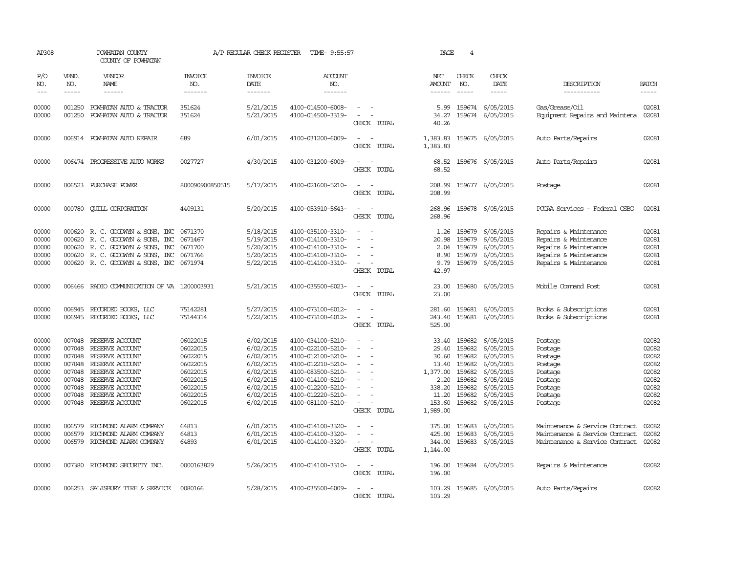AP308 POWHATAN COUNTY A/P REGULAR CHECK REGISTER TIME- 9:55:57 PAGE 4

COUNTY OF POWHATAN

| P/O NO. | VEND. NO. | VENDOR NAME | INVOICE NO. | INVOICE DATE | ACCOUNT NO. | | NET AMOUNT | CHECK NO. | CHECK DATE | DESCRIPTION | BATCH |
|---|---|---|---|---|---|---|---|---|---|---|---|
| 00000 | 001250 | POWHATAN AUTO & TRACTOR | 351624 | 5/21/2015 | 4100-014500-6008- | - - | 5.99 | 159674 | 6/05/2015 | Gas/Grease/Oil | 02081 |
| 00000 | 001250 | POWHATAN AUTO & TRACTOR | 351624 | 5/21/2015 | 4100-014500-3319- | - - | 34.27 | 159674 | 6/05/2015 | Equipment Repairs and Maintena | 02081 |
| | | | | | | CHECK TOTAL | 40.26 | | | | |
| 00000 | 006914 | POWHATAN AUTO REPAIR | 689 | 6/01/2015 | 4100-031200-6009- | - - | 1,383.83 | 159675 | 6/05/2015 | Auto Parts/Repairs | 02081 |
| | | | | | | CHECK TOTAL | 1,383.83 | | | | |
| 00000 | 006474 | PROGRESSIVE AUTO WORKS | 0027727 | 4/30/2015 | 4100-031200-6009- | - - | 68.52 | 159676 | 6/05/2015 | Auto Parts/Repairs | 02081 |
| | | | | | | CHECK TOTAL | 68.52 | | | | |
| 00000 | 006523 | PURCHASE POWER | 800090900850515 | 5/17/2015 | 4100-021600-5210- | - - | 208.99 | 159677 | 6/05/2015 | Postage | 02081 |
| | | | | | | CHECK TOTAL | 208.99 | | | | |
| 00000 | 000780 | QUILL CORPORATION | 4409131 | 5/20/2015 | 4100-053910-5643- | - - | 268.96 | 159678 | 6/05/2015 | PCCAA Services - Federal CSBG | 02081 |
| | | | | | | CHECK TOTAL | 268.96 | | | | |
| 00000 | 000620 | R. C. GOODWYN & SONS, INC | 0671370 | 5/18/2015 | 4100-035100-3310- | - - | 1.26 | 159679 | 6/05/2015 | Repairs & Maintenance | 02081 |
| 00000 | 000620 | R. C. GOODWYN & SONS, INC | 0671467 | 5/19/2015 | 4100-014100-3310- | - - | 20.98 | 159679 | 6/05/2015 | Repairs & Maintenance | 02081 |
| 00000 | 000620 | R. C. GOODWYN & SONS, INC | 0671700 | 5/20/2015 | 4100-014100-3310- | - - | 2.04 | 159679 | 6/05/2015 | Repairs & Maintenance | 02081 |
| 00000 | 000620 | R. C. GOODWYN & SONS, INC | 0671766 | 5/20/2015 | 4100-014100-3310- | - - | 8.90 | 159679 | 6/05/2015 | Repairs & Maintenance | 02081 |
| 00000 | 000620 | R. C. GOODWYN & SONS, INC | 0671974 | 5/22/2015 | 4100-014100-3310- | - - | 9.79 | 159679 | 6/05/2015 | Repairs & Maintenance | 02081 |
| | | | | | | CHECK TOTAL | 42.97 | | | | |
| 00000 | 006466 | RADIO COMMUNICATION OF VA | 1200003931 | 5/21/2015 | 4100-035500-6023- | - - | 23.00 | 159680 | 6/05/2015 | Mobile Command Post | 02081 |
| | | | | | | CHECK TOTAL | 23.00 | | | | |
| 00000 | 006945 | RECORDED BOOKS, LLC | 75142281 | 5/27/2015 | 4100-073100-6012- | - - | 281.60 | 159681 | 6/05/2015 | Books & Subscriptions | 02081 |
| 00000 | 006945 | RECORDED BOOKS, LLC | 75144314 | 5/22/2015 | 4100-073100-6012- | - - | 243.40 | 159681 | 6/05/2015 | Books & Subscriptions | 02081 |
| | | | | | | CHECK TOTAL | 525.00 | | | | |
| 00000 | 007048 | RESERVE ACCOUNT | 06022015 | 6/02/2015 | 4100-034100-5210- | - - | 33.40 | 159682 | 6/05/2015 | Postage | 02082 |
| 00000 | 007048 | RESERVE ACCOUNT | 06022015 | 6/02/2015 | 4100-022100-5210- | - - | 29.40 | 159682 | 6/05/2015 | Postage | 02082 |
| 00000 | 007048 | RESERVE ACCOUNT | 06022015 | 6/02/2015 | 4100-012100-5210- | - - | 30.60 | 159682 | 6/05/2015 | Postage | 02082 |
| 00000 | 007048 | RESERVE ACCOUNT | 06022015 | 6/02/2015 | 4100-012210-5210- | - - | 13.40 | 159682 | 6/05/2015 | Postage | 02082 |
| 00000 | 007048 | RESERVE ACCOUNT | 06022015 | 6/02/2015 | 4100-083500-5210- | - - | 1,377.00 | 159682 | 6/05/2015 | Postage | 02082 |
| 00000 | 007048 | RESERVE ACCOUNT | 06022015 | 6/02/2015 | 4100-014100-5210- | - - | 2.20 | 159682 | 6/05/2015 | Postage | 02082 |
| 00000 | 007048 | RESERVE ACCOUNT | 06022015 | 6/02/2015 | 4100-012200-5210- | - - | 338.20 | 159682 | 6/05/2015 | Postage | 02082 |
| 00000 | 007048 | RESERVE ACCOUNT | 06022015 | 6/02/2015 | 4100-012220-5210- | - - | 11.20 | 159682 | 6/05/2015 | Postage | 02082 |
| 00000 | 007048 | RESERVE ACCOUNT | 06022015 | 6/02/2015 | 4100-081100-5210- | - - | 153.60 | 159682 | 6/05/2015 | Postage | 02082 |
| | | | | | | CHECK TOTAL | 1,989.00 | | | | |
| 00000 | 006579 | RICHMOND ALARM COMPANY | 64813 | 6/01/2015 | 4100-014100-3320- | - - | 375.00 | 159683 | 6/05/2015 | Maintenance & Service Contract | 02082 |
| 00000 | 006579 | RICHMOND ALARM COMPANY | 64813 | 6/01/2015 | 4100-014100-3320- | - - | 425.00 | 159683 | 6/05/2015 | Maintenance & Service Contract | 02082 |
| 00000 | 006579 | RICHMOND ALARM COMPANY | 64893 | 6/01/2015 | 4100-014100-3320- | - - | 344.00 | 159683 | 6/05/2015 | Maintenance & Service Contract | 02082 |
| | | | | | | CHECK TOTAL | 1,144.00 | | | | |
| 00000 | 007380 | RICHMOND SECURITY INC. | 0000163829 | 5/26/2015 | 4100-014100-3310- | - - | 196.00 | 159684 | 6/05/2015 | Repairs & Maintenance | 02082 |
| | | | | | | CHECK TOTAL | 196.00 | | | | |
| 00000 | 006253 | SALISBURY TIRE & SERVICE | 0080166 | 5/28/2015 | 4100-035500-6009- | - - | 103.29 | 159685 | 6/05/2015 | Auto Parts/Repairs | 02082 |
| | | | | | | CHECK TOTAL | 103.29 | | | | |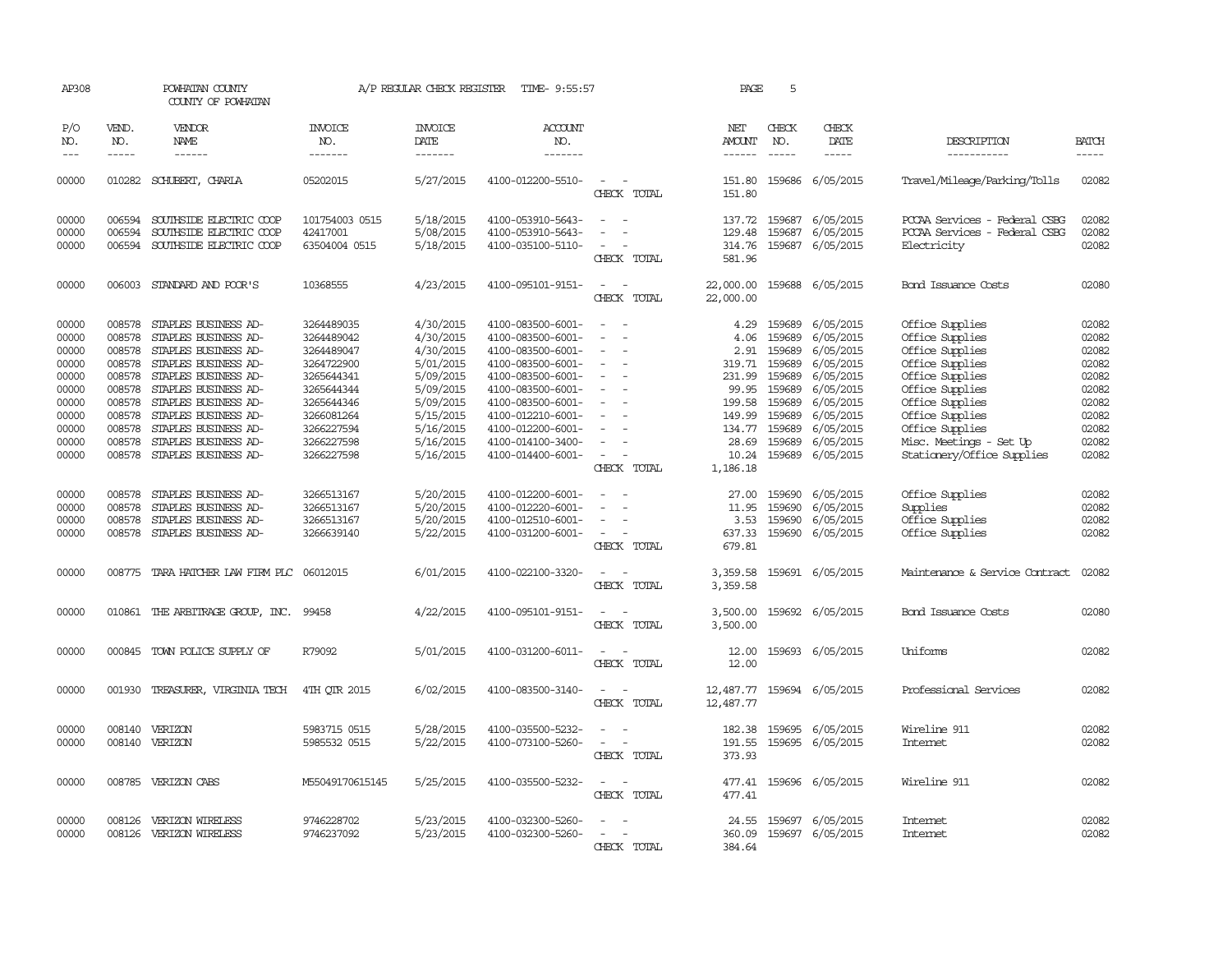AP308 POWHATAN COUNTY COUNTY OF POWHATAN A/P REGULAR CHECK REGISTER TIME- 9:55:57 PAGE 5

| P/O NO. | VEND. NO. | VENDOR NAME | INVOICE NO. | INVOICE DATE | ACCOUNT NO. | | NET AMOUNT | CHECK NO. | CHECK DATE | DESCRIPTION | BATCH |
|---|---|---|---|---|---|---|---|---|---|---|---|
| 00000 | 010282 | SCHUBERT, CHARLA | 05202015 | 5/27/2015 | 4100-012200-5510- | - - | 151.80 | 159686 | 6/05/2015 | Travel/Mileage/Parking/Tolls | 02082 |
| | | | | | | CHECK TOTAL | 151.80 | | | | |
| 00000 | 006594 | SOUTHSIDE ELECTRIC COOP | 101754003 0515 | 5/18/2015 | 4100-053910-5643- | - - | 137.72 | 159687 | 6/05/2015 | PCCAA Services - Federal CSBG | 02082 |
| 00000 | 006594 | SOUTHSIDE ELECTRIC COOP | 42417001 | 5/08/2015 | 4100-053910-5643- | - - | 129.48 | 159687 | 6/05/2015 | PCCAA Services - Federal CSBG | 02082 |
| 00000 | 006594 | SOUTHSIDE ELECTRIC COOP | 63504004 0515 | 5/18/2015 | 4100-035100-5110- | - - | 314.76 | 159687 | 6/05/2015 | Electricity | 02082 |
| | | | | | | CHECK TOTAL | 581.96 | | | | |
| 00000 | 006003 | STANDARD AND POOR'S | 10368555 | 4/23/2015 | 4100-095101-9151- | - - | 22,000.00 | 159688 | 6/05/2015 | Bond Issuance Costs | 02080 |
| | | | | | | CHECK TOTAL | 22,000.00 | | | | |
| 00000 | 008578 | STAPLES BUSINESS AD- | 3264489035 | 4/30/2015 | 4100-083500-6001- | - - | 4.29 | 159689 | 6/05/2015 | Office Supplies | 02082 |
| 00000 | 008578 | STAPLES BUSINESS AD- | 3264489042 | 4/30/2015 | 4100-083500-6001- | - - | 4.06 | 159689 | 6/05/2015 | Office Supplies | 02082 |
| 00000 | 008578 | STAPLES BUSINESS AD- | 3264489047 | 4/30/2015 | 4100-083500-6001- | - - | 2.91 | 159689 | 6/05/2015 | Office Supplies | 02082 |
| 00000 | 008578 | STAPLES BUSINESS AD- | 3264722900 | 5/01/2015 | 4100-083500-6001- | - - | 319.71 | 159689 | 6/05/2015 | Office Supplies | 02082 |
| 00000 | 008578 | STAPLES BUSINESS AD- | 3265644341 | 5/09/2015 | 4100-083500-6001- | - - | 231.99 | 159689 | 6/05/2015 | Office Supplies | 02082 |
| 00000 | 008578 | STAPLES BUSINESS AD- | 3265644344 | 5/09/2015 | 4100-083500-6001- | - - | 99.95 | 159689 | 6/05/2015 | Office Supplies | 02082 |
| 00000 | 008578 | STAPLES BUSINESS AD- | 3265644346 | 5/09/2015 | 4100-083500-6001- | - - | 199.58 | 159689 | 6/05/2015 | Office Supplies | 02082 |
| 00000 | 008578 | STAPLES BUSINESS AD- | 3266081264 | 5/15/2015 | 4100-012210-6001- | - - | 149.99 | 159689 | 6/05/2015 | Office Supplies | 02082 |
| 00000 | 008578 | STAPLES BUSINESS AD- | 3266227594 | 5/16/2015 | 4100-012200-6001- | - - | 134.77 | 159689 | 6/05/2015 | Office Supplies | 02082 |
| 00000 | 008578 | STAPLES BUSINESS AD- | 3266227598 | 5/16/2015 | 4100-014100-3400- | - - | 28.69 | 159689 | 6/05/2015 | Misc. Meetings - Set Up | 02082 |
| 00000 | 008578 | STAPLES BUSINESS AD- | 3266227598 | 5/16/2015 | 4100-014400-6001- | - - | 10.24 | 159689 | 6/05/2015 | Stationery/Office Supplies | 02082 |
| | | | | | | CHECK TOTAL | 1,186.18 | | | | |
| 00000 | 008578 | STAPLES BUSINESS AD- | 3266513167 | 5/20/2015 | 4100-012200-6001- | - - | 27.00 | 159690 | 6/05/2015 | Office Supplies | 02082 |
| 00000 | 008578 | STAPLES BUSINESS AD- | 3266513167 | 5/20/2015 | 4100-012220-6001- | - - | 11.95 | 159690 | 6/05/2015 | Supplies | 02082 |
| 00000 | 008578 | STAPLES BUSINESS AD- | 3266513167 | 5/20/2015 | 4100-012510-6001- | - - | 3.53 | 159690 | 6/05/2015 | Office Supplies | 02082 |
| 00000 | 008578 | STAPLES BUSINESS AD- | 3266639140 | 5/22/2015 | 4100-031200-6001- | - - | 637.33 | 159690 | 6/05/2015 | Office Supplies | 02082 |
| | | | | | | CHECK TOTAL | 679.81 | | | | |
| 00000 | 008775 | TARA HATCHER LAW FIRM PLC | 06012015 | 6/01/2015 | 4100-022100-3320- | - - | 3,359.58 | 159691 | 6/05/2015 | Maintenance & Service Contract | 02082 |
| | | | | | | CHECK TOTAL | 3,359.58 | | | | |
| 00000 | 010861 | THE ARBITRAGE GROUP, INC. | 99458 | 4/22/2015 | 4100-095101-9151- | - - | 3,500.00 | 159692 | 6/05/2015 | Bond Issuance Costs | 02080 |
| | | | | | | CHECK TOTAL | 3,500.00 | | | | |
| 00000 | 000845 | TOWN POLICE SUPPLY OF | R79092 | 5/01/2015 | 4100-031200-6011- | - - | 12.00 | 159693 | 6/05/2015 | Uniforms | 02082 |
| | | | | | | CHECK TOTAL | 12.00 | | | | |
| 00000 | 001930 | TREASURER, VIRGINIA TECH | 4TH QTR 2015 | 6/02/2015 | 4100-083500-3140- | - - | 12,487.77 | 159694 | 6/05/2015 | Professional Services | 02082 |
| | | | | | | CHECK TOTAL | 12,487.77 | | | | |
| 00000 | 008140 | VERIZON | 5983715 0515 | 5/28/2015 | 4100-035500-5232- | - - | 182.38 | 159695 | 6/05/2015 | Wireline 911 | 02082 |
| 00000 | 008140 | VERIZON | 5985532 0515 | 5/22/2015 | 4100-073100-5260- | - - | 191.55 | 159695 | 6/05/2015 | Internet | 02082 |
| | | | | | | CHECK TOTAL | 373.93 | | | | |
| 00000 | 008785 | VERIZON CABS | M55049170615145 | 5/25/2015 | 4100-035500-5232- | - - | 477.41 | 159696 | 6/05/2015 | Wireline 911 | 02082 |
| | | | | | | CHECK TOTAL | 477.41 | | | | |
| 00000 | 008126 | VERIZON WIRELESS | 9746228702 | 5/23/2015 | 4100-032300-5260- | - - | 24.55 | 159697 | 6/05/2015 | Internet | 02082 |
| 00000 | 008126 | VERIZON WIRELESS | 9746237092 | 5/23/2015 | 4100-032300-5260- | - - | 360.09 | 159697 | 6/05/2015 | Internet | 02082 |
| | | | | | | CHECK TOTAL | 384.64 | | | | |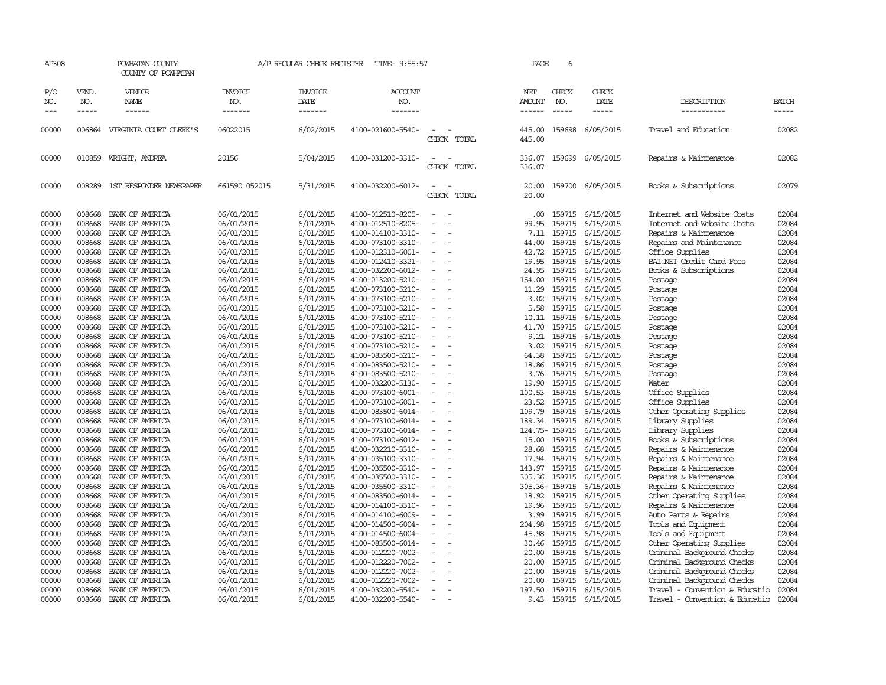AP308 POWHATAN COUNTY A/P REGULAR CHECK REGISTER TIME- 9:55:57 PAGE 6

COUNTY OF POWHATAN

| P/O NO. | VEND. NO. | VENDOR NAME | INVOICE NO. | INVOICE DATE | ACCOUNT NO. | | NET AMOUNT | CHECK NO. | CHECK DATE | DESCRIPTION | BATCH |
|---|---|---|---|---|---|---|---|---|---|---|---|
| 00000 | 006864 | VIRGINIA COURT CLERK'S | 06022015 | 6/02/2015 | 4100-021600-5540- | - - | 445.00 | 159698 | 6/05/2015 | Travel and Education | 02082 |
| | | | | | | CHECK TOTAL | 445.00 | | | | |
| 00000 | 010859 | WRIGHT, ANDREA | 20156 | 5/04/2015 | 4100-031200-3310- | - - | 336.07 | 159699 | 6/05/2015 | Repairs & Maintenance | 02082 |
| | | | | | | CHECK TOTAL | 336.07 | | | | |
| 00000 | 008289 | 1ST RESPONDER NEWSPAPER | 661590 052015 | 5/31/2015 | 4100-032200-6012- | - - | 20.00 | 159700 | 6/05/2015 | Books & Subscriptions | 02079 |
| | | | | | | CHECK TOTAL | 20.00 | | | | |
| 00000 | 008668 | BANK OF AMERICA | 06/01/2015 | 6/01/2015 | 4100-012510-8205- | - - | .00 | 159715 | 6/15/2015 | Internet and Website Costs | 02084 |
| 00000 | 008668 | BANK OF AMERICA | 06/01/2015 | 6/01/2015 | 4100-012510-8205- | - - | 99.95 | 159715 | 6/15/2015 | Internet and Website Costs | 02084 |
| 00000 | 008668 | BANK OF AMERICA | 06/01/2015 | 6/01/2015 | 4100-014100-3310- | - - | 7.11 | 159715 | 6/15/2015 | Repairs & Maintenance | 02084 |
| 00000 | 008668 | BANK OF AMERICA | 06/01/2015 | 6/01/2015 | 4100-073100-3310- | - - | 44.00 | 159715 | 6/15/2015 | Repairs and Maintenance | 02084 |
| 00000 | 008668 | BANK OF AMERICA | 06/01/2015 | 6/01/2015 | 4100-012310-6001- | - - | 42.72 | 159715 | 6/15/2015 | Office Supplies | 02084 |
| 00000 | 008668 | BANK OF AMERICA | 06/01/2015 | 6/01/2015 | 4100-012410-3321- | - - | 19.95 | 159715 | 6/15/2015 | BAI.NET Credit Card Fees | 02084 |
| 00000 | 008668 | BANK OF AMERICA | 06/01/2015 | 6/01/2015 | 4100-032200-6012- | - - | 24.95 | 159715 | 6/15/2015 | Books & Subscriptions | 02084 |
| 00000 | 008668 | BANK OF AMERICA | 06/01/2015 | 6/01/2015 | 4100-013200-5210- | - - | 154.00 | 159715 | 6/15/2015 | Postage | 02084 |
| 00000 | 008668 | BANK OF AMERICA | 06/01/2015 | 6/01/2015 | 4100-073100-5210- | - - | 11.29 | 159715 | 6/15/2015 | Postage | 02084 |
| 00000 | 008668 | BANK OF AMERICA | 06/01/2015 | 6/01/2015 | 4100-073100-5210- | - - | 3.02 | 159715 | 6/15/2015 | Postage | 02084 |
| 00000 | 008668 | BANK OF AMERICA | 06/01/2015 | 6/01/2015 | 4100-073100-5210- | - - | 5.58 | 159715 | 6/15/2015 | Postage | 02084 |
| 00000 | 008668 | BANK OF AMERICA | 06/01/2015 | 6/01/2015 | 4100-073100-5210- | - - | 10.11 | 159715 | 6/15/2015 | Postage | 02084 |
| 00000 | 008668 | BANK OF AMERICA | 06/01/2015 | 6/01/2015 | 4100-073100-5210- | - - | 41.70 | 159715 | 6/15/2015 | Postage | 02084 |
| 00000 | 008668 | BANK OF AMERICA | 06/01/2015 | 6/01/2015 | 4100-073100-5210- | - - | 9.21 | 159715 | 6/15/2015 | Postage | 02084 |
| 00000 | 008668 | BANK OF AMERICA | 06/01/2015 | 6/01/2015 | 4100-073100-5210- | - - | 3.02 | 159715 | 6/15/2015 | Postage | 02084 |
| 00000 | 008668 | BANK OF AMERICA | 06/01/2015 | 6/01/2015 | 4100-083500-5210- | - - | 64.38 | 159715 | 6/15/2015 | Postage | 02084 |
| 00000 | 008668 | BANK OF AMERICA | 06/01/2015 | 6/01/2015 | 4100-083500-5210- | - - | 18.86 | 159715 | 6/15/2015 | Postage | 02084 |
| 00000 | 008668 | BANK OF AMERICA | 06/01/2015 | 6/01/2015 | 4100-083500-5210- | - - | 3.76 | 159715 | 6/15/2015 | Postage | 02084 |
| 00000 | 008668 | BANK OF AMERICA | 06/01/2015 | 6/01/2015 | 4100-032200-5130- | - - | 19.90 | 159715 | 6/15/2015 | Water | 02084 |
| 00000 | 008668 | BANK OF AMERICA | 06/01/2015 | 6/01/2015 | 4100-073100-6001- | - - | 100.53 | 159715 | 6/15/2015 | Office Supplies | 02084 |
| 00000 | 008668 | BANK OF AMERICA | 06/01/2015 | 6/01/2015 | 4100-073100-6001- | - - | 23.52 | 159715 | 6/15/2015 | Office Supplies | 02084 |
| 00000 | 008668 | BANK OF AMERICA | 06/01/2015 | 6/01/2015 | 4100-083500-6014- | - - | 109.79 | 159715 | 6/15/2015 | Other Operating Supplies | 02084 |
| 00000 | 008668 | BANK OF AMERICA | 06/01/2015 | 6/01/2015 | 4100-073100-6014- | - - | 189.34 | 159715 | 6/15/2015 | Library Supplies | 02084 |
| 00000 | 008668 | BANK OF AMERICA | 06/01/2015 | 6/01/2015 | 4100-073100-6014- | - - | 124.75- | 159715 | 6/15/2015 | Library Supplies | 02084 |
| 00000 | 008668 | BANK OF AMERICA | 06/01/2015 | 6/01/2015 | 4100-073100-6012- | - - | 15.00 | 159715 | 6/15/2015 | Books & Subscriptions | 02084 |
| 00000 | 008668 | BANK OF AMERICA | 06/01/2015 | 6/01/2015 | 4100-032210-3310- | - - | 28.68 | 159715 | 6/15/2015 | Repairs & Maintenance | 02084 |
| 00000 | 008668 | BANK OF AMERICA | 06/01/2015 | 6/01/2015 | 4100-035100-3310- | - - | 17.94 | 159715 | 6/15/2015 | Repairs & Maintenance | 02084 |
| 00000 | 008668 | BANK OF AMERICA | 06/01/2015 | 6/01/2015 | 4100-035500-3310- | - - | 143.97 | 159715 | 6/15/2015 | Repairs & Maintenance | 02084 |
| 00000 | 008668 | BANK OF AMERICA | 06/01/2015 | 6/01/2015 | 4100-035500-3310- | - - | 305.36 | 159715 | 6/15/2015 | Repairs & Maintenance | 02084 |
| 00000 | 008668 | BANK OF AMERICA | 06/01/2015 | 6/01/2015 | 4100-035500-3310- | - - | 305.36- | 159715 | 6/15/2015 | Repairs & Maintenance | 02084 |
| 00000 | 008668 | BANK OF AMERICA | 06/01/2015 | 6/01/2015 | 4100-083500-6014- | - - | 18.92 | 159715 | 6/15/2015 | Other Operating Supplies | 02084 |
| 00000 | 008668 | BANK OF AMERICA | 06/01/2015 | 6/01/2015 | 4100-014100-3310- | - - | 19.96 | 159715 | 6/15/2015 | Repairs & Maintenance | 02084 |
| 00000 | 008668 | BANK OF AMERICA | 06/01/2015 | 6/01/2015 | 4100-014100-6009- | - - | 3.99 | 159715 | 6/15/2015 | Auto Parts & Repairs | 02084 |
| 00000 | 008668 | BANK OF AMERICA | 06/01/2015 | 6/01/2015 | 4100-014500-6004- | - - | 204.98 | 159715 | 6/15/2015 | Tools and Equipment | 02084 |
| 00000 | 008668 | BANK OF AMERICA | 06/01/2015 | 6/01/2015 | 4100-014500-6004- | - - | 45.98 | 159715 | 6/15/2015 | Tools and Equipment | 02084 |
| 00000 | 008668 | BANK OF AMERICA | 06/01/2015 | 6/01/2015 | 4100-083500-6014- | - - | 30.46 | 159715 | 6/15/2015 | Other Operating Supplies | 02084 |
| 00000 | 008668 | BANK OF AMERICA | 06/01/2015 | 6/01/2015 | 4100-012220-7002- | - - | 20.00 | 159715 | 6/15/2015 | Criminal Background Checks | 02084 |
| 00000 | 008668 | BANK OF AMERICA | 06/01/2015 | 6/01/2015 | 4100-012220-7002- | - - | 20.00 | 159715 | 6/15/2015 | Criminal Background Checks | 02084 |
| 00000 | 008668 | BANK OF AMERICA | 06/01/2015 | 6/01/2015 | 4100-012220-7002- | - - | 20.00 | 159715 | 6/15/2015 | Criminal Background Checks | 02084 |
| 00000 | 008668 | BANK OF AMERICA | 06/01/2015 | 6/01/2015 | 4100-012220-7002- | - - | 20.00 | 159715 | 6/15/2015 | Criminal Background Checks | 02084 |
| 00000 | 008668 | BANK OF AMERICA | 06/01/2015 | 6/01/2015 | 4100-032200-5540- | - - | 197.50 | 159715 | 6/15/2015 | Travel - Convention & Educatio | 02084 |
| 00000 | 008668 | BANK OF AMERICA | 06/01/2015 | 6/01/2015 | 4100-032200-5540- | - - | 9.43 | 159715 | 6/15/2015 | Travel - Convention & Educatio | 02084 |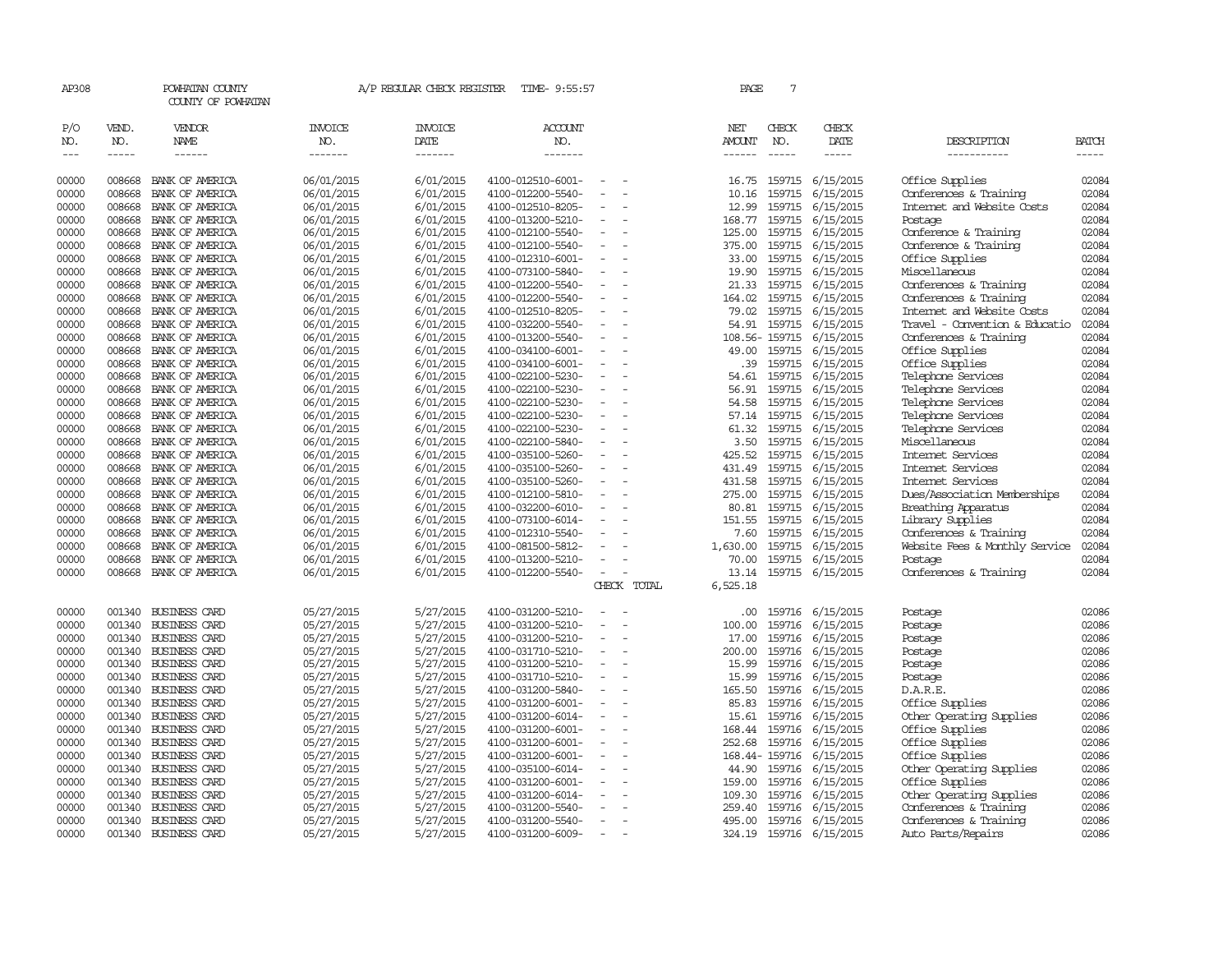AP308 POWHATAN COUNTY A/P REGULAR CHECK REGISTER TIME- 9:55:57

COUNTY OF POWHATAN

| P/O NO. | VEND. NO. | VENDOR NAME | INVOICE NO. | INVOICE DATE | ACCOUNT NO. | | NET AMOUNT | CHECK NO. | CHECK DATE | DESCRIPTION | BATCH |
|---|---|---|---|---|---|---|---|---|---|---|---|
| 00000 | 008668 | BANK OF AMERICA | 06/01/2015 | 6/01/2015 | 4100-012510-6001- | - - | 16.75 | 159715 | 6/15/2015 | Office Supplies | 02084 |
| 00000 | 008668 | BANK OF AMERICA | 06/01/2015 | 6/01/2015 | 4100-012200-5540- | - - | 10.16 | 159715 | 6/15/2015 | Conferences & Training | 02084 |
| 00000 | 008668 | BANK OF AMERICA | 06/01/2015 | 6/01/2015 | 4100-012510-8205- | - - | 12.99 | 159715 | 6/15/2015 | Internet and Website Costs | 02084 |
| 00000 | 008668 | BANK OF AMERICA | 06/01/2015 | 6/01/2015 | 4100-013200-5210- | - - | 168.77 | 159715 | 6/15/2015 | Postage | 02084 |
| 00000 | 008668 | BANK OF AMERICA | 06/01/2015 | 6/01/2015 | 4100-012100-5540- | - - | 125.00 | 159715 | 6/15/2015 | Conference & Training | 02084 |
| 00000 | 008668 | BANK OF AMERICA | 06/01/2015 | 6/01/2015 | 4100-012100-5540- | - - | 375.00 | 159715 | 6/15/2015 | Conference & Training | 02084 |
| 00000 | 008668 | BANK OF AMERICA | 06/01/2015 | 6/01/2015 | 4100-012310-6001- | - - | 33.00 | 159715 | 6/15/2015 | Office Supplies | 02084 |
| 00000 | 008668 | BANK OF AMERICA | 06/01/2015 | 6/01/2015 | 4100-073100-5840- | - - | 19.90 | 159715 | 6/15/2015 | Miscellaneous | 02084 |
| 00000 | 008668 | BANK OF AMERICA | 06/01/2015 | 6/01/2015 | 4100-012200-5540- | - - | 21.33 | 159715 | 6/15/2015 | Conferences & Training | 02084 |
| 00000 | 008668 | BANK OF AMERICA | 06/01/2015 | 6/01/2015 | 4100-012200-5540- | - - | 164.02 | 159715 | 6/15/2015 | Conferences & Training | 02084 |
| 00000 | 008668 | BANK OF AMERICA | 06/01/2015 | 6/01/2015 | 4100-012510-8205- | - - | 79.02 | 159715 | 6/15/2015 | Internet and Website Costs | 02084 |
| 00000 | 008668 | BANK OF AMERICA | 06/01/2015 | 6/01/2015 | 4100-032200-5540- | - - | 54.91 | 159715 | 6/15/2015 | Travel - Convention & Educatio | 02084 |
| 00000 | 008668 | BANK OF AMERICA | 06/01/2015 | 6/01/2015 | 4100-013200-5540- | - - | 108.56- | 159715 | 6/15/2015 | Conferences & Training | 02084 |
| 00000 | 008668 | BANK OF AMERICA | 06/01/2015 | 6/01/2015 | 4100-034100-6001- | - - | 49.00 | 159715 | 6/15/2015 | Office Supplies | 02084 |
| 00000 | 008668 | BANK OF AMERICA | 06/01/2015 | 6/01/2015 | 4100-034100-6001- | - - | .39 | 159715 | 6/15/2015 | Office Supplies | 02084 |
| 00000 | 008668 | BANK OF AMERICA | 06/01/2015 | 6/01/2015 | 4100-022100-5230- | - - | 54.61 | 159715 | 6/15/2015 | Telephone Services | 02084 |
| 00000 | 008668 | BANK OF AMERICA | 06/01/2015 | 6/01/2015 | 4100-022100-5230- | - - | 56.91 | 159715 | 6/15/2015 | Telephone Services | 02084 |
| 00000 | 008668 | BANK OF AMERICA | 06/01/2015 | 6/01/2015 | 4100-022100-5230- | - - | 54.58 | 159715 | 6/15/2015 | Telephone Services | 02084 |
| 00000 | 008668 | BANK OF AMERICA | 06/01/2015 | 6/01/2015 | 4100-022100-5230- | - - | 57.14 | 159715 | 6/15/2015 | Telephone Services | 02084 |
| 00000 | 008668 | BANK OF AMERICA | 06/01/2015 | 6/01/2015 | 4100-022100-5230- | - - | 61.32 | 159715 | 6/15/2015 | Telephone Services | 02084 |
| 00000 | 008668 | BANK OF AMERICA | 06/01/2015 | 6/01/2015 | 4100-022100-5840- | - - | 3.50 | 159715 | 6/15/2015 | Miscellaneous | 02084 |
| 00000 | 008668 | BANK OF AMERICA | 06/01/2015 | 6/01/2015 | 4100-035100-5260- | - - | 425.52 | 159715 | 6/15/2015 | Internet Services | 02084 |
| 00000 | 008668 | BANK OF AMERICA | 06/01/2015 | 6/01/2015 | 4100-035100-5260- | - - | 431.49 | 159715 | 6/15/2015 | Internet Services | 02084 |
| 00000 | 008668 | BANK OF AMERICA | 06/01/2015 | 6/01/2015 | 4100-035100-5260- | - - | 431.58 | 159715 | 6/15/2015 | Internet Services | 02084 |
| 00000 | 008668 | BANK OF AMERICA | 06/01/2015 | 6/01/2015 | 4100-012100-5810- | - - | 275.00 | 159715 | 6/15/2015 | Dues/Association Memberships | 02084 |
| 00000 | 008668 | BANK OF AMERICA | 06/01/2015 | 6/01/2015 | 4100-032200-6010- | - - | 80.81 | 159715 | 6/15/2015 | Breathing Apparatus | 02084 |
| 00000 | 008668 | BANK OF AMERICA | 06/01/2015 | 6/01/2015 | 4100-073100-6014- | - - | 151.55 | 159715 | 6/15/2015 | Library Supplies | 02084 |
| 00000 | 008668 | BANK OF AMERICA | 06/01/2015 | 6/01/2015 | 4100-012310-5540- | - - | 7.60 | 159715 | 6/15/2015 | Conferences & Training | 02084 |
| 00000 | 008668 | BANK OF AMERICA | 06/01/2015 | 6/01/2015 | 4100-081500-5812- | - - | 1,630.00 | 159715 | 6/15/2015 | Website Fees & Monthly Service | 02084 |
| 00000 | 008668 | BANK OF AMERICA | 06/01/2015 | 6/01/2015 | 4100-013200-5210- | - - | 70.00 | 159715 | 6/15/2015 | Postage | 02084 |
| 00000 | 008668 | BANK OF AMERICA | 06/01/2015 | 6/01/2015 | 4100-012200-5540- | - - | 13.14 | 159715 | 6/15/2015 | Conferences & Training | 02084 |
| | | | | | | CHECK TOTAL | 6,525.18 | | | | |
| 00000 | 001340 | BUSINESS CARD | 05/27/2015 | 5/27/2015 | 4100-031200-5210- | - - | .00 | 159716 | 6/15/2015 | Postage | 02086 |
| 00000 | 001340 | BUSINESS CARD | 05/27/2015 | 5/27/2015 | 4100-031200-5210- | - - | 100.00 | 159716 | 6/15/2015 | Postage | 02086 |
| 00000 | 001340 | BUSINESS CARD | 05/27/2015 | 5/27/2015 | 4100-031200-5210- | - - | 17.00 | 159716 | 6/15/2015 | Postage | 02086 |
| 00000 | 001340 | BUSINESS CARD | 05/27/2015 | 5/27/2015 | 4100-031710-5210- | - - | 200.00 | 159716 | 6/15/2015 | Postage | 02086 |
| 00000 | 001340 | BUSINESS CARD | 05/27/2015 | 5/27/2015 | 4100-031200-5210- | - - | 15.99 | 159716 | 6/15/2015 | Postage | 02086 |
| 00000 | 001340 | BUSINESS CARD | 05/27/2015 | 5/27/2015 | 4100-031710-5210- | - - | 15.99 | 159716 | 6/15/2015 | Postage | 02086 |
| 00000 | 001340 | BUSINESS CARD | 05/27/2015 | 5/27/2015 | 4100-031200-5840- | - - | 165.50 | 159716 | 6/15/2015 | D.A.R.E. | 02086 |
| 00000 | 001340 | BUSINESS CARD | 05/27/2015 | 5/27/2015 | 4100-031200-6001- | - - | 85.83 | 159716 | 6/15/2015 | Office Supplies | 02086 |
| 00000 | 001340 | BUSINESS CARD | 05/27/2015 | 5/27/2015 | 4100-031200-6014- | - - | 15.61 | 159716 | 6/15/2015 | Other Operating Supplies | 02086 |
| 00000 | 001340 | BUSINESS CARD | 05/27/2015 | 5/27/2015 | 4100-031200-6001- | - - | 168.44 | 159716 | 6/15/2015 | Office Supplies | 02086 |
| 00000 | 001340 | BUSINESS CARD | 05/27/2015 | 5/27/2015 | 4100-031200-6001- | - - | 252.68 | 159716 | 6/15/2015 | Office Supplies | 02086 |
| 00000 | 001340 | BUSINESS CARD | 05/27/2015 | 5/27/2015 | 4100-031200-6001- | - - | 168.44- | 159716 | 6/15/2015 | Office Supplies | 02086 |
| 00000 | 001340 | BUSINESS CARD | 05/27/2015 | 5/27/2015 | 4100-035100-6014- | - - | 44.90 | 159716 | 6/15/2015 | Other Operating Supplies | 02086 |
| 00000 | 001340 | BUSINESS CARD | 05/27/2015 | 5/27/2015 | 4100-031200-6001- | - - | 159.00 | 159716 | 6/15/2015 | Office Supplies | 02086 |
| 00000 | 001340 | BUSINESS CARD | 05/27/2015 | 5/27/2015 | 4100-031200-6014- | - - | 109.30 | 159716 | 6/15/2015 | Other Operating Supplies | 02086 |
| 00000 | 001340 | BUSINESS CARD | 05/27/2015 | 5/27/2015 | 4100-031200-5540- | - - | 259.40 | 159716 | 6/15/2015 | Conferences & Training | 02086 |
| 00000 | 001340 | BUSINESS CARD | 05/27/2015 | 5/27/2015 | 4100-031200-5540- | - - | 495.00 | 159716 | 6/15/2015 | Conferences & Training | 02086 |
| 00000 | 001340 | BUSINESS CARD | 05/27/2015 | 5/27/2015 | 4100-031200-6009- | - - | 324.19 | 159716 | 6/15/2015 | Auto Parts/Repairs | 02086 |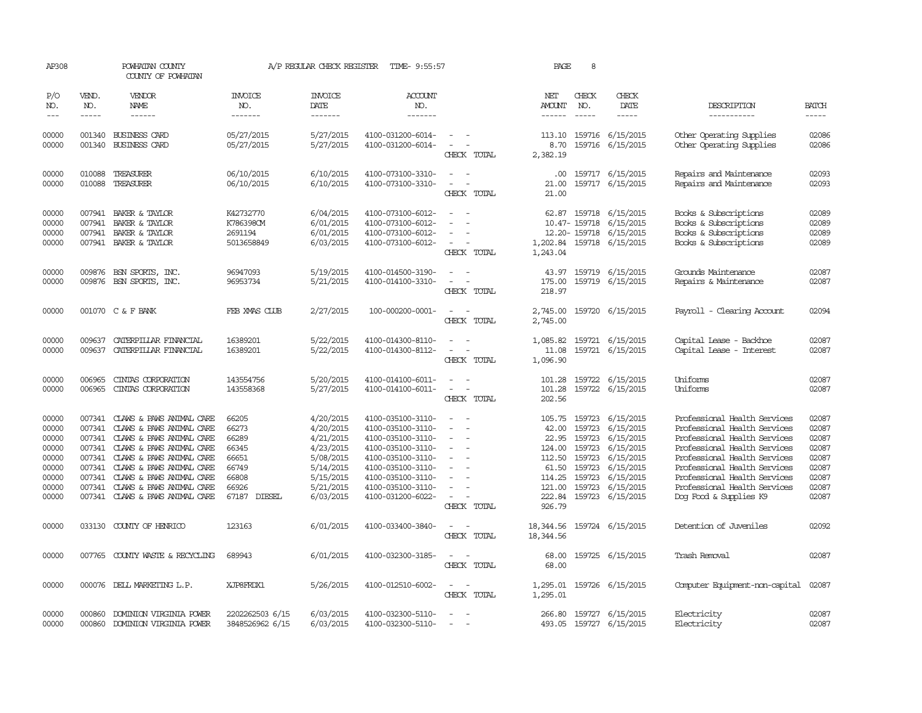AP308 POWHATAN COUNTY A/P REGULAR CHECK REGISTER TIME- 9:55:57

COUNTY OF POWHATAN

| P/O NO. | VEND. NO. | VENDOR NAME | INVOICE NO. | INVOICE DATE | ACCOUNT NO. | | NET AMOUNT | CHECK NO. | CHECK DATE | DESCRIPTION | BATCH |
|---|---|---|---|---|---|---|---|---|---|---|---|
| 00000 | 001340 | BUSINESS CARD | 05/27/2015 | 5/27/2015 | 4100-031200-6014- | - - | 113.10 | 159716 | 6/15/2015 | Other Operating Supplies | 02086 |
| 00000 | 001340 | BUSINESS CARD | 05/27/2015 | 5/27/2015 | 4100-031200-6014- | - - | 8.70 | 159716 | 6/15/2015 | Other Operating Supplies | 02086 |
| | | | | | | CHECK TOTAL | 2,382.19 | | | | |
| 00000 | 010088 | TREASURER | 06/10/2015 | 6/10/2015 | 4100-073100-3310- | - - | .00 | 159717 | 6/15/2015 | Repairs and Maintenance | 02093 |
| 00000 | 010088 | TREASURER | 06/10/2015 | 6/10/2015 | 4100-073100-3310- | - - | 21.00 | 159717 | 6/15/2015 | Repairs and Maintenance | 02093 |
| | | | | | | CHECK TOTAL | 21.00 | | | | |
| 00000 | 007941 | BAKER & TAYLOR | K42732770 | 6/04/2015 | 4100-073100-6012- | - - | 62.87 | 159718 | 6/15/2015 | Books & Subscriptions | 02089 |
| 00000 | 007941 | BAKER & TAYLOR | K786398CM | 6/01/2015 | 4100-073100-6012- | - - | 10.47- | 159718 | 6/15/2015 | Books & Subscriptions | 02089 |
| 00000 | 007941 | BAKER & TAYLOR | 2691194 | 6/01/2015 | 4100-073100-6012- | - - | 12.20- | 159718 | 6/15/2015 | Books & Subscriptions | 02089 |
| 00000 | 007941 | BAKER & TAYLOR | 5013658849 | 6/03/2015 | 4100-073100-6012- | - - | 1,202.84 | 159718 | 6/15/2015 | Books & Subscriptions | 02089 |
| | | | | | | CHECK TOTAL | 1,243.04 | | | | |
| 00000 | 009876 | BSN SPORTS, INC. | 96947093 | 5/19/2015 | 4100-014500-3190- | - - | 43.97 | 159719 | 6/15/2015 | Grounds Maintenance | 02087 |
| 00000 | 009876 | BSN SPORTS, INC. | 96953734 | 5/21/2015 | 4100-014100-3310- | - - | 175.00 | 159719 | 6/15/2015 | Repairs & Maintenance | 02087 |
| | | | | | | CHECK TOTAL | 218.97 | | | | |
| 00000 | 001070 | C & F BANK | FEB XMAS CLUB | 2/27/2015 | 100-000200-0001- | - - | 2,745.00 | 159720 | 6/15/2015 | Payroll - Clearing Account | 02094 |
| | | | | | | CHECK TOTAL | 2,745.00 | | | | |
| 00000 | 009637 | CATERPILLAR FINANCIAL | 16389201 | 5/22/2015 | 4100-014300-8110- | - - | 1,085.82 | 159721 | 6/15/2015 | Capital Lease - Backhoe | 02087 |
| 00000 | 009637 | CATERPILLAR FINANCIAL | 16389201 | 5/22/2015 | 4100-014300-8112- | - - | 11.08 | 159721 | 6/15/2015 | Capital Lease - Interest | 02087 |
| | | | | | | CHECK TOTAL | 1,096.90 | | | | |
| 00000 | 006965 | CINTAS CORPORATION | 143554756 | 5/20/2015 | 4100-014100-6011- | - - | 101.28 | 159722 | 6/15/2015 | Uniforms | 02087 |
| 00000 | 006965 | CINTAS CORPORATION | 143558368 | 5/27/2015 | 4100-014100-6011- | - - | 101.28 | 159722 | 6/15/2015 | Uniforms | 02087 |
| | | | | | | CHECK TOTAL | 202.56 | | | | |
| 00000 | 007341 | CLAWS & PAWS ANIMAL CARE | 66205 | 4/20/2015 | 4100-035100-3110- | - - | 105.75 | 159723 | 6/15/2015 | Professional Health Services | 02087 |
| 00000 | 007341 | CLAWS & PAWS ANIMAL CARE | 66273 | 4/20/2015 | 4100-035100-3110- | - - | 42.00 | 159723 | 6/15/2015 | Professional Health Services | 02087 |
| 00000 | 007341 | CLAWS & PAWS ANIMAL CARE | 66289 | 4/21/2015 | 4100-035100-3110- | - - | 22.95 | 159723 | 6/15/2015 | Professional Health Services | 02087 |
| 00000 | 007341 | CLAWS & PAWS ANIMAL CARE | 66345 | 4/23/2015 | 4100-035100-3110- | - - | 124.00 | 159723 | 6/15/2015 | Professional Health Services | 02087 |
| 00000 | 007341 | CLAWS & PAWS ANIMAL CARE | 66651 | 5/08/2015 | 4100-035100-3110- | - - | 112.50 | 159723 | 6/15/2015 | Professional Health Services | 02087 |
| 00000 | 007341 | CLAWS & PAWS ANIMAL CARE | 66749 | 5/14/2015 | 4100-035100-3110- | - - | 61.50 | 159723 | 6/15/2015 | Professional Health Services | 02087 |
| 00000 | 007341 | CLAWS & PAWS ANIMAL CARE | 66808 | 5/15/2015 | 4100-035100-3110- | - - | 114.25 | 159723 | 6/15/2015 | Professional Health Services | 02087 |
| 00000 | 007341 | CLAWS & PAWS ANIMAL CARE | 66926 | 5/21/2015 | 4100-035100-3110- | - - | 121.00 | 159723 | 6/15/2015 | Professional Health Services | 02087 |
| 00000 | 007341 | CLAWS & PAWS ANIMAL CARE | 67187 DIESEL | 6/03/2015 | 4100-031200-6022- | - - | 222.84 | 159723 | 6/15/2015 | Dog Food & Supplies K9 | 02087 |
| | | | | | | CHECK TOTAL | 926.79 | | | | |
| 00000 | 033130 | COUNTY OF HENRICO | 123163 | 6/01/2015 | 4100-033400-3840- | - - | 18,344.56 | 159724 | 6/15/2015 | Detention of Juveniles | 02092 |
| | | | | | | CHECK TOTAL | 18,344.56 | | | | |
| 00000 | 007765 | COUNTY WASTE & RECYCLING | 689943 | 6/01/2015 | 4100-032300-3185- | - - | 68.00 | 159725 | 6/15/2015 | Trash Removal | 02087 |
| | | | | | | CHECK TOTAL | 68.00 | | | | |
| 00000 | 000076 | DELL MARKETING L.P. | XJP8FRDK1 | 5/26/2015 | 4100-012510-6002- | - - | 1,295.01 | 159726 | 6/15/2015 | Computer Equipment-non-capital | 02087 |
| | | | | | | CHECK TOTAL | 1,295.01 | | | | |
| 00000 | 000860 | DOMINION VIRGINIA POWER | 2202262503 6/15 | 6/03/2015 | 4100-032300-5110- | - - | 266.80 | 159727 | 6/15/2015 | Electricity | 02087 |
| 00000 | 000860 | DOMINION VIRGINIA POWER | 3848526962 6/15 | 6/03/2015 | 4100-032300-5110- | - - | 493.05 | 159727 | 6/15/2015 | Electricity | 02087 |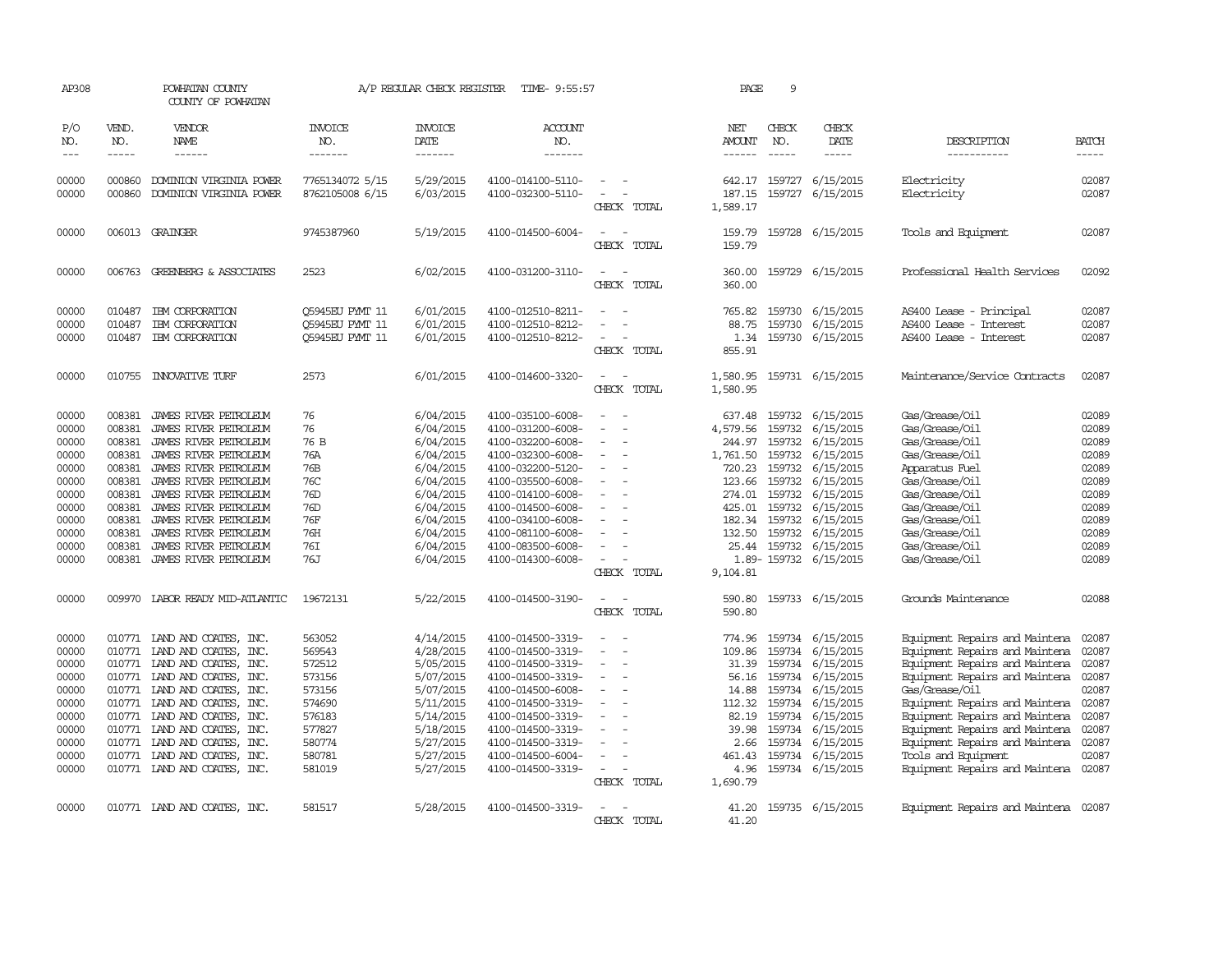AP308 POWHATAN COUNTY A/P REGULAR CHECK REGISTER TIME- 9:55:57 PAGE 9

COUNTY OF POWHATAN

| P/O NO. | VEND. NO. | VENDOR NAME | INVOICE NO. | INVOICE DATE | ACCOUNT NO. | | NET AMOUNT | CHECK NO. | CHECK DATE | DESCRIPTION | BATCH |
|---|---|---|---|---|---|---|---|---|---|---|---|
| 00000 | 000860 | DOMINION VIRGINIA POWER | 7765134072 5/15 | 5/29/2015 | 4100-014100-5110- | - - | 642.17 | 159727 | 6/15/2015 | Electricity | 02087 |
| 00000 | 000860 | DOMINION VIRGINIA POWER | 8762105008 6/15 | 6/03/2015 | 4100-032300-5110- | - - | 187.15 | 159727 | 6/15/2015 | Electricity | 02087 |
| | | | | | | CHECK TOTAL | 1,589.17 | | | | |
| 00000 | 006013 | GRAINGER | 9745387960 | 5/19/2015 | 4100-014500-6004- | - - | 159.79 | 159728 | 6/15/2015 | Tools and Equipment | 02087 |
| | | | | | | CHECK TOTAL | 159.79 | | | | |
| 00000 | 006763 | GREENBERG & ASSOCIATES | 2523 | 6/02/2015 | 4100-031200-3110- | - - | 360.00 | 159729 | 6/15/2015 | Professional Health Services | 02092 |
| | | | | | | CHECK TOTAL | 360.00 | | | | |
| 00000 | 010487 | IBM CORPORATION | Q5945EU PYMT 11 | 6/01/2015 | 4100-012510-8211- | - - | 765.82 | 159730 | 6/15/2015 | AS400 Lease - Principal | 02087 |
| 00000 | 010487 | IBM CORPORATION | Q5945EU PYMT 11 | 6/01/2015 | 4100-012510-8212- | - - | 88.75 | 159730 | 6/15/2015 | AS400 Lease - Interest | 02087 |
| 00000 | 010487 | IBM CORPORATION | Q5945EU PYMT 11 | 6/01/2015 | 4100-012510-8212- | - - | 1.34 | 159730 | 6/15/2015 | AS400 Lease - Interest | 02087 |
| | | | | | | CHECK TOTAL | 855.91 | | | | |
| 00000 | 010755 | INNOVATIVE TURF | 2573 | 6/01/2015 | 4100-014600-3320- | - - | 1,580.95 | 159731 | 6/15/2015 | Maintenance/Service Contracts | 02087 |
| | | | | | | CHECK TOTAL | 1,580.95 | | | | |
| 00000 | 008381 | JAMES RIVER PETROLEUM | 76 | 6/04/2015 | 4100-035100-6008- | - - | 637.48 | 159732 | 6/15/2015 | Gas/Grease/Oil | 02089 |
| 00000 | 008381 | JAMES RIVER PETROLEUM | 76 | 6/04/2015 | 4100-031200-6008- | - - | 4,579.56 | 159732 | 6/15/2015 | Gas/Grease/Oil | 02089 |
| 00000 | 008381 | JAMES RIVER PETROLEUM | 76 B | 6/04/2015 | 4100-032200-6008- | - - | 244.97 | 159732 | 6/15/2015 | Gas/Grease/Oil | 02089 |
| 00000 | 008381 | JAMES RIVER PETROLEUM | 76A | 6/04/2015 | 4100-032300-6008- | - - | 1,761.50 | 159732 | 6/15/2015 | Gas/Grease/Oil | 02089 |
| 00000 | 008381 | JAMES RIVER PETROLEUM | 76B | 6/04/2015 | 4100-032200-5120- | - - | 720.23 | 159732 | 6/15/2015 | Apparatus Fuel | 02089 |
| 00000 | 008381 | JAMES RIVER PETROLEUM | 76C | 6/04/2015 | 4100-035500-6008- | - - | 123.66 | 159732 | 6/15/2015 | Gas/Grease/Oil | 02089 |
| 00000 | 008381 | JAMES RIVER PETROLEUM | 76D | 6/04/2015 | 4100-014100-6008- | - - | 274.01 | 159732 | 6/15/2015 | Gas/Grease/Oil | 02089 |
| 00000 | 008381 | JAMES RIVER PETROLEUM | 76D | 6/04/2015 | 4100-014500-6008- | - - | 425.01 | 159732 | 6/15/2015 | Gas/Grease/Oil | 02089 |
| 00000 | 008381 | JAMES RIVER PETROLEUM | 76F | 6/04/2015 | 4100-034100-6008- | - - | 182.34 | 159732 | 6/15/2015 | Gas/Grease/Oil | 02089 |
| 00000 | 008381 | JAMES RIVER PETROLEUM | 76H | 6/04/2015 | 4100-081100-6008- | - - | 132.50 | 159732 | 6/15/2015 | Gas/Grease/Oil | 02089 |
| 00000 | 008381 | JAMES RIVER PETROLEUM | 76I | 6/04/2015 | 4100-083500-6008- | - - | 25.44 | 159732 | 6/15/2015 | Gas/Grease/Oil | 02089 |
| 00000 | 008381 | JAMES RIVER PETROLEUM | 76J | 6/04/2015 | 4100-014300-6008- | - - | 1.89- | 159732 | 6/15/2015 | Gas/Grease/Oil | 02089 |
| | | | | | | CHECK TOTAL | 9,104.81 | | | | |
| 00000 | 009970 | LABOR READY MID-ATLANTIC | 19672131 | 5/22/2015 | 4100-014500-3190- | - - | 590.80 | 159733 | 6/15/2015 | Grounds Maintenance | 02088 |
| | | | | | | CHECK TOTAL | 590.80 | | | | |
| 00000 | 010771 | LAND AND COATES, INC. | 563052 | 4/14/2015 | 4100-014500-3319- | - - | 774.96 | 159734 | 6/15/2015 | Equipment Repairs and Maintena | 02087 |
| 00000 | 010771 | LAND AND COATES, INC. | 569543 | 4/28/2015 | 4100-014500-3319- | - - | 109.86 | 159734 | 6/15/2015 | Equipment Repairs and Maintena | 02087 |
| 00000 | 010771 | LAND AND COATES, INC. | 572512 | 5/05/2015 | 4100-014500-3319- | - - | 31.39 | 159734 | 6/15/2015 | Equipment Repairs and Maintena | 02087 |
| 00000 | 010771 | LAND AND COATES, INC. | 573156 | 5/07/2015 | 4100-014500-3319- | - - | 56.16 | 159734 | 6/15/2015 | Equipment Repairs and Maintena | 02087 |
| 00000 | 010771 | LAND AND COATES, INC. | 573156 | 5/07/2015 | 4100-014500-6008- | - - | 14.88 | 159734 | 6/15/2015 | Gas/Grease/Oil | 02087 |
| 00000 | 010771 | LAND AND COATES, INC. | 574690 | 5/11/2015 | 4100-014500-3319- | - - | 112.32 | 159734 | 6/15/2015 | Equipment Repairs and Maintena | 02087 |
| 00000 | 010771 | LAND AND COATES, INC. | 576183 | 5/14/2015 | 4100-014500-3319- | - - | 82.19 | 159734 | 6/15/2015 | Equipment Repairs and Maintena | 02087 |
| 00000 | 010771 | LAND AND COATES, INC. | 577827 | 5/18/2015 | 4100-014500-3319- | - - | 39.98 | 159734 | 6/15/2015 | Equipment Repairs and Maintena | 02087 |
| 00000 | 010771 | LAND AND COATES, INC. | 580774 | 5/27/2015 | 4100-014500-3319- | - - | 2.66 | 159734 | 6/15/2015 | Equipment Repairs and Maintena | 02087 |
| 00000 | 010771 | LAND AND COATES, INC. | 580781 | 5/27/2015 | 4100-014500-6004- | - - | 461.43 | 159734 | 6/15/2015 | Tools and Equipment | 02087 |
| 00000 | 010771 | LAND AND COATES, INC. | 581019 | 5/27/2015 | 4100-014500-3319- | - - | 4.96 | 159734 | 6/15/2015 | Equipment Repairs and Maintena | 02087 |
| | | | | | | CHECK TOTAL | 1,690.79 | | | | |
| 00000 | 010771 | LAND AND COATES, INC. | 581517 | 5/28/2015 | 4100-014500-3319- | - - | 41.20 | 159735 | 6/15/2015 | Equipment Repairs and Maintena | 02087 |
| | | | | | | CHECK TOTAL | 41.20 | | | | |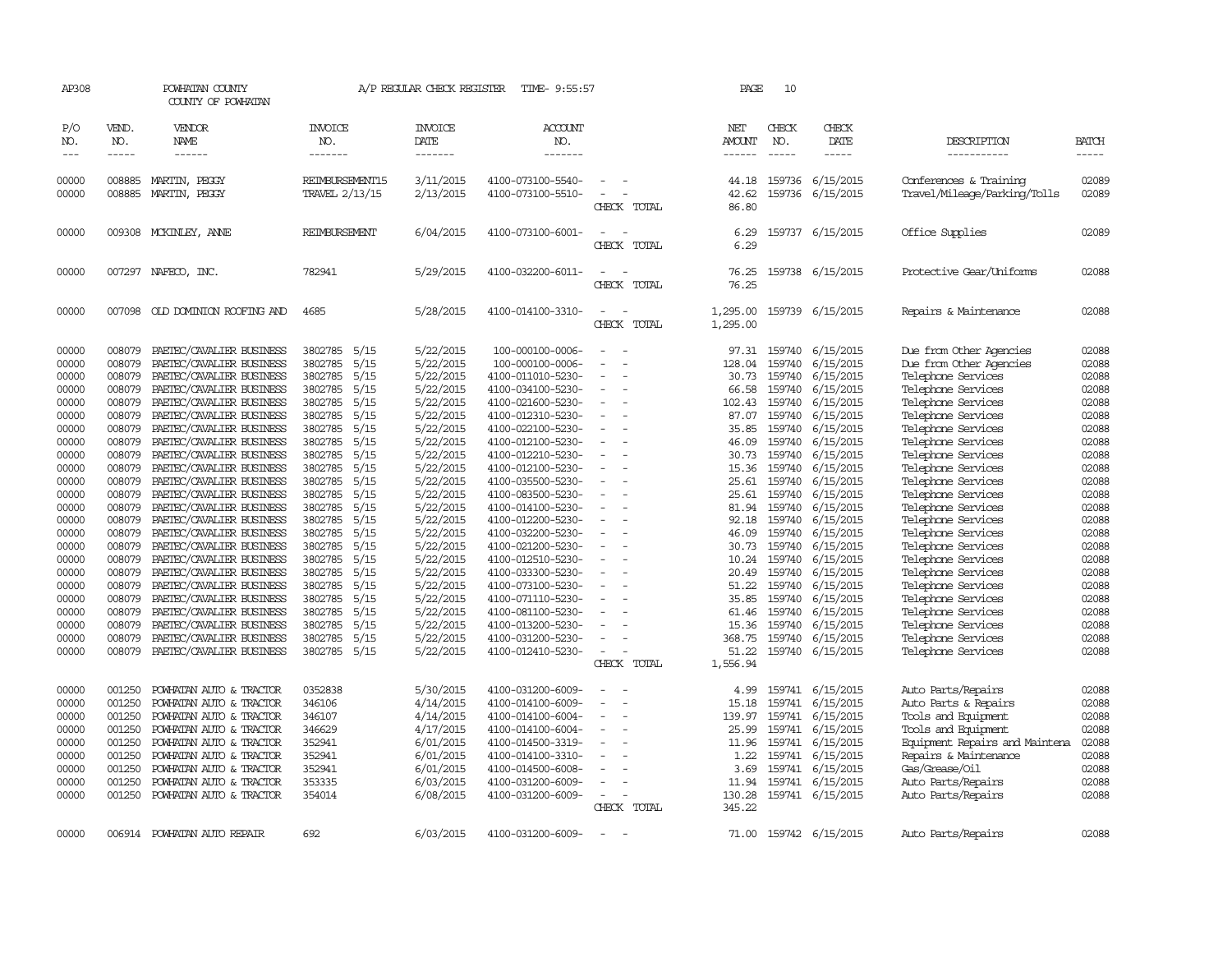AP308 POWHATAN COUNTY A/P REGULAR CHECK REGISTER TIME- 9:55:57 PAGE 10

COUNTY OF POWHATAN

| P/O NO. | VEND. NO. | VENDOR NAME | INVOICE NO. | INVOICE DATE | ACCOUNT NO. | | NET AMOUNT | CHECK NO. | CHECK DATE | DESCRIPTION | BATCH |
|---|---|---|---|---|---|---|---|---|---|---|---|
| --- | ----- | ------ | ------- | ------- | ------- | | ------ | ----- | ----- | ----------- | ----- |
| 00000 | 008885 | MARTIN, PEGGY | REIMBURSEMENT15 | 3/11/2015 | 4100-073100-5540- | - - | 44.18 | 159736 | 6/15/2015 | Conferences & Training | 02089 |
| 00000 | 008885 | MARTIN, PEGGY | TRAVEL 2/13/15 | 2/13/2015 | 4100-073100-5510- | - - | 42.62 | 159736 | 6/15/2015 | Travel/Mileage/Parking/Tolls | 02089 |
| | | | | | | CHECK TOTAL | 86.80 | | | | |
| 00000 | 009308 | MCKINLEY, ANNE | REIMBURSEMENT | 6/04/2015 | 4100-073100-6001- | - - | 6.29 | 159737 | 6/15/2015 | Office Supplies | 02089 |
| | | | | | | CHECK TOTAL | 6.29 | | | | |
| 00000 | 007297 | NAFECO, INC. | 782941 | 5/29/2015 | 4100-032200-6011- | - - | 76.25 | 159738 | 6/15/2015 | Protective Gear/Uniforms | 02088 |
| | | | | | | CHECK TOTAL | 76.25 | | | | |
| 00000 | 007098 | OLD DOMINION ROOFING AND | 4685 | 5/28/2015 | 4100-014100-3310- | - - | 1,295.00 | 159739 | 6/15/2015 | Repairs & Maintenance | 02088 |
| | | | | | | CHECK TOTAL | 1,295.00 | | | | |
| 00000 | 008079 | PAETEC/CAVALIER BUSINESS | 3802785 5/15 | 5/22/2015 | 100-000100-0006- | - - | 97.31 | 159740 | 6/15/2015 | Due from Other Agencies | 02088 |
| 00000 | 008079 | PAETEC/CAVALIER BUSINESS | 3802785 5/15 | 5/22/2015 | 100-000100-0006- | - - | 128.04 | 159740 | 6/15/2015 | Due from Other Agencies | 02088 |
| 00000 | 008079 | PAETEC/CAVALIER BUSINESS | 3802785 5/15 | 5/22/2015 | 4100-011010-5230- | - - | 30.73 | 159740 | 6/15/2015 | Telephone Services | 02088 |
| 00000 | 008079 | PAETEC/CAVALIER BUSINESS | 3802785 5/15 | 5/22/2015 | 4100-034100-5230- | - - | 66.58 | 159740 | 6/15/2015 | Telephone Services | 02088 |
| 00000 | 008079 | PAETEC/CAVALIER BUSINESS | 3802785 5/15 | 5/22/2015 | 4100-021600-5230- | - - | 102.43 | 159740 | 6/15/2015 | Telephone Services | 02088 |
| 00000 | 008079 | PAETEC/CAVALIER BUSINESS | 3802785 5/15 | 5/22/2015 | 4100-012310-5230- | - - | 87.07 | 159740 | 6/15/2015 | Telephone Services | 02088 |
| 00000 | 008079 | PAETEC/CAVALIER BUSINESS | 3802785 5/15 | 5/22/2015 | 4100-022100-5230- | - - | 35.85 | 159740 | 6/15/2015 | Telephone Services | 02088 |
| 00000 | 008079 | PAETEC/CAVALIER BUSINESS | 3802785 5/15 | 5/22/2015 | 4100-012100-5230- | - - | 46.09 | 159740 | 6/15/2015 | Telephone Services | 02088 |
| 00000 | 008079 | PAETEC/CAVALIER BUSINESS | 3802785 5/15 | 5/22/2015 | 4100-012210-5230- | - - | 30.73 | 159740 | 6/15/2015 | Telephone Services | 02088 |
| 00000 | 008079 | PAETEC/CAVALIER BUSINESS | 3802785 5/15 | 5/22/2015 | 4100-012100-5230- | - - | 15.36 | 159740 | 6/15/2015 | Telephone Services | 02088 |
| 00000 | 008079 | PAETEC/CAVALIER BUSINESS | 3802785 5/15 | 5/22/2015 | 4100-035500-5230- | - - | 25.61 | 159740 | 6/15/2015 | Telephone Services | 02088 |
| 00000 | 008079 | PAETEC/CAVALIER BUSINESS | 3802785 5/15 | 5/22/2015 | 4100-083500-5230- | - - | 25.61 | 159740 | 6/15/2015 | Telephone Services | 02088 |
| 00000 | 008079 | PAETEC/CAVALIER BUSINESS | 3802785 5/15 | 5/22/2015 | 4100-014100-5230- | - - | 81.94 | 159740 | 6/15/2015 | Telephone Services | 02088 |
| 00000 | 008079 | PAETEC/CAVALIER BUSINESS | 3802785 5/15 | 5/22/2015 | 4100-012200-5230- | - - | 92.18 | 159740 | 6/15/2015 | Telephone Services | 02088 |
| 00000 | 008079 | PAETEC/CAVALIER BUSINESS | 3802785 5/15 | 5/22/2015 | 4100-032200-5230- | - - | 46.09 | 159740 | 6/15/2015 | Telephone Services | 02088 |
| 00000 | 008079 | PAETEC/CAVALIER BUSINESS | 3802785 5/15 | 5/22/2015 | 4100-021200-5230- | - - | 30.73 | 159740 | 6/15/2015 | Telephone Services | 02088 |
| 00000 | 008079 | PAETEC/CAVALIER BUSINESS | 3802785 5/15 | 5/22/2015 | 4100-012510-5230- | - - | 10.24 | 159740 | 6/15/2015 | Telephone Services | 02088 |
| 00000 | 008079 | PAETEC/CAVALIER BUSINESS | 3802785 5/15 | 5/22/2015 | 4100-033300-5230- | - - | 20.49 | 159740 | 6/15/2015 | Telephone Services | 02088 |
| 00000 | 008079 | PAETEC/CAVALIER BUSINESS | 3802785 5/15 | 5/22/2015 | 4100-073100-5230- | - - | 51.22 | 159740 | 6/15/2015 | Telephone Services | 02088 |
| 00000 | 008079 | PAETEC/CAVALIER BUSINESS | 3802785 5/15 | 5/22/2015 | 4100-071110-5230- | - - | 35.85 | 159740 | 6/15/2015 | Telephone Services | 02088 |
| 00000 | 008079 | PAETEC/CAVALIER BUSINESS | 3802785 5/15 | 5/22/2015 | 4100-081100-5230- | - - | 61.46 | 159740 | 6/15/2015 | Telephone Services | 02088 |
| 00000 | 008079 | PAETEC/CAVALIER BUSINESS | 3802785 5/15 | 5/22/2015 | 4100-013200-5230- | - - | 15.36 | 159740 | 6/15/2015 | Telephone Services | 02088 |
| 00000 | 008079 | PAETEC/CAVALIER BUSINESS | 3802785 5/15 | 5/22/2015 | 4100-031200-5230- | - - | 368.75 | 159740 | 6/15/2015 | Telephone Services | 02088 |
| 00000 | 008079 | PAETEC/CAVALIER BUSINESS | 3802785 5/15 | 5/22/2015 | 4100-012410-5230- | - - | 51.22 | 159740 | 6/15/2015 | Telephone Services | 02088 |
| | | | | | | CHECK TOTAL | 1,556.94 | | | | |
| 00000 | 001250 | POWHATAN AUTO & TRACTOR | 0352838 | 5/30/2015 | 4100-031200-6009- | - - | 4.99 | 159741 | 6/15/2015 | Auto Parts/Repairs | 02088 |
| 00000 | 001250 | POWHATAN AUTO & TRACTOR | 346106 | 4/14/2015 | 4100-014100-6009- | - - | 15.18 | 159741 | 6/15/2015 | Auto Parts & Repairs | 02088 |
| 00000 | 001250 | POWHATAN AUTO & TRACTOR | 346107 | 4/14/2015 | 4100-014100-6004- | - - | 139.97 | 159741 | 6/15/2015 | Tools and Equipment | 02088 |
| 00000 | 001250 | POWHATAN AUTO & TRACTOR | 346629 | 4/17/2015 | 4100-014100-6004- | - - | 25.99 | 159741 | 6/15/2015 | Tools and Equipment | 02088 |
| 00000 | 001250 | POWHATAN AUTO & TRACTOR | 352941 | 6/01/2015 | 4100-014500-3319- | - - | 11.96 | 159741 | 6/15/2015 | Equipment Repairs and Maintena | 02088 |
| 00000 | 001250 | POWHATAN AUTO & TRACTOR | 352941 | 6/01/2015 | 4100-014100-3310- | - - | 1.22 | 159741 | 6/15/2015 | Repairs & Maintenance | 02088 |
| 00000 | 001250 | POWHATAN AUTO & TRACTOR | 352941 | 6/01/2015 | 4100-014500-6008- | - - | 3.69 | 159741 | 6/15/2015 | Gas/Grease/Oil | 02088 |
| 00000 | 001250 | POWHATAN AUTO & TRACTOR | 353335 | 6/03/2015 | 4100-031200-6009- | - - | 11.94 | 159741 | 6/15/2015 | Auto Parts/Repairs | 02088 |
| 00000 | 001250 | POWHATAN AUTO & TRACTOR | 354014 | 6/08/2015 | 4100-031200-6009- | - - | 130.28 | 159741 | 6/15/2015 | Auto Parts/Repairs | 02088 |
| | | | | | | CHECK TOTAL | 345.22 | | | | |
| 00000 | 006914 | POWHATAN AUTO REPAIR | 692 | 6/03/2015 | 4100-031200-6009- | - - | 71.00 | 159742 | 6/15/2015 | Auto Parts/Repairs | 02088 |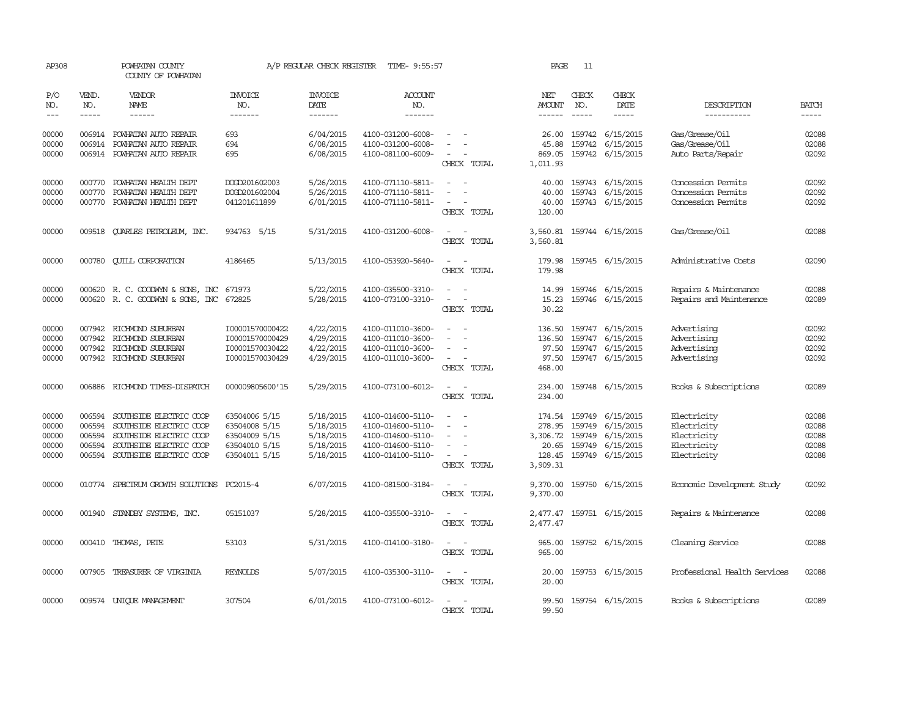AP308 POWHATAN COUNTY A/P REGULAR CHECK REGISTER TIME- 9:55:57 PAGE 11

COUNTY OF POWHATAN

| P/O NO. | VEND. NO. | VENDOR NAME | INVOICE NO. | INVOICE DATE | ACCOUNT NO. | | NET AMOUNT | CHECK NO. | CHECK DATE | DESCRIPTION | BATCH |
|---|---|---|---|---|---|---|---|---|---|---|---|
| 00000 | 006914 | POWHATAN AUTO REPAIR | 693 | 6/04/2015 | 4100-031200-6008- | - - | 26.00 | 159742 | 6/15/2015 | Gas/Grease/Oil | 02088 |
| 00000 | 006914 | POWHATAN AUTO REPAIR | 694 | 6/08/2015 | 4100-031200-6008- | - - | 45.88 | 159742 | 6/15/2015 | Gas/Grease/Oil | 02088 |
| 00000 | 006914 | POWHATAN AUTO REPAIR | 695 | 6/08/2015 | 4100-081100-6009- | - - | 869.05 | 159742 | 6/15/2015 | Auto Parts/Repair | 02092 |
| | | | | | | CHECK TOTAL | 1,011.93 | | | | |
| 00000 | 000770 | POWHATAN HEALTH DEPT | DOGD201602003 | 5/26/2015 | 4100-071110-5811- | - - | 40.00 | 159743 | 6/15/2015 | Concession Permits | 02092 |
| 00000 | 000770 | POWHATAN HEALTH DEPT | DOGD201602004 | 5/26/2015 | 4100-071110-5811- | - - | 40.00 | 159743 | 6/15/2015 | Concession Permits | 02092 |
| 00000 | 000770 | POWHATAN HEALTH DEPT | 041201611899 | 6/01/2015 | 4100-071110-5811- | - - | 40.00 | 159743 | 6/15/2015 | Concession Permits | 02092 |
| | | | | | | CHECK TOTAL | 120.00 | | | | |
| 00000 | 009518 | QUARLES PETROLEUM, INC. | 934763 5/15 | 5/31/2015 | 4100-031200-6008- | - - | 3,560.81 | 159744 | 6/15/2015 | Gas/Grease/Oil | 02088 |
| | | | | | | CHECK TOTAL | 3,560.81 | | | | |
| 00000 | 000780 | QUILL CORPORATION | 4186465 | 5/13/2015 | 4100-053920-5640- | - - | 179.98 | 159745 | 6/15/2015 | Administrative Costs | 02090 |
| | | | | | | CHECK TOTAL | 179.98 | | | | |
| 00000 | 000620 | R. C. GOODWYN & SONS, INC | 671973 | 5/22/2015 | 4100-035500-3310- | - - | 14.99 | 159746 | 6/15/2015 | Repairs & Maintenance | 02088 |
| 00000 | 000620 | R. C. GOODWYN & SONS, INC | 672825 | 5/28/2015 | 4100-073100-3310- | - - | 15.23 | 159746 | 6/15/2015 | Repairs and Maintenance | 02089 |
| | | | | | | CHECK TOTAL | 30.22 | | | | |
| 00000 | 007942 | RICHMOND SUBURBAN | I00001570000422 | 4/22/2015 | 4100-011010-3600- | - - | 136.50 | 159747 | 6/15/2015 | Advertising | 02092 |
| 00000 | 007942 | RICHMOND SUBURBAN | I00001570000429 | 4/29/2015 | 4100-011010-3600- | - - | 136.50 | 159747 | 6/15/2015 | Advertising | 02092 |
| 00000 | 007942 | RICHMOND SUBURBAN | I00001570030422 | 4/22/2015 | 4100-011010-3600- | - - | 97.50 | 159747 | 6/15/2015 | Advertising | 02092 |
| 00000 | 007942 | RICHMOND SUBURBAN | I00001570030429 | 4/29/2015 | 4100-011010-3600- | - - | 97.50 | 159747 | 6/15/2015 | Advertising | 02092 |
| | | | | | | CHECK TOTAL | 468.00 | | | | |
| 00000 | 006886 | RICHMOND TIMES-DISPATCH | 000009805600'15 | 5/29/2015 | 4100-073100-6012- | - - | 234.00 | 159748 | 6/15/2015 | Books & Subscriptions | 02089 |
| | | | | | | CHECK TOTAL | 234.00 | | | | |
| 00000 | 006594 | SOUTHSIDE ELECTRIC COOP | 63504006 5/15 | 5/18/2015 | 4100-014600-5110- | - - | 174.54 | 159749 | 6/15/2015 | Electricity | 02088 |
| 00000 | 006594 | SOUTHSIDE ELECTRIC COOP | 63504008 5/15 | 5/18/2015 | 4100-014600-5110- | - - | 278.95 | 159749 | 6/15/2015 | Electricity | 02088 |
| 00000 | 006594 | SOUTHSIDE ELECTRIC COOP | 63504009 5/15 | 5/18/2015 | 4100-014600-5110- | - - | 3,306.72 | 159749 | 6/15/2015 | Electricity | 02088 |
| 00000 | 006594 | SOUTHSIDE ELECTRIC COOP | 63504010 5/15 | 5/18/2015 | 4100-014600-5110- | - - | 20.65 | 159749 | 6/15/2015 | Electricity | 02088 |
| 00000 | 006594 | SOUTHSIDE ELECTRIC COOP | 63504011 5/15 | 5/18/2015 | 4100-014100-5110- | - - | 128.45 | 159749 | 6/15/2015 | Electricity | 02088 |
| | | | | | | CHECK TOTAL | 3,909.31 | | | | |
| 00000 | 010774 | SPECTRUM GROWTH SOLUTIONS | PC2015-4 | 6/07/2015 | 4100-081500-3184- | - - | 9,370.00 | 159750 | 6/15/2015 | Economic Development Study | 02092 |
| | | | | | | CHECK TOTAL | 9,370.00 | | | | |
| 00000 | 001940 | STANDBY SYSTEMS, INC. | 05151037 | 5/28/2015 | 4100-035500-3310- | - - | 2,477.47 | 159751 | 6/15/2015 | Repairs & Maintenance | 02088 |
| | | | | | | CHECK TOTAL | 2,477.47 | | | | |
| 00000 | 000410 | THOMAS, PETE | 53103 | 5/31/2015 | 4100-014100-3180- | - - | 965.00 | 159752 | 6/15/2015 | Cleaning Service | 02088 |
| | | | | | | CHECK TOTAL | 965.00 | | | | |
| 00000 | 007905 | TREASURER OF VIRGINIA | REYNOLDS | 5/07/2015 | 4100-035300-3110- | - - | 20.00 | 159753 | 6/15/2015 | Professional Health Services | 02088 |
| | | | | | | CHECK TOTAL | 20.00 | | | | |
| 00000 | 009574 | UNIQUE MANAGEMENT | 307504 | 6/01/2015 | 4100-073100-6012- | - - | 99.50 | 159754 | 6/15/2015 | Books & Subscriptions | 02089 |
| | | | | | | CHECK TOTAL | 99.50 | | | | |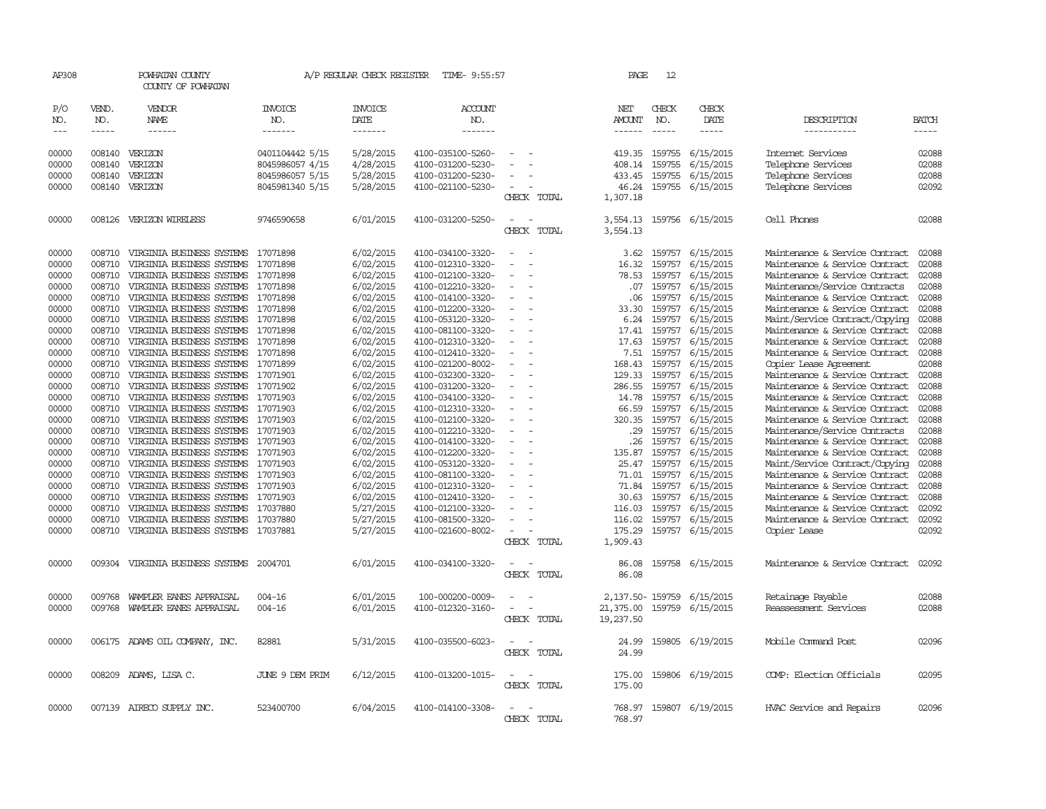AP308 POWHATAN COUNTY A/P REGULAR CHECK REGISTER TIME- 9:55:57 PAGE 12

COUNTY OF POWHATAN

| P/O NO. | VEND. NO. | VENDOR NAME | INVOICE NO. | INVOICE DATE | ACCOUNT NO. | | NET AMOUNT | CHECK NO. | CHECK DATE | DESCRIPTION | BATCH |
|---|---|---|---|---|---|---|---|---|---|---|---|
| --- | ----- | ------ | ------- | ------- | ------- | | ------ | ----- | ----- | ----------- | ----- |
| 00000 | 008140 | VERIZON | 0401104442 5/15 | 5/28/2015 | 4100-035100-5260- | - - | 419.35 | 159755 | 6/15/2015 | Internet Services | 02088 |
| 00000 | 008140 | VERIZON | 8045986057 4/15 | 4/28/2015 | 4100-031200-5230- | - - | 408.14 | 159755 | 6/15/2015 | Telephone Services | 02088 |
| 00000 | 008140 | VERIZON | 8045986057 5/15 | 5/28/2015 | 4100-031200-5230- | - - | 433.45 | 159755 | 6/15/2015 | Telephone Services | 02088 |
| 00000 | 008140 | VERIZON | 8045981340 5/15 | 5/28/2015 | 4100-021100-5230- | - - | 46.24 | 159755 | 6/15/2015 | Telephone Services | 02092 |
| | | | | | | CHECK TOTAL | 1,307.18 | | | | |
| 00000 | 008126 | VERIZON WIRELESS | 9746590658 | 6/01/2015 | 4100-031200-5250- | - - | 3,554.13 | 159756 | 6/15/2015 | Cell Phones | 02088 |
| | | | | | | CHECK TOTAL | 3,554.13 | | | | |
| 00000 | 008710 | VIRGINIA BUSINESS SYSTEMS | 17071898 | 6/02/2015 | 4100-034100-3320- | - - | 3.62 | 159757 | 6/15/2015 | Maintenance & Service Contract | 02088 |
| 00000 | 008710 | VIRGINIA BUSINESS SYSTEMS | 17071898 | 6/02/2015 | 4100-012310-3320- | - - | 16.32 | 159757 | 6/15/2015 | Maintenance & Service Contract | 02088 |
| 00000 | 008710 | VIRGINIA BUSINESS SYSTEMS | 17071898 | 6/02/2015 | 4100-012100-3320- | - - | 78.53 | 159757 | 6/15/2015 | Maintenance & Service Contract | 02088 |
| 00000 | 008710 | VIRGINIA BUSINESS SYSTEMS | 17071898 | 6/02/2015 | 4100-012210-3320- | - - | .07 | 159757 | 6/15/2015 | Maintenance/Service Contracts | 02088 |
| 00000 | 008710 | VIRGINIA BUSINESS SYSTEMS | 17071898 | 6/02/2015 | 4100-014100-3320- | - - | .06 | 159757 | 6/15/2015 | Maintenance & Service Contract | 02088 |
| 00000 | 008710 | VIRGINIA BUSINESS SYSTEMS | 17071898 | 6/02/2015 | 4100-012200-3320- | - - | 33.30 | 159757 | 6/15/2015 | Maintenance & Service Contract | 02088 |
| 00000 | 008710 | VIRGINIA BUSINESS SYSTEMS | 17071898 | 6/02/2015 | 4100-053120-3320- | - - | 6.24 | 159757 | 6/15/2015 | Maint/Service Contract/Copying | 02088 |
| 00000 | 008710 | VIRGINIA BUSINESS SYSTEMS | 17071898 | 6/02/2015 | 4100-081100-3320- | - - | 17.41 | 159757 | 6/15/2015 | Maintenance & Service Contract | 02088 |
| 00000 | 008710 | VIRGINIA BUSINESS SYSTEMS | 17071898 | 6/02/2015 | 4100-012310-3320- | - - | 17.63 | 159757 | 6/15/2015 | Maintenance & Service Contract | 02088 |
| 00000 | 008710 | VIRGINIA BUSINESS SYSTEMS | 17071898 | 6/02/2015 | 4100-012410-3320- | - - | 7.51 | 159757 | 6/15/2015 | Maintenance & Service Contract | 02088 |
| 00000 | 008710 | VIRGINIA BUSINESS SYSTEMS | 17071899 | 6/02/2015 | 4100-021200-8002- | - - | 168.43 | 159757 | 6/15/2015 | Copier Lease Agreement | 02088 |
| 00000 | 008710 | VIRGINIA BUSINESS SYSTEMS | 17071901 | 6/02/2015 | 4100-032300-3320- | - - | 129.33 | 159757 | 6/15/2015 | Maintenance & Service Contract | 02088 |
| 00000 | 008710 | VIRGINIA BUSINESS SYSTEMS | 17071902 | 6/02/2015 | 4100-031200-3320- | - - | 286.55 | 159757 | 6/15/2015 | Maintenance & Service Contract | 02088 |
| 00000 | 008710 | VIRGINIA BUSINESS SYSTEMS | 17071903 | 6/02/2015 | 4100-034100-3320- | - - | 14.78 | 159757 | 6/15/2015 | Maintenance & Service Contract | 02088 |
| 00000 | 008710 | VIRGINIA BUSINESS SYSTEMS | 17071903 | 6/02/2015 | 4100-012310-3320- | - - | 66.59 | 159757 | 6/15/2015 | Maintenance & Service Contract | 02088 |
| 00000 | 008710 | VIRGINIA BUSINESS SYSTEMS | 17071903 | 6/02/2015 | 4100-012100-3320- | - - | 320.35 | 159757 | 6/15/2015 | Maintenance & Service Contract | 02088 |
| 00000 | 008710 | VIRGINIA BUSINESS SYSTEMS | 17071903 | 6/02/2015 | 4100-012210-3320- | - - | .29 | 159757 | 6/15/2015 | Maintenance/Service Contracts | 02088 |
| 00000 | 008710 | VIRGINIA BUSINESS SYSTEMS | 17071903 | 6/02/2015 | 4100-014100-3320- | - - | .26 | 159757 | 6/15/2015 | Maintenance & Service Contract | 02088 |
| 00000 | 008710 | VIRGINIA BUSINESS SYSTEMS | 17071903 | 6/02/2015 | 4100-012200-3320- | - - | 135.87 | 159757 | 6/15/2015 | Maintenance & Service Contract | 02088 |
| 00000 | 008710 | VIRGINIA BUSINESS SYSTEMS | 17071903 | 6/02/2015 | 4100-053120-3320- | - - | 25.47 | 159757 | 6/15/2015 | Maint/Service Contract/Copying | 02088 |
| 00000 | 008710 | VIRGINIA BUSINESS SYSTEMS | 17071903 | 6/02/2015 | 4100-081100-3320- | - - | 71.01 | 159757 | 6/15/2015 | Maintenance & Service Contract | 02088 |
| 00000 | 008710 | VIRGINIA BUSINESS SYSTEMS | 17071903 | 6/02/2015 | 4100-012310-3320- | - - | 71.84 | 159757 | 6/15/2015 | Maintenance & Service Contract | 02088 |
| 00000 | 008710 | VIRGINIA BUSINESS SYSTEMS | 17071903 | 6/02/2015 | 4100-012410-3320- | - - | 30.63 | 159757 | 6/15/2015 | Maintenance & Service Contract | 02088 |
| 00000 | 008710 | VIRGINIA BUSINESS SYSTEMS | 17037880 | 5/27/2015 | 4100-012100-3320- | - - | 116.03 | 159757 | 6/15/2015 | Maintenance & Service Contract | 02092 |
| 00000 | 008710 | VIRGINIA BUSINESS SYSTEMS | 17037880 | 5/27/2015 | 4100-081500-3320- | - - | 116.02 | 159757 | 6/15/2015 | Maintenance & Service Contract | 02092 |
| 00000 | 008710 | VIRGINIA BUSINESS SYSTEMS | 17037881 | 5/27/2015 | 4100-021600-8002- | - - | 175.29 | 159757 | 6/15/2015 | Copier Lease | 02092 |
| | | | | | | CHECK TOTAL | 1,909.43 | | | | |
| 00000 | 009304 | VIRGINIA BUSINESS SYSTEMS | 2004701 | 6/01/2015 | 4100-034100-3320- | - - | 86.08 | 159758 | 6/15/2015 | Maintenance & Service Contract | 02092 |
| | | | | | | CHECK TOTAL | 86.08 | | | | |
| 00000 | 009768 | WAMPLER EANES APPRAISAL | 004-16 | 6/01/2015 | 100-000200-0009- | - - | 2,137.50- | 159759 | 6/15/2015 | Retainage Payable | 02088 |
| 00000 | 009768 | WAMPLER EANES APPRAISAL | 004-16 | 6/01/2015 | 4100-012320-3160- | - - | 21,375.00 | 159759 | 6/15/2015 | Reassessment Services | 02088 |
| | | | | | | CHECK TOTAL | 19,237.50 | | | | |
| 00000 | 006175 | ADAMS OIL COMPANY, INC. | 82881 | 5/31/2015 | 4100-035500-6023- | - - | 24.99 | 159805 | 6/19/2015 | Mobile Command Post | 02096 |
| | | | | | | CHECK TOTAL | 24.99 | | | | |
| 00000 | 008209 | ADAMS, LISA C. | JUNE 9 DEM PRIM | 6/12/2015 | 4100-013200-1015- | - - | 175.00 | 159806 | 6/19/2015 | COMP: Election Officials | 02095 |
| | | | | | | CHECK TOTAL | 175.00 | | | | |
| 00000 | 007139 | AIRECO SUPPLY INC. | 523400700 | 6/04/2015 | 4100-014100-3308- | - - | 768.97 | 159807 | 6/19/2015 | HVAC Service and Repairs | 02096 |
| | | | | | | CHECK TOTAL | 768.97 | | | | |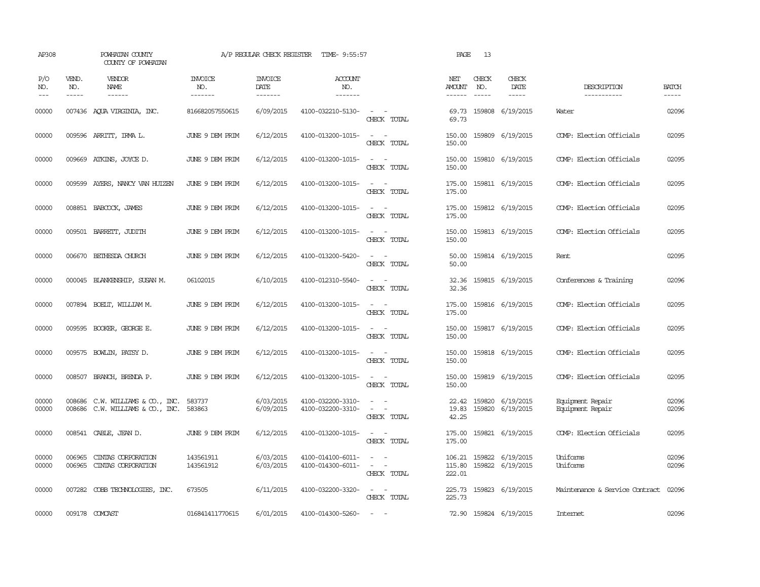AP308 POWHATAN COUNTY A/P REGULAR CHECK REGISTER TIME- 9:55:57 PAGE 13

COUNTY OF POWHATAN

| P/O NO. | VEND. NO. | VENDOR NAME | INVOICE NO. | INVOICE DATE | ACCOUNT NO. | | NET AMOUNT | CHECK NO. | CHECK DATE | DESCRIPTION | BATCH |
|---|---|---|---|---|---|---|---|---|---|---|---|
| 00000 | 007436 | AQUA VIRGINIA, INC. | 816682057550615 | 6/09/2015 | 4100-032210-5130- | - - | 69.73 | 159808 | 6/19/2015 | Water | 02096 |
| | | | | | | CHECK TOTAL | 69.73 | | | | |
| 00000 | 009596 | ARRITT, IRMA L. | JUNE 9 DEM PRIM | 6/12/2015 | 4100-013200-1015- | - - | 150.00 | 159809 | 6/19/2015 | COMP: Election Officials | 02095 |
| | | | | | | CHECK TOTAL | 150.00 | | | | |
| 00000 | 009669 | ATKINS, JOYCE D. | JUNE 9 DEM PRIM | 6/12/2015 | 4100-013200-1015- | - - | 150.00 | 159810 | 6/19/2015 | COMP: Election Officials | 02095 |
| | | | | | | CHECK TOTAL | 150.00 | | | | |
| 00000 | 009599 | AYERS, NANCY VAN HUIZEN | JUNE 9 DEM PRIM | 6/12/2015 | 4100-013200-1015- | - - | 175.00 | 159811 | 6/19/2015 | COMP: Election Officials | 02095 |
| | | | | | | CHECK TOTAL | 175.00 | | | | |
| 00000 | 008851 | BABCOCK, JAMES | JUNE 9 DEM PRIM | 6/12/2015 | 4100-013200-1015- | - - | 175.00 | 159812 | 6/19/2015 | COMP: Election Officials | 02095 |
| | | | | | | CHECK TOTAL | 175.00 | | | | |
| 00000 | 009501 | BARRETT, JUDITH | JUNE 9 DEM PRIM | 6/12/2015 | 4100-013200-1015- | - - | 150.00 | 159813 | 6/19/2015 | COMP: Election Officials | 02095 |
| | | | | | | CHECK TOTAL | 150.00 | | | | |
| 00000 | 006670 | BETHESDA CHURCH | JUNE 9 DEM PRIM | 6/12/2015 | 4100-013200-5420- | - - | 50.00 | 159814 | 6/19/2015 | Rent | 02095 |
| | | | | | | CHECK TOTAL | 50.00 | | | | |
| 00000 | 000045 | BLANKENSHIP, SUSAN M. | 06102015 | 6/10/2015 | 4100-012310-5540- | - - | 32.36 | 159815 | 6/19/2015 | Conferences & Training | 02096 |
| | | | | | | CHECK TOTAL | 32.36 | | | | |
| 00000 | 007894 | BOELT, WILLIAM M. | JUNE 9 DEM PRIM | 6/12/2015 | 4100-013200-1015- | - - | 175.00 | 159816 | 6/19/2015 | COMP: Election Officials | 02095 |
| | | | | | | CHECK TOTAL | 175.00 | | | | |
| 00000 | 009595 | BOOKER, GEORGE E. | JUNE 9 DEM PRIM | 6/12/2015 | 4100-013200-1015- | - - | 150.00 | 159817 | 6/19/2015 | COMP: Election Officials | 02095 |
| | | | | | | CHECK TOTAL | 150.00 | | | | |
| 00000 | 009575 | BOWLIN, PATSY D. | JUNE 9 DEM PRIM | 6/12/2015 | 4100-013200-1015- | - - | 150.00 | 159818 | 6/19/2015 | COMP: Election Officials | 02095 |
| | | | | | | CHECK TOTAL | 150.00 | | | | |
| 00000 | 008507 | BRANCH, BRENDA P. | JUNE 9 DEM PRIM | 6/12/2015 | 4100-013200-1015- | - - | 150.00 | 159819 | 6/19/2015 | COMP: Election Officials | 02095 |
| | | | | | | CHECK TOTAL | 150.00 | | | | |
| 00000 | 008686 | C.W. WILLIAMS & CO., INC. | 583737 | 6/03/2015 | 4100-032200-3310- | - - | 22.42 | 159820 | 6/19/2015 | Equipment Repair | 02096 |
| 00000 | 008686 | C.W. WILLIAMS & CO., INC. | 583863 | 6/09/2015 | 4100-032200-3310- | - - | 19.83 | 159820 | 6/19/2015 | Equipment Repair | 02096 |
| | | | | | | CHECK TOTAL | 42.25 | | | | |
| 00000 | 008541 | CABLE, JEAN D. | JUNE 9 DEM PRIM | 6/12/2015 | 4100-013200-1015- | - - | 175.00 | 159821 | 6/19/2015 | COMP: Election Officials | 02095 |
| | | | | | | CHECK TOTAL | 175.00 | | | | |
| 00000 | 006965 | CINTAS CORPORATION | 143561911 | 6/03/2015 | 4100-014100-6011- | - - | 106.21 | 159822 | 6/19/2015 | Uniforms | 02096 |
| 00000 | 006965 | CINTAS CORPORATION | 143561912 | 6/03/2015 | 4100-014300-6011- | - - | 115.80 | 159822 | 6/19/2015 | Uniforms | 02096 |
| | | | | | | CHECK TOTAL | 222.01 | | | | |
| 00000 | 007282 | COBB TECHNOLOGIES, INC. | 673505 | 6/11/2015 | 4100-032200-3320- | - - | 225.73 | 159823 | 6/19/2015 | Maintenance & Service Contract | 02096 |
| | | | | | | CHECK TOTAL | 225.73 | | | | |
| 00000 | 009178 | COMCAST | 016841411770615 | 6/01/2015 | 4100-014300-5260- | - - | 72.90 | 159824 | 6/19/2015 | Internet | 02096 |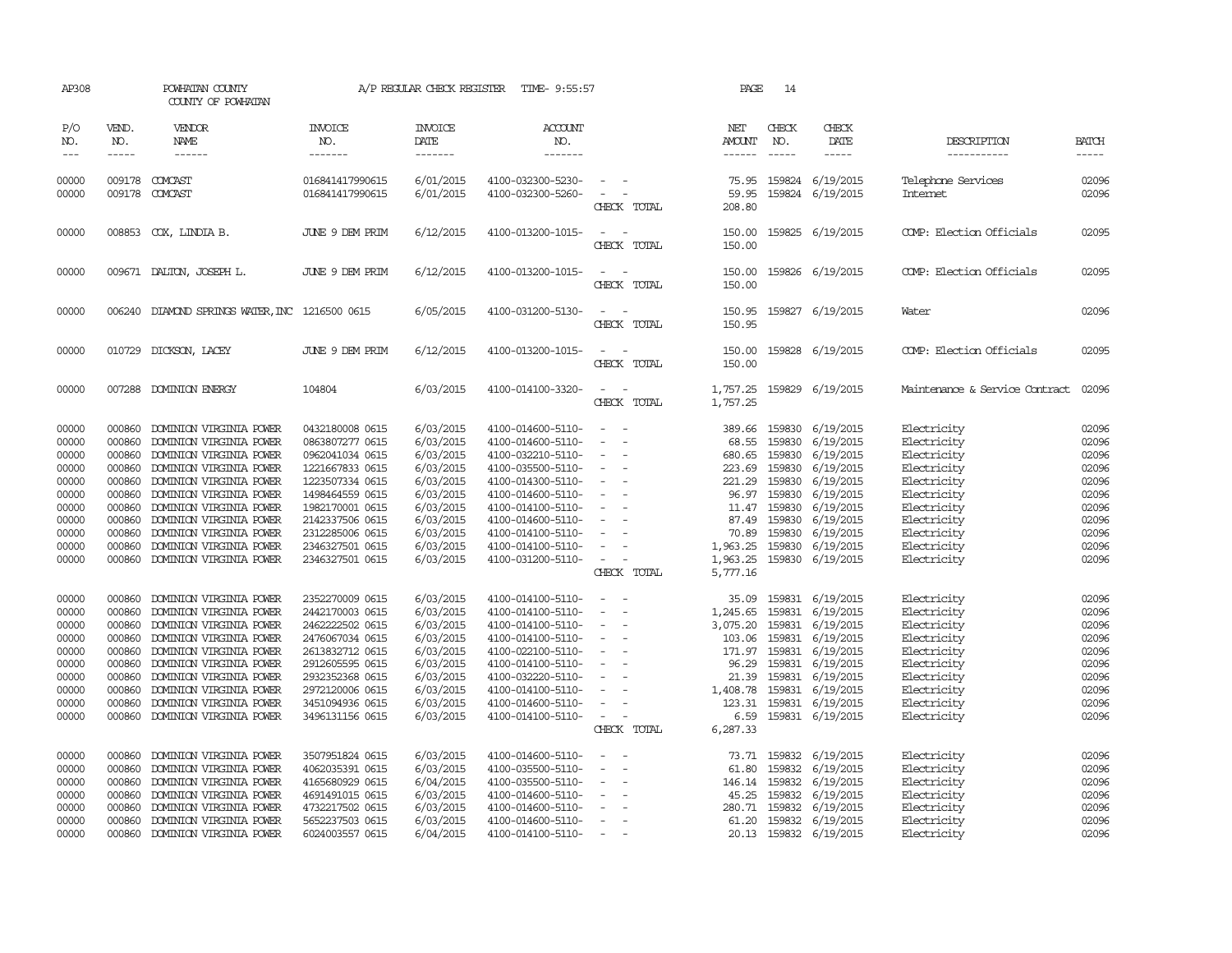AP308 POWHATAN COUNTY A/P REGULAR CHECK REGISTER TIME- 9:55:57 PAGE 14

COUNTY OF POWHATAN

| P/O NO. | VEND. NO. | VENDOR NAME | INVOICE NO. | INVOICE DATE | ACCOUNT NO. | | NET AMOUNT | CHECK NO. | CHECK DATE | DESCRIPTION | BATCH |
|---|---|---|---|---|---|---|---|---|---|---|---|
| 00000 | 009178 | COMCAST | 016841417990615 | 6/01/2015 | 4100-032300-5230- | - - | 75.95 | 159824 | 6/19/2015 | Telephone Services | 02096 |
| 00000 | 009178 | COMCAST | 016841417990615 | 6/01/2015 | 4100-032300-5260- | - - | 59.95 | 159824 | 6/19/2015 | Internet | 02096 |
| | | | | | | CHECK TOTAL | 208.80 | | | | |
| 00000 | 008853 | COX, LINDIA B. | JUNE 9 DEM PRIM | 6/12/2015 | 4100-013200-1015- | - - | 150.00 | 159825 | 6/19/2015 | COMP: Election Officials | 02095 |
| | | | | | | CHECK TOTAL | 150.00 | | | | |
| 00000 | 009671 | DALTON, JOSEPH L. | JUNE 9 DEM PRIM | 6/12/2015 | 4100-013200-1015- | - - | 150.00 | 159826 | 6/19/2015 | COMP: Election Officials | 02095 |
| | | | | | | CHECK TOTAL | 150.00 | | | | |
| 00000 | 006240 | DIAMOND SPRINGS WATER, INC | 1216500 0615 | 6/05/2015 | 4100-031200-5130- | - - | 150.95 | 159827 | 6/19/2015 | Water | 02096 |
| | | | | | | CHECK TOTAL | 150.95 | | | | |
| 00000 | 010729 | DICKSON, LACEY | JUNE 9 DEM PRIM | 6/12/2015 | 4100-013200-1015- | - - | 150.00 | 159828 | 6/19/2015 | COMP: Election Officials | 02095 |
| | | | | | | CHECK TOTAL | 150.00 | | | | |
| 00000 | 007288 | DOMINION ENERGY | 104804 | 6/03/2015 | 4100-014100-3320- | - - | 1,757.25 | 159829 | 6/19/2015 | Maintenance & Service Contract | 02096 |
| | | | | | | CHECK TOTAL | 1,757.25 | | | | |
| 00000 | 000860 | DOMINION VIRGINIA POWER | 0432180008 0615 | 6/03/2015 | 4100-014600-5110- | - - | 389.66 | 159830 | 6/19/2015 | Electricity | 02096 |
| 00000 | 000860 | DOMINION VIRGINIA POWER | 0863807277 0615 | 6/03/2015 | 4100-014600-5110- | - - | 68.55 | 159830 | 6/19/2015 | Electricity | 02096 |
| 00000 | 000860 | DOMINION VIRGINIA POWER | 0962041034 0615 | 6/03/2015 | 4100-032210-5110- | - - | 680.65 | 159830 | 6/19/2015 | Electricity | 02096 |
| 00000 | 000860 | DOMINION VIRGINIA POWER | 1221667833 0615 | 6/03/2015 | 4100-035500-5110- | - - | 223.69 | 159830 | 6/19/2015 | Electricity | 02096 |
| 00000 | 000860 | DOMINION VIRGINIA POWER | 1223507334 0615 | 6/03/2015 | 4100-014300-5110- | - - | 221.29 | 159830 | 6/19/2015 | Electricity | 02096 |
| 00000 | 000860 | DOMINION VIRGINIA POWER | 1498464559 0615 | 6/03/2015 | 4100-014600-5110- | - - | 96.97 | 159830 | 6/19/2015 | Electricity | 02096 |
| 00000 | 000860 | DOMINION VIRGINIA POWER | 1982170001 0615 | 6/03/2015 | 4100-014100-5110- | - - | 11.47 | 159830 | 6/19/2015 | Electricity | 02096 |
| 00000 | 000860 | DOMINION VIRGINIA POWER | 2142337506 0615 | 6/03/2015 | 4100-014600-5110- | - - | 87.49 | 159830 | 6/19/2015 | Electricity | 02096 |
| 00000 | 000860 | DOMINION VIRGINIA POWER | 2312285006 0615 | 6/03/2015 | 4100-014100-5110- | - - | 70.89 | 159830 | 6/19/2015 | Electricity | 02096 |
| 00000 | 000860 | DOMINION VIRGINIA POWER | 2346327501 0615 | 6/03/2015 | 4100-014100-5110- | - - | 1,963.25 | 159830 | 6/19/2015 | Electricity | 02096 |
| 00000 | 000860 | DOMINION VIRGINIA POWER | 2346327501 0615 | 6/03/2015 | 4100-031200-5110- | - - | 1,963.25 | 159830 | 6/19/2015 | Electricity | 02096 |
| | | | | | | CHECK TOTAL | 5,777.16 | | | | |
| 00000 | 000860 | DOMINION VIRGINIA POWER | 2352270009 0615 | 6/03/2015 | 4100-014100-5110- | - - | 35.09 | 159831 | 6/19/2015 | Electricity | 02096 |
| 00000 | 000860 | DOMINION VIRGINIA POWER | 2442170003 0615 | 6/03/2015 | 4100-014100-5110- | - - | 1,245.65 | 159831 | 6/19/2015 | Electricity | 02096 |
| 00000 | 000860 | DOMINION VIRGINIA POWER | 2462222502 0615 | 6/03/2015 | 4100-014100-5110- | - - | 3,075.20 | 159831 | 6/19/2015 | Electricity | 02096 |
| 00000 | 000860 | DOMINION VIRGINIA POWER | 2476067034 0615 | 6/03/2015 | 4100-014100-5110- | - - | 103.06 | 159831 | 6/19/2015 | Electricity | 02096 |
| 00000 | 000860 | DOMINION VIRGINIA POWER | 2613832712 0615 | 6/03/2015 | 4100-022100-5110- | - - | 171.97 | 159831 | 6/19/2015 | Electricity | 02096 |
| 00000 | 000860 | DOMINION VIRGINIA POWER | 2912605595 0615 | 6/03/2015 | 4100-014100-5110- | - - | 96.29 | 159831 | 6/19/2015 | Electricity | 02096 |
| 00000 | 000860 | DOMINION VIRGINIA POWER | 2932352368 0615 | 6/03/2015 | 4100-032220-5110- | - - | 21.39 | 159831 | 6/19/2015 | Electricity | 02096 |
| 00000 | 000860 | DOMINION VIRGINIA POWER | 2972120006 0615 | 6/03/2015 | 4100-014100-5110- | - - | 1,408.78 | 159831 | 6/19/2015 | Electricity | 02096 |
| 00000 | 000860 | DOMINION VIRGINIA POWER | 3451094936 0615 | 6/03/2015 | 4100-014600-5110- | - - | 123.31 | 159831 | 6/19/2015 | Electricity | 02096 |
| 00000 | 000860 | DOMINION VIRGINIA POWER | 3496131156 0615 | 6/03/2015 | 4100-014100-5110- | - - | 6.59 | 159831 | 6/19/2015 | Electricity | 02096 |
| | | | | | | CHECK TOTAL | 6,287.33 | | | | |
| 00000 | 000860 | DOMINION VIRGINIA POWER | 3507951824 0615 | 6/03/2015 | 4100-014600-5110- | - - | 73.71 | 159832 | 6/19/2015 | Electricity | 02096 |
| 00000 | 000860 | DOMINION VIRGINIA POWER | 4062035391 0615 | 6/03/2015 | 4100-035500-5110- | - - | 61.80 | 159832 | 6/19/2015 | Electricity | 02096 |
| 00000 | 000860 | DOMINION VIRGINIA POWER | 4165680929 0615 | 6/04/2015 | 4100-035500-5110- | - - | 146.14 | 159832 | 6/19/2015 | Electricity | 02096 |
| 00000 | 000860 | DOMINION VIRGINIA POWER | 4691491015 0615 | 6/03/2015 | 4100-014600-5110- | - - | 45.25 | 159832 | 6/19/2015 | Electricity | 02096 |
| 00000 | 000860 | DOMINION VIRGINIA POWER | 4732217502 0615 | 6/03/2015 | 4100-014600-5110- | - - | 280.71 | 159832 | 6/19/2015 | Electricity | 02096 |
| 00000 | 000860 | DOMINION VIRGINIA POWER | 5652237503 0615 | 6/03/2015 | 4100-014600-5110- | - - | 61.20 | 159832 | 6/19/2015 | Electricity | 02096 |
| 00000 | 000860 | DOMINION VIRGINIA POWER | 6024003557 0615 | 6/04/2015 | 4100-014100-5110- | - - | 20.13 | 159832 | 6/19/2015 | Electricity | 02096 |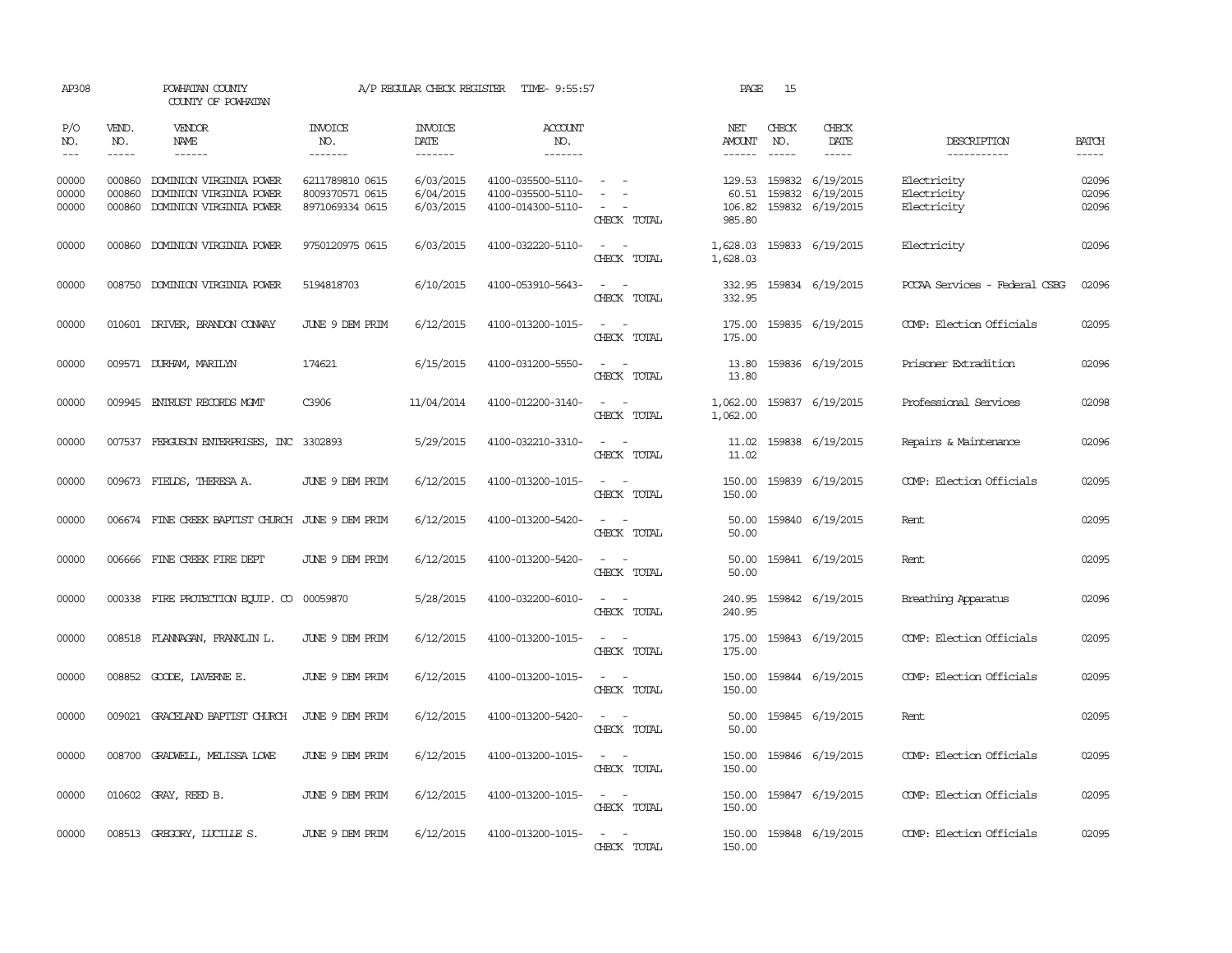AP308 POWHATAN COUNTY A/P REGULAR CHECK REGISTER TIME- 9:55:57 PAGE 15

COUNTY OF POWHATAN

| P/O NO. | VEND. NO. | VENDOR NAME | INVOICE NO. | INVOICE DATE | ACCOUNT NO. | | NET AMOUNT | CHECK NO. | CHECK DATE | DESCRIPTION | BATCH |
|---|---|---|---|---|---|---|---|---|---|---|---|
| --- | ----- | ------ | ------- | ------- | ------- | | ------ | ----- | ----- | ----------- | ----- |
| 00000 | 000860 | DOMINION VIRGINIA POWER | 6211789810 0615 | 6/03/2015 | 4100-035500-5110- | - - | 129.53 | 159832 | 6/19/2015 | Electricity | 02096 |
| 00000 | 000860 | DOMINION VIRGINIA POWER | 8009370571 0615 | 6/04/2015 | 4100-035500-5110- | - - | 60.51 | 159832 | 6/19/2015 | Electricity | 02096 |
| 00000 | 000860 | DOMINION VIRGINIA POWER | 8971069334 0615 | 6/03/2015 | 4100-014300-5110- | - - | 106.82 | 159832 | 6/19/2015 | Electricity | 02096 |
| | | | | | | CHECK TOTAL | 985.80 | | | | |
| 00000 | 000860 | DOMINION VIRGINIA POWER | 9750120975 0615 | 6/03/2015 | 4100-032220-5110- | - - | 1,628.03 | 159833 | 6/19/2015 | Electricity | 02096 |
| | | | | | | CHECK TOTAL | 1,628.03 | | | | |
| 00000 | 008750 | DOMINION VIRGINIA POWER | 5194818703 | 6/10/2015 | 4100-053910-5643- | - - | 332.95 | 159834 | 6/19/2015 | PCCAA Services - Federal CSBG | 02096 |
| | | | | | | CHECK TOTAL | 332.95 | | | | |
| 00000 | 010601 | DRIVER, BRANDON CONWAY | JUNE 9 DEM PRIM | 6/12/2015 | 4100-013200-1015- | - - | 175.00 | 159835 | 6/19/2015 | COMP: Election Officials | 02095 |
| | | | | | | CHECK TOTAL | 175.00 | | | | |
| 00000 | 009571 | DURHAM, MARILYN | 174621 | 6/15/2015 | 4100-031200-5550- | - - | 13.80 | 159836 | 6/19/2015 | Prisoner Extradition | 02096 |
| | | | | | | CHECK TOTAL | 13.80 | | | | |
| 00000 | 009945 | ENTRUST RECORDS MGMT | C3906 | 11/04/2014 | 4100-012200-3140- | - - | 1,062.00 | 159837 | 6/19/2015 | Professional Services | 02098 |
| | | | | | | CHECK TOTAL | 1,062.00 | | | | |
| 00000 | 007537 | FERGUSON ENTERPRISES, INC | 3302893 | 5/29/2015 | 4100-032210-3310- | - - | 11.02 | 159838 | 6/19/2015 | Repairs & Maintenance | 02096 |
| | | | | | | CHECK TOTAL | 11.02 | | | | |
| 00000 | 009673 | FIELDS, THERESA A. | JUNE 9 DEM PRIM | 6/12/2015 | 4100-013200-1015- | - - | 150.00 | 159839 | 6/19/2015 | COMP: Election Officials | 02095 |
| | | | | | | CHECK TOTAL | 150.00 | | | | |
| 00000 | 006674 | FINE CREEK BAPTIST CHURCH | JUNE 9 DEM PRIM | 6/12/2015 | 4100-013200-5420- | - - | 50.00 | 159840 | 6/19/2015 | Rent | 02095 |
| | | | | | | CHECK TOTAL | 50.00 | | | | |
| 00000 | 006666 | FINE CREEK FIRE DEPT | JUNE 9 DEM PRIM | 6/12/2015 | 4100-013200-5420- | - - | 50.00 | 159841 | 6/19/2015 | Rent | 02095 |
| | | | | | | CHECK TOTAL | 50.00 | | | | |
| 00000 | 000338 | FIRE PROTECTION EQUIP. CO | 00059870 | 5/28/2015 | 4100-032200-6010- | - - | 240.95 | 159842 | 6/19/2015 | Breathing Apparatus | 02096 |
| | | | | | | CHECK TOTAL | 240.95 | | | | |
| 00000 | 008518 | FLANNAGAN, FRANKLIN L. | JUNE 9 DEM PRIM | 6/12/2015 | 4100-013200-1015- | - - | 175.00 | 159843 | 6/19/2015 | COMP: Election Officials | 02095 |
| | | | | | | CHECK TOTAL | 175.00 | | | | |
| 00000 | 008852 | GOODE, LAVERNE E. | JUNE 9 DEM PRIM | 6/12/2015 | 4100-013200-1015- | - - | 150.00 | 159844 | 6/19/2015 | COMP: Election Officials | 02095 |
| | | | | | | CHECK TOTAL | 150.00 | | | | |
| 00000 | 009021 | GRACELAND BAPTIST CHURCH | JUNE 9 DEM PRIM | 6/12/2015 | 4100-013200-5420- | - - | 50.00 | 159845 | 6/19/2015 | Rent | 02095 |
| | | | | | | CHECK TOTAL | 50.00 | | | | |
| 00000 | 008700 | GRADWELL, MELISSA LOWE | JUNE 9 DEM PRIM | 6/12/2015 | 4100-013200-1015- | - - | 150.00 | 159846 | 6/19/2015 | COMP: Election Officials | 02095 |
| | | | | | | CHECK TOTAL | 150.00 | | | | |
| 00000 | 010602 | GRAY, REED B. | JUNE 9 DEM PRIM | 6/12/2015 | 4100-013200-1015- | - - | 150.00 | 159847 | 6/19/2015 | COMP: Election Officials | 02095 |
| | | | | | | CHECK TOTAL | 150.00 | | | | |
| 00000 | 008513 | GREGORY, LUCILLE S. | JUNE 9 DEM PRIM | 6/12/2015 | 4100-013200-1015- | - - | 150.00 | 159848 | 6/19/2015 | COMP: Election Officials | 02095 |
| | | | | | | CHECK TOTAL | 150.00 | | | | |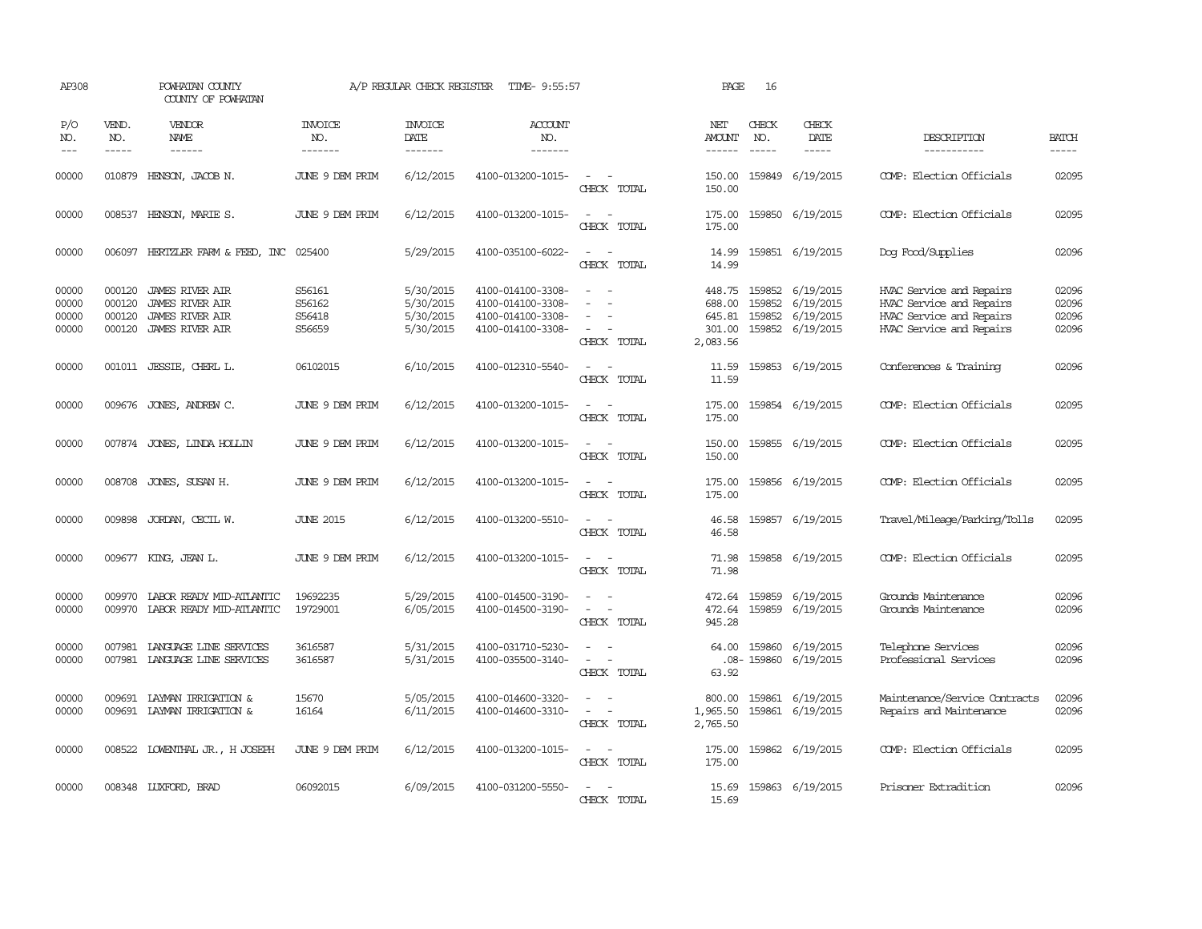AP308 POWHATAN COUNTY A/P REGULAR CHECK REGISTER TIME- 9:55:57 PAGE 16

COUNTY OF POWHATAN

| P/O NO. | VEND. NO. | VENDOR NAME | INVOICE NO. | INVOICE DATE | ACCOUNT NO. | | NET AMOUNT | CHECK NO. | CHECK DATE | DESCRIPTION | BATCH |
|---|---|---|---|---|---|---|---|---|---|---|---|
| 00000 | 010879 | HENSON, JACOB N. | JUNE 9 DEM PRIM | 6/12/2015 | 4100-013200-1015- | - - | 150.00 | 159849 | 6/19/2015 | COMP: Election Officials | 02095 |
| | | | | | | CHECK TOTAL | 150.00 | | | | |
| 00000 | 008537 | HENSON, MARIE S. | JUNE 9 DEM PRIM | 6/12/2015 | 4100-013200-1015- | - - | 175.00 | 159850 | 6/19/2015 | COMP: Election Officials | 02095 |
| | | | | | | CHECK TOTAL | 175.00 | | | | |
| 00000 | 006097 | HERTZLER FARM & FEED, INC | 025400 | 5/29/2015 | 4100-035100-6022- | - - | 14.99 | 159851 | 6/19/2015 | Dog Food/Supplies | 02096 |
| | | | | | | CHECK TOTAL | 14.99 | | | | |
| 00000 | 000120 | JAMES RIVER AIR | S56161 | 5/30/2015 | 4100-014100-3308- | - - | 448.75 | 159852 | 6/19/2015 | HVAC Service and Repairs | 02096 |
| 00000 | 000120 | JAMES RIVER AIR | S56162 | 5/30/2015 | 4100-014100-3308- | - - | 688.00 | 159852 | 6/19/2015 | HVAC Service and Repairs | 02096 |
| 00000 | 000120 | JAMES RIVER AIR | S56418 | 5/30/2015 | 4100-014100-3308- | - - | 645.81 | 159852 | 6/19/2015 | HVAC Service and Repairs | 02096 |
| 00000 | 000120 | JAMES RIVER AIR | S56659 | 5/30/2015 | 4100-014100-3308- | - - | 301.00 | 159852 | 6/19/2015 | HVAC Service and Repairs | 02096 |
| | | | | | | CHECK TOTAL | 2,083.56 | | | | |
| 00000 | 001011 | JESSIE, CHERL L. | 06102015 | 6/10/2015 | 4100-012310-5540- | - - | 11.59 | 159853 | 6/19/2015 | Conferences & Training | 02096 |
| | | | | | | CHECK TOTAL | 11.59 | | | | |
| 00000 | 009676 | JONES, ANDREW C. | JUNE 9 DEM PRIM | 6/12/2015 | 4100-013200-1015- | - - | 175.00 | 159854 | 6/19/2015 | COMP: Election Officials | 02095 |
| | | | | | | CHECK TOTAL | 175.00 | | | | |
| 00000 | 007874 | JONES, LINDA HOLLIN | JUNE 9 DEM PRIM | 6/12/2015 | 4100-013200-1015- | - - | 150.00 | 159855 | 6/19/2015 | COMP: Election Officials | 02095 |
| | | | | | | CHECK TOTAL | 150.00 | | | | |
| 00000 | 008708 | JONES, SUSAN H. | JUNE 9 DEM PRIM | 6/12/2015 | 4100-013200-1015- | - - | 175.00 | 159856 | 6/19/2015 | COMP: Election Officials | 02095 |
| | | | | | | CHECK TOTAL | 175.00 | | | | |
| 00000 | 009898 | JORDAN, CECIL W. | JUNE 2015 | 6/12/2015 | 4100-013200-5510- | - - | 46.58 | 159857 | 6/19/2015 | Travel/Mileage/Parking/Tolls | 02095 |
| | | | | | | CHECK TOTAL | 46.58 | | | | |
| 00000 | 009677 | KING, JEAN L. | JUNE 9 DEM PRIM | 6/12/2015 | 4100-013200-1015- | - - | 71.98 | 159858 | 6/19/2015 | COMP: Election Officials | 02095 |
| | | | | | | CHECK TOTAL | 71.98 | | | | |
| 00000 | 009970 | LABOR READY MID-ATLANTIC | 19692235 | 5/29/2015 | 4100-014500-3190- | - - | 472.64 | 159859 | 6/19/2015 | Grounds Maintenance | 02096 |
| 00000 | 009970 | LABOR READY MID-ATLANTIC | 19729001 | 6/05/2015 | 4100-014500-3190- | - - | 472.64 | 159859 | 6/19/2015 | Grounds Maintenance | 02096 |
| | | | | | | CHECK TOTAL | 945.28 | | | | |
| 00000 | 007981 | LANGUAGE LINE SERVICES | 3616587 | 5/31/2015 | 4100-031710-5230- | - - | 64.00 | 159860 | 6/19/2015 | Telephone Services | 02096 |
| 00000 | 007981 | LANGUAGE LINE SERVICES | 3616587 | 5/31/2015 | 4100-035500-3140- | - - | .08- | 159860 | 6/19/2015 | Professional Services | 02096 |
| | | | | | | CHECK TOTAL | 63.92 | | | | |
| 00000 | 009691 | LAYMAN IRRIGATION & | 15670 | 5/05/2015 | 4100-014600-3320- | - - | 800.00 | 159861 | 6/19/2015 | Maintenance/Service Contracts | 02096 |
| 00000 | 009691 | LAYMAN IRRIGATION & | 16164 | 6/11/2015 | 4100-014600-3310- | - - | 1,965.50 | 159861 | 6/19/2015 | Repairs and Maintenance | 02096 |
| | | | | | | CHECK TOTAL | 2,765.50 | | | | |
| 00000 | 008522 | LOWENTHAL JR., H JOSEPH | JUNE 9 DEM PRIM | 6/12/2015 | 4100-013200-1015- | - - | 175.00 | 159862 | 6/19/2015 | COMP: Election Officials | 02095 |
| | | | | | | CHECK TOTAL | 175.00 | | | | |
| 00000 | 008348 | LUXFORD, BRAD | 06092015 | 6/09/2015 | 4100-031200-5550- | - - | 15.69 | 159863 | 6/19/2015 | Prisoner Extradition | 02096 |
| | | | | | | CHECK TOTAL | 15.69 | | | | |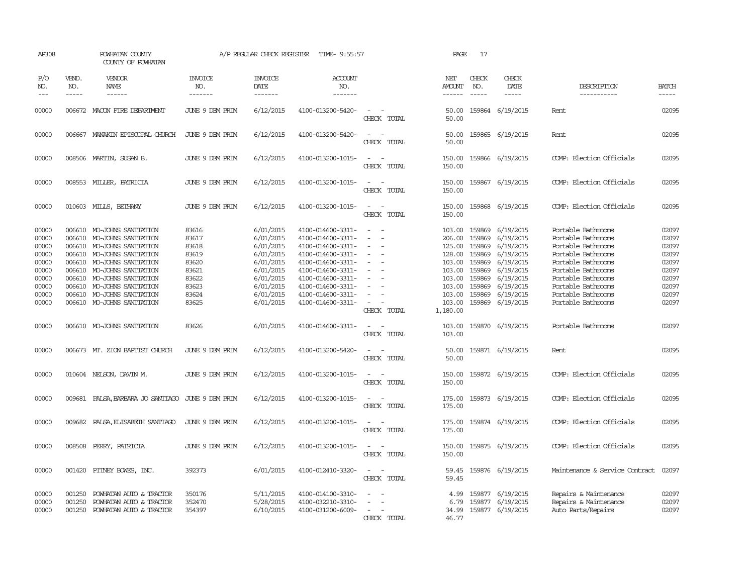AP308 POWHATAN COUNTY A/P REGULAR CHECK REGISTER TIME- 9:55:57 PAGE 17

COUNTY OF POWHATAN

| P/O NO. | VEND. NO. | VENDOR NAME | INVOICE NO. | INVOICE DATE | ACCOUNT NO. | | NET AMOUNT | CHECK NO. | CHECK DATE | DESCRIPTION | BATCH |
|---|---|---|---|---|---|---|---|---|---|---|---|
| 00000 | 006672 | MACON FIRE DEPARTMENT | JUNE 9 DEM PRIM | 6/12/2015 | 4100-013200-5420- | - - | 50.00 | 159864 | 6/19/2015 | Rent | 02095 |
| | | | | | | CHECK TOTAL | 50.00 | | | | |
| 00000 | 006667 | MANAKIN EPISCOPAL CHURCH | JUNE 9 DEM PRIM | 6/12/2015 | 4100-013200-5420- | - - | 50.00 | 159865 | 6/19/2015 | Rent | 02095 |
| | | | | | | CHECK TOTAL | 50.00 | | | | |
| 00000 | 008506 | MARTIN, SUSAN B. | JUNE 9 DEM PRIM | 6/12/2015 | 4100-013200-1015- | - - | 150.00 | 159866 | 6/19/2015 | COMP: Election Officials | 02095 |
| | | | | | | CHECK TOTAL | 150.00 | | | | |
| 00000 | 008553 | MILLER, PATRICIA | JUNE 9 DEM PRIM | 6/12/2015 | 4100-013200-1015- | - - | 150.00 | 159867 | 6/19/2015 | COMP: Election Officials | 02095 |
| | | | | | | CHECK TOTAL | 150.00 | | | | |
| 00000 | 010603 | MILLS, BETHANY | JUNE 9 DEM PRIM | 6/12/2015 | 4100-013200-1015- | - - | 150.00 | 159868 | 6/19/2015 | COMP: Election Officials | 02095 |
| | | | | | | CHECK TOTAL | 150.00 | | | | |
| 00000 | 006610 | MO-JOHNS SANITATION | 83616 | 6/01/2015 | 4100-014600-3311- | - - | 103.00 | 159869 | 6/19/2015 | Portable Bathrooms | 02097 |
| 00000 | 006610 | MO-JOHNS SANITATION | 83617 | 6/01/2015 | 4100-014600-3311- | - - | 206.00 | 159869 | 6/19/2015 | Portable Bathrooms | 02097 |
| 00000 | 006610 | MO-JOHNS SANITATION | 83618 | 6/01/2015 | 4100-014600-3311- | - - | 125.00 | 159869 | 6/19/2015 | Portable Bathrooms | 02097 |
| 00000 | 006610 | MO-JOHNS SANITATION | 83619 | 6/01/2015 | 4100-014600-3311- | - - | 128.00 | 159869 | 6/19/2015 | Portable Bathrooms | 02097 |
| 00000 | 006610 | MO-JOHNS SANITATION | 83620 | 6/01/2015 | 4100-014600-3311- | - - | 103.00 | 159869 | 6/19/2015 | Portable Bathrooms | 02097 |
| 00000 | 006610 | MO-JOHNS SANITATION | 83621 | 6/01/2015 | 4100-014600-3311- | - - | 103.00 | 159869 | 6/19/2015 | Portable Bathrooms | 02097 |
| 00000 | 006610 | MO-JOHNS SANITATION | 83622 | 6/01/2015 | 4100-014600-3311- | - - | 103.00 | 159869 | 6/19/2015 | Portable Bathrooms | 02097 |
| 00000 | 006610 | MO-JOHNS SANITATION | 83623 | 6/01/2015 | 4100-014600-3311- | - - | 103.00 | 159869 | 6/19/2015 | Portable Bathrooms | 02097 |
| 00000 | 006610 | MO-JOHNS SANITATION | 83624 | 6/01/2015 | 4100-014600-3311- | - - | 103.00 | 159869 | 6/19/2015 | Portable Bathrooms | 02097 |
| 00000 | 006610 | MO-JOHNS SANITATION | 83625 | 6/01/2015 | 4100-014600-3311- | - - | 103.00 | 159869 | 6/19/2015 | Portable Bathrooms | 02097 |
| | | | | | | CHECK TOTAL | 1,180.00 | | | | |
| 00000 | 006610 | MO-JOHNS SANITATION | 83626 | 6/01/2015 | 4100-014600-3311- | - - | 103.00 | 159870 | 6/19/2015 | Portable Bathrooms | 02097 |
| | | | | | | CHECK TOTAL | 103.00 | | | | |
| 00000 | 006673 | MT. ZION BAPTIST CHURCH | JUNE 9 DEM PRIM | 6/12/2015 | 4100-013200-5420- | - - | 50.00 | 159871 | 6/19/2015 | Rent | 02095 |
| | | | | | | CHECK TOTAL | 50.00 | | | | |
| 00000 | 010604 | NELSON, DAVIN M. | JUNE 9 DEM PRIM | 6/12/2015 | 4100-013200-1015- | - - | 150.00 | 159872 | 6/19/2015 | COMP: Election Officials | 02095 |
| | | | | | | CHECK TOTAL | 150.00 | | | | |
| 00000 | 009681 | PALSA,BARBARA JO SANTIAGO | JUNE 9 DEM PRIM | 6/12/2015 | 4100-013200-1015- | - - | 175.00 | 159873 | 6/19/2015 | COMP: Election Officials | 02095 |
| | | | | | | CHECK TOTAL | 175.00 | | | | |
| 00000 | 009682 | PALSA,ELISABETH SANTIAGO | JUNE 9 DEM PRIM | 6/12/2015 | 4100-013200-1015- | - - | 175.00 | 159874 | 6/19/2015 | COMP: Election Officials | 02095 |
| | | | | | | CHECK TOTAL | 175.00 | | | | |
| 00000 | 008508 | PERRY, PATRICIA | JUNE 9 DEM PRIM | 6/12/2015 | 4100-013200-1015- | - - | 150.00 | 159875 | 6/19/2015 | COMP: Election Officials | 02095 |
| | | | | | | CHECK TOTAL | 150.00 | | | | |
| 00000 | 001420 | PITNEY BOWES, INC. | 392373 | 6/01/2015 | 4100-012410-3320- | - - | 59.45 | 159876 | 6/19/2015 | Maintenance & Service Contract | 02097 |
| | | | | | | CHECK TOTAL | 59.45 | | | | |
| 00000 | 001250 | POWHATAN AUTO & TRACTOR | 350176 | 5/11/2015 | 4100-014100-3310- | - - | 4.99 | 159877 | 6/19/2015 | Repairs & Maintenance | 02097 |
| 00000 | 001250 | POWHATAN AUTO & TRACTOR | 352470 | 5/28/2015 | 4100-032210-3310- | - - | 6.79 | 159877 | 6/19/2015 | Repairs & Maintenance | 02097 |
| 00000 | 001250 | POWHATAN AUTO & TRACTOR | 354397 | 6/10/2015 | 4100-031200-6009- | - - | 34.99 | 159877 | 6/19/2015 | Auto Parts/Repairs | 02097 |
| | | | | | | CHECK TOTAL | 46.77 | | | | |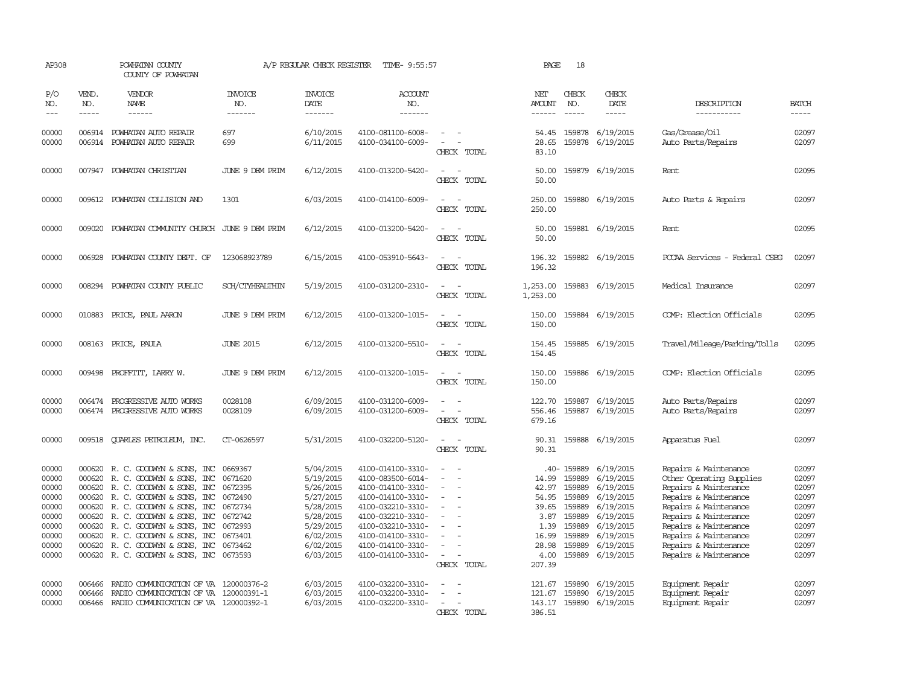AP308 POWHATAN COUNTY A/P REGULAR CHECK REGISTER TIME- 9:55:57 PAGE 18

COUNTY OF POWHATAN

| P/O NO. | VEND. NO. | VENDOR NAME | INVOICE NO. | INVOICE DATE | ACCOUNT NO. | | NET AMOUNT | CHECK NO. | CHECK DATE | DESCRIPTION | BATCH |
|---|---|---|---|---|---|---|---|---|---|---|---|
| 00000 | 006914 | POWHATAN AUTO REPAIR | 697 | 6/10/2015 | 4100-081100-6008- | - - | 54.45 | 159878 | 6/19/2015 | Gas/Grease/Oil | 02097 |
| 00000 | 006914 | POWHATAN AUTO REPAIR | 699 | 6/11/2015 | 4100-034100-6009- | - - | 28.65 | 159878 | 6/19/2015 | Auto Parts/Repairs | 02097 |
| | | | | | | CHECK TOTAL | 83.10 | | | | |
| 00000 | 007947 | POWHATAN CHRISTIAN | JUNE 9 DEM PRIM | 6/12/2015 | 4100-013200-5420- | - - | 50.00 | 159879 | 6/19/2015 | Rent | 02095 |
| | | | | | | CHECK TOTAL | 50.00 | | | | |
| 00000 | 009612 | POWHATAN COLLISION AND | 1301 | 6/03/2015 | 4100-014100-6009- | - - | 250.00 | 159880 | 6/19/2015 | Auto Parts & Repairs | 02097 |
| | | | | | | CHECK TOTAL | 250.00 | | | | |
| 00000 | 009020 | POWHATAN COMMUNITY CHURCH | JUNE 9 DEM PRIM | 6/12/2015 | 4100-013200-5420- | - - | 50.00 | 159881 | 6/19/2015 | Rent | 02095 |
| | | | | | | CHECK TOTAL | 50.00 | | | | |
| 00000 | 006928 | POWHATAN COUNTY DEPT. OF | 123068923789 | 6/15/2015 | 4100-053910-5643- | - - | 196.32 | 159882 | 6/19/2015 | PCCAA Services - Federal CSBG | 02097 |
| | | | | | | CHECK TOTAL | 196.32 | | | | |
| 00000 | 008294 | POWHATAN COUNTY PUBLIC | SCH/CTYHEALTHIN | 5/19/2015 | 4100-031200-2310- | - - | 1,253.00 | 159883 | 6/19/2015 | Medical Insurance | 02097 |
| | | | | | | CHECK TOTAL | 1,253.00 | | | | |
| 00000 | 010883 | PRICE, PAUL AARON | JUNE 9 DEM PRIM | 6/12/2015 | 4100-013200-1015- | - - | 150.00 | 159884 | 6/19/2015 | COMP: Election Officials | 02095 |
| | | | | | | CHECK TOTAL | 150.00 | | | | |
| 00000 | 008163 | PRICE, PAULA | JUNE 2015 | 6/12/2015 | 4100-013200-5510- | - - | 154.45 | 159885 | 6/19/2015 | Travel/Mileage/Parking/Tolls | 02095 |
| | | | | | | CHECK TOTAL | 154.45 | | | | |
| 00000 | 009498 | PROFFITT, LARRY W. | JUNE 9 DEM PRIM | 6/12/2015 | 4100-013200-1015- | - - | 150.00 | 159886 | 6/19/2015 | COMP: Election Officials | 02095 |
| | | | | | | CHECK TOTAL | 150.00 | | | | |
| 00000 | 006474 | PROGRESSIVE AUTO WORKS | 0028108 | 6/09/2015 | 4100-031200-6009- | - - | 122.70 | 159887 | 6/19/2015 | Auto Parts/Repairs | 02097 |
| 00000 | 006474 | PROGRESSIVE AUTO WORKS | 0028109 | 6/09/2015 | 4100-031200-6009- | - - | 556.46 | 159887 | 6/19/2015 | Auto Parts/Repairs | 02097 |
| | | | | | | CHECK TOTAL | 679.16 | | | | |
| 00000 | 009518 | QUARLES PETROLEUM, INC. | CT-0626597 | 5/31/2015 | 4100-032200-5120- | - - | 90.31 | 159888 | 6/19/2015 | Apparatus Fuel | 02097 |
| | | | | | | CHECK TOTAL | 90.31 | | | | |
| 00000 | 000620 | R. C. GOODWYN & SONS, INC | 0669367 | 5/04/2015 | 4100-014100-3310- | - - | .40- | 159889 | 6/19/2015 | Repairs & Maintenance | 02097 |
| 00000 | 000620 | R. C. GOODWYN & SONS, INC | 0671620 | 5/19/2015 | 4100-083500-6014- | - - | 14.99 | 159889 | 6/19/2015 | Other Operating Supplies | 02097 |
| 00000 | 000620 | R. C. GOODWYN & SONS, INC | 0672395 | 5/26/2015 | 4100-014100-3310- | - - | 42.97 | 159889 | 6/19/2015 | Repairs & Maintenance | 02097 |
| 00000 | 000620 | R. C. GOODWYN & SONS, INC | 0672490 | 5/27/2015 | 4100-014100-3310- | - - | 54.95 | 159889 | 6/19/2015 | Repairs & Maintenance | 02097 |
| 00000 | 000620 | R. C. GOODWYN & SONS, INC | 0672734 | 5/28/2015 | 4100-032210-3310- | - - | 39.65 | 159889 | 6/19/2015 | Repairs & Maintenance | 02097 |
| 00000 | 000620 | R. C. GOODWYN & SONS, INC | 0672742 | 5/28/2015 | 4100-032210-3310- | - - | 3.87 | 159889 | 6/19/2015 | Repairs & Maintenance | 02097 |
| 00000 | 000620 | R. C. GOODWYN & SONS, INC | 0672993 | 5/29/2015 | 4100-032210-3310- | - - | 1.39 | 159889 | 6/19/2015 | Repairs & Maintenance | 02097 |
| 00000 | 000620 | R. C. GOODWYN & SONS, INC | 0673401 | 6/02/2015 | 4100-014100-3310- | - - | 16.99 | 159889 | 6/19/2015 | Repairs & Maintenance | 02097 |
| 00000 | 000620 | R. C. GOODWYN & SONS, INC | 0673462 | 6/02/2015 | 4100-014100-3310- | - - | 28.98 | 159889 | 6/19/2015 | Repairs & Maintenance | 02097 |
| 00000 | 000620 | R. C. GOODWYN & SONS, INC | 0673593 | 6/03/2015 | 4100-014100-3310- | - - | 4.00 | 159889 | 6/19/2015 | Repairs & Maintenance | 02097 |
| | | | | | | CHECK TOTAL | 207.39 | | | | |
| 00000 | 006466 | RADIO COMMUNICATION OF VA | 120000376-2 | 6/03/2015 | 4100-032200-3310- | - - | 121.67 | 159890 | 6/19/2015 | Equipment Repair | 02097 |
| 00000 | 006466 | RADIO COMMUNICATION OF VA | 120000391-1 | 6/03/2015 | 4100-032200-3310- | - - | 121.67 | 159890 | 6/19/2015 | Equipment Repair | 02097 |
| 00000 | 006466 | RADIO COMMUNICATION OF VA | 120000392-1 | 6/03/2015 | 4100-032200-3310- | - - | 143.17 | 159890 | 6/19/2015 | Equipment Repair | 02097 |
| | | | | | | CHECK TOTAL | 386.51 | | | | |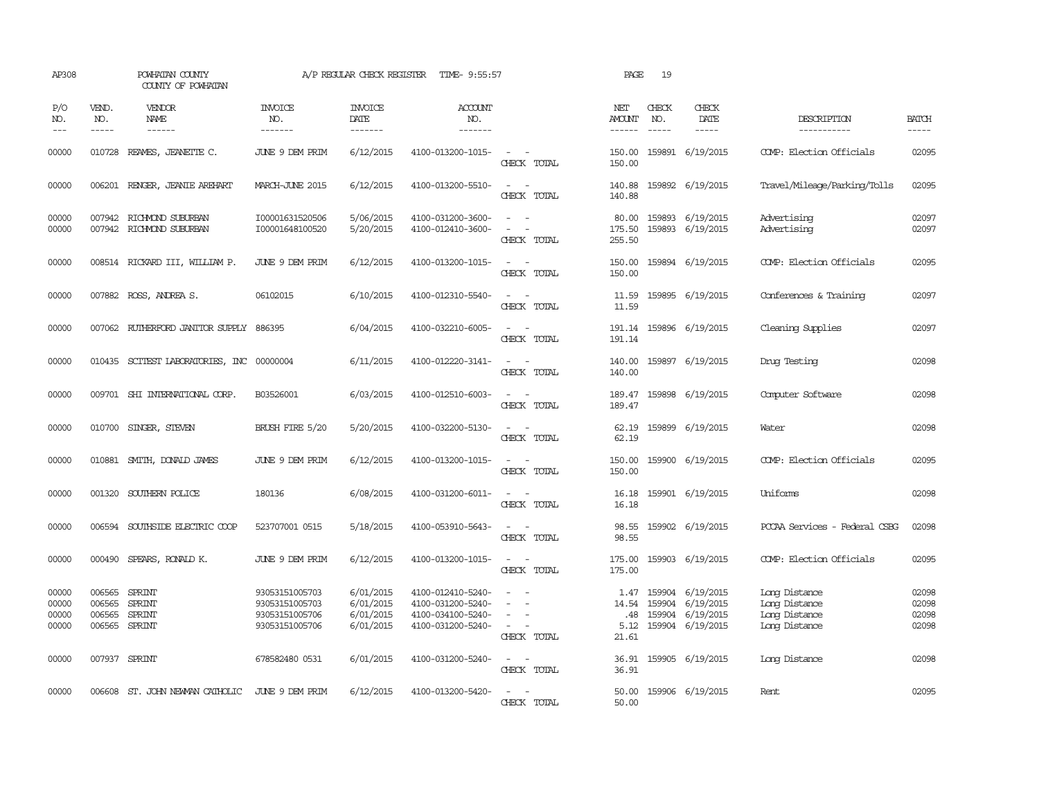AP308 POWHATAN COUNTY A/P REGULAR CHECK REGISTER TIME- 9:55:57

COUNTY OF POWHATAN

| P/O NO. | VEND. NO. | VENDOR NAME | INVOICE NO. | INVOICE DATE | ACCOUNT NO. | | NET AMOUNT | CHECK NO. | CHECK DATE | DESCRIPTION | BATCH |
|---|---|---|---|---|---|---|---|---|---|---|---|
| 00000 | 010728 | REAMES, JEANETTE C. | JUNE 9 DEM PRIM | 6/12/2015 | 4100-013200-1015- | - - | 150.00 | 159891 | 6/19/2015 | COMP: Election Officials | 02095 |
| | | | | | | CHECK TOTAL | 150.00 | | | | |
| 00000 | 006201 | RENGER, JEANIE AREHART | MARCH-JUNE 2015 | 6/12/2015 | 4100-013200-5510- | - - | 140.88 | 159892 | 6/19/2015 | Travel/Mileage/Parking/Tolls | 02095 |
| | | | | | | CHECK TOTAL | 140.88 | | | | |
| 00000 | 007942 | RICHMOND SUBURBAN | I00001631520506 | 5/06/2015 | 4100-031200-3600- | - - | 80.00 | 159893 | 6/19/2015 | Advertising | 02097 |
| 00000 | 007942 | RICHMOND SUBURBAN | I00001648100520 | 5/20/2015 | 4100-012410-3600- | - - | 175.50 | 159893 | 6/19/2015 | Advertising | 02097 |
| | | | | | | CHECK TOTAL | 255.50 | | | | |
| 00000 | 008514 | RICKARD III, WILLIAM P. | JUNE 9 DEM PRIM | 6/12/2015 | 4100-013200-1015- | - - | 150.00 | 159894 | 6/19/2015 | COMP: Election Officials | 02095 |
| | | | | | | CHECK TOTAL | 150.00 | | | | |
| 00000 | 007882 | ROSS, ANDREA S. | 06102015 | 6/10/2015 | 4100-012310-5540- | - - | 11.59 | 159895 | 6/19/2015 | Conferences & Training | 02097 |
| | | | | | | CHECK TOTAL | 11.59 | | | | |
| 00000 | 007062 | RUTHERFORD JANITOR SUPPLY | 886395 | 6/04/2015 | 4100-032210-6005- | - - | 191.14 | 159896 | 6/19/2015 | Cleaning Supplies | 02097 |
| | | | | | | CHECK TOTAL | 191.14 | | | | |
| 00000 | 010435 | SCITEST LABORATORIES, INC | 00000004 | 6/11/2015 | 4100-012220-3141- | - - | 140.00 | 159897 | 6/19/2015 | Drug Testing | 02098 |
| | | | | | | CHECK TOTAL | 140.00 | | | | |
| 00000 | 009701 | SHI INTERNATIONAL CORP. | B03526001 | 6/03/2015 | 4100-012510-6003- | - - | 189.47 | 159898 | 6/19/2015 | Computer Software | 02098 |
| | | | | | | CHECK TOTAL | 189.47 | | | | |
| 00000 | 010700 | SINGER, STEVEN | BRUSH FIRE 5/20 | 5/20/2015 | 4100-032200-5130- | - - | 62.19 | 159899 | 6/19/2015 | Water | 02098 |
| | | | | | | CHECK TOTAL | 62.19 | | | | |
| 00000 | 010881 | SMITH, DONALD JAMES | JUNE 9 DEM PRIM | 6/12/2015 | 4100-013200-1015- | - - | 150.00 | 159900 | 6/19/2015 | COMP: Election Officials | 02095 |
| | | | | | | CHECK TOTAL | 150.00 | | | | |
| 00000 | 001320 | SOUTHERN POLICE | 180136 | 6/08/2015 | 4100-031200-6011- | - - | 16.18 | 159901 | 6/19/2015 | Uniforms | 02098 |
| | | | | | | CHECK TOTAL | 16.18 | | | | |
| 00000 | 006594 | SOUTHSIDE ELECTRIC COOP | 523707001 0515 | 5/18/2015 | 4100-053910-5643- | - - | 98.55 | 159902 | 6/19/2015 | PCCAA Services - Federal CSBG | 02098 |
| | | | | | | CHECK TOTAL | 98.55 | | | | |
| 00000 | 000490 | SPEARS, RONALD K. | JUNE 9 DEM PRIM | 6/12/2015 | 4100-013200-1015- | - - | 175.00 | 159903 | 6/19/2015 | COMP: Election Officials | 02095 |
| | | | | | | CHECK TOTAL | 175.00 | | | | |
| 00000 | 006565 | SPRINT | 93053151005703 | 6/01/2015 | 4100-012410-5240- | - - | 1.47 | 159904 | 6/19/2015 | Long Distance | 02098 |
| 00000 | 006565 | SPRINT | 93053151005703 | 6/01/2015 | 4100-031200-5240- | - - | 14.54 | 159904 | 6/19/2015 | Long Distance | 02098 |
| 00000 | 006565 | SPRINT | 93053151005706 | 6/01/2015 | 4100-034100-5240- | - - | .48 | 159904 | 6/19/2015 | Long Distance | 02098 |
| 00000 | 006565 | SPRINT | 93053151005706 | 6/01/2015 | 4100-031200-5240- | - - | 5.12 | 159904 | 6/19/2015 | Long Distance | 02098 |
| | | | | | | CHECK TOTAL | 21.61 | | | | |
| 00000 | 007937 | SPRINT | 678582480 0531 | 6/01/2015 | 4100-031200-5240- | - - | 36.91 | 159905 | 6/19/2015 | Long Distance | 02098 |
| | | | | | | CHECK TOTAL | 36.91 | | | | |
| 00000 | 006608 | ST. JOHN NEWMAN CATHOLIC | JUNE 9 DEM PRIM | 6/12/2015 | 4100-013200-5420- | - - | 50.00 | 159906 | 6/19/2015 | Rent | 02095 |
| | | | | | | CHECK TOTAL | 50.00 | | | | |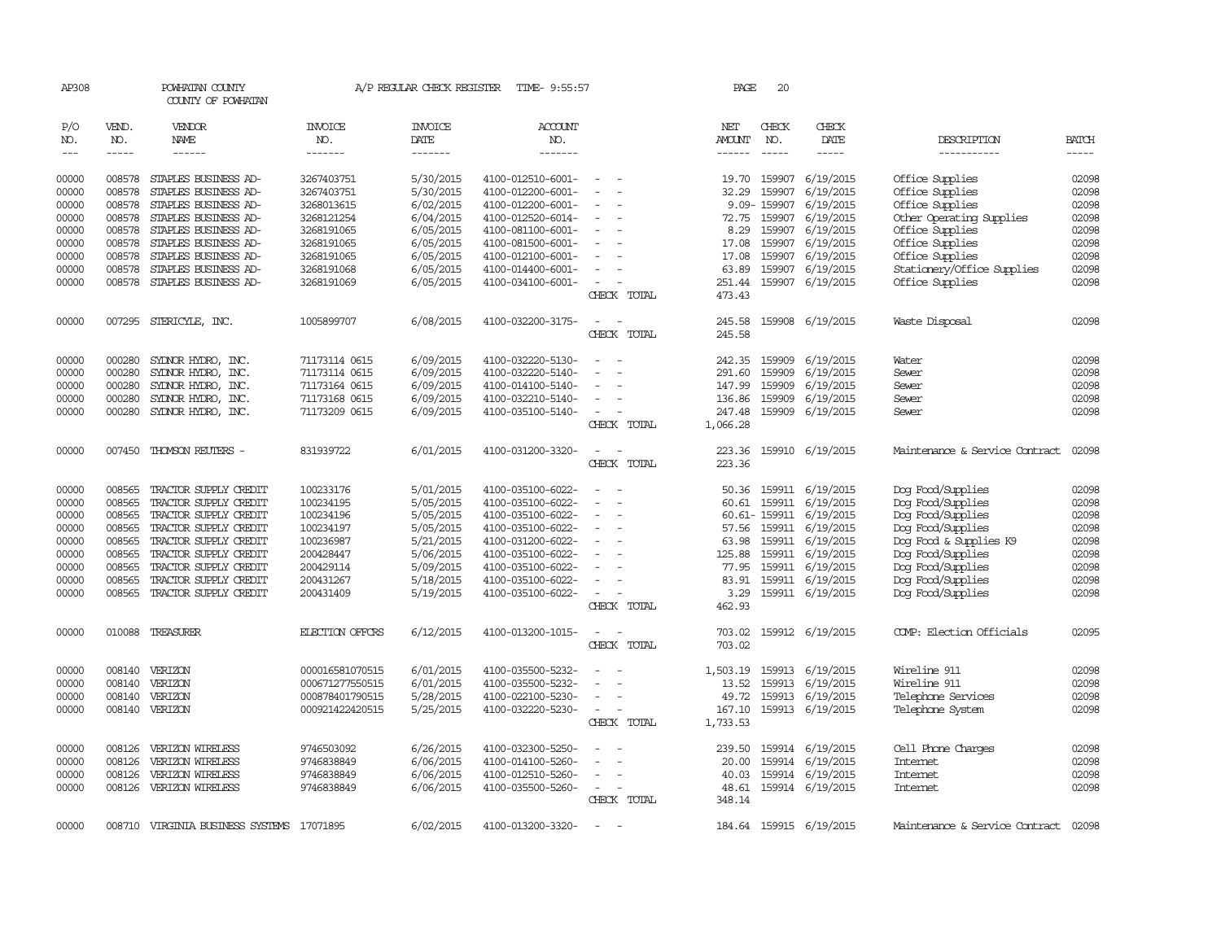AP308 POWHATAN COUNTY COUNTY OF POWHATAN A/P REGULAR CHECK REGISTER TIME- 9:55:57 PAGE 20

| P/O NO. | VEND. NO. | VENDOR NAME | INVOICE NO. | INVOICE DATE | ACCOUNT NO. | | NET AMOUNT | CHECK NO. | CHECK DATE | DESCRIPTION | BATCH |
|---|---|---|---|---|---|---|---|---|---|---|---|
| 00000 | 008578 | STAPLES BUSINESS AD- | 3267403751 | 5/30/2015 | 4100-012510-6001- | - - | 19.70 | 159907 | 6/19/2015 | Office Supplies | 02098 |
| 00000 | 008578 | STAPLES BUSINESS AD- | 3267403751 | 5/30/2015 | 4100-012200-6001- | - - | 32.29 | 159907 | 6/19/2015 | Office Supplies | 02098 |
| 00000 | 008578 | STAPLES BUSINESS AD- | 3268013615 | 6/02/2015 | 4100-012200-6001- | - - | 9.09- | 159907 | 6/19/2015 | Office Supplies | 02098 |
| 00000 | 008578 | STAPLES BUSINESS AD- | 3268121254 | 6/04/2015 | 4100-012520-6014- | - - | 72.75 | 159907 | 6/19/2015 | Other Operating Supplies | 02098 |
| 00000 | 008578 | STAPLES BUSINESS AD- | 3268191065 | 6/05/2015 | 4100-081100-6001- | - - | 8.29 | 159907 | 6/19/2015 | Office Supplies | 02098 |
| 00000 | 008578 | STAPLES BUSINESS AD- | 3268191065 | 6/05/2015 | 4100-081500-6001- | - - | 17.08 | 159907 | 6/19/2015 | Office Supplies | 02098 |
| 00000 | 008578 | STAPLES BUSINESS AD- | 3268191065 | 6/05/2015 | 4100-012100-6001- | - - | 17.08 | 159907 | 6/19/2015 | Office Supplies | 02098 |
| 00000 | 008578 | STAPLES BUSINESS AD- | 3268191068 | 6/05/2015 | 4100-014400-6001- | - - | 63.89 | 159907 | 6/19/2015 | Stationery/Office Supplies | 02098 |
| 00000 | 008578 | STAPLES BUSINESS AD- | 3268191069 | 6/05/2015 | 4100-034100-6001- | - - | 251.44 | 159907 | 6/19/2015 | Office Supplies | 02098 |
| | | | | | | CHECK TOTAL | 473.43 | | | | |
| 00000 | 007295 | STERICYLE, INC. | 1005899707 | 6/08/2015 | 4100-032200-3175- | - - | 245.58 | 159908 | 6/19/2015 | Waste Disposal | 02098 |
| | | | | | | CHECK TOTAL | 245.58 | | | | |
| 00000 | 000280 | SYDNOR HYDRO, INC. | 71173114 0615 | 6/09/2015 | 4100-032220-5130- | - - | 242.35 | 159909 | 6/19/2015 | Water | 02098 |
| 00000 | 000280 | SYDNOR HYDRO, INC. | 71173114 0615 | 6/09/2015 | 4100-032220-5140- | - - | 291.60 | 159909 | 6/19/2015 | Sewer | 02098 |
| 00000 | 000280 | SYDNOR HYDRO, INC. | 71173164 0615 | 6/09/2015 | 4100-014100-5140- | - - | 147.99 | 159909 | 6/19/2015 | Sewer | 02098 |
| 00000 | 000280 | SYDNOR HYDRO, INC. | 71173168 0615 | 6/09/2015 | 4100-032210-5140- | - - | 136.86 | 159909 | 6/19/2015 | Sewer | 02098 |
| 00000 | 000280 | SYDNOR HYDRO, INC. | 71173209 0615 | 6/09/2015 | 4100-035100-5140- | - - | 247.48 | 159909 | 6/19/2015 | Sewer | 02098 |
| | | | | | | CHECK TOTAL | 1,066.28 | | | | |
| 00000 | 007450 | THOMSON REUTERS - | 831939722 | 6/01/2015 | 4100-031200-3320- | - - | 223.36 | 159910 | 6/19/2015 | Maintenance & Service Contract | 02098 |
| | | | | | | CHECK TOTAL | 223.36 | | | | |
| 00000 | 008565 | TRACTOR SUPPLY CREDIT | 100233176 | 5/01/2015 | 4100-035100-6022- | - - | 50.36 | 159911 | 6/19/2015 | Dog Food/Supplies | 02098 |
| 00000 | 008565 | TRACTOR SUPPLY CREDIT | 100234195 | 5/05/2015 | 4100-035100-6022- | - - | 60.61 | 159911 | 6/19/2015 | Dog Food/Supplies | 02098 |
| 00000 | 008565 | TRACTOR SUPPLY CREDIT | 100234196 | 5/05/2015 | 4100-035100-6022- | - - | 60.61- | 159911 | 6/19/2015 | Dog Food/Supplies | 02098 |
| 00000 | 008565 | TRACTOR SUPPLY CREDIT | 100234197 | 5/05/2015 | 4100-035100-6022- | - - | 57.56 | 159911 | 6/19/2015 | Dog Food/Supplies | 02098 |
| 00000 | 008565 | TRACTOR SUPPLY CREDIT | 100236987 | 5/21/2015 | 4100-031200-6022- | - - | 63.98 | 159911 | 6/19/2015 | Dog Food & Supplies K9 | 02098 |
| 00000 | 008565 | TRACTOR SUPPLY CREDIT | 200428447 | 5/06/2015 | 4100-035100-6022- | - - | 125.88 | 159911 | 6/19/2015 | Dog Food/Supplies | 02098 |
| 00000 | 008565 | TRACTOR SUPPLY CREDIT | 200429114 | 5/09/2015 | 4100-035100-6022- | - - | 77.95 | 159911 | 6/19/2015 | Dog Food/Supplies | 02098 |
| 00000 | 008565 | TRACTOR SUPPLY CREDIT | 200431267 | 5/18/2015 | 4100-035100-6022- | - - | 83.91 | 159911 | 6/19/2015 | Dog Food/Supplies | 02098 |
| 00000 | 008565 | TRACTOR SUPPLY CREDIT | 200431409 | 5/19/2015 | 4100-035100-6022- | - - | 3.29 | 159911 | 6/19/2015 | Dog Food/Supplies | 02098 |
| | | | | | | CHECK TOTAL | 462.93 | | | | |
| 00000 | 010088 | TREASURER | ELECTION OFFCRS | 6/12/2015 | 4100-013200-1015- | - - | 703.02 | 159912 | 6/19/2015 | COMP: Election Officials | 02095 |
| | | | | | | CHECK TOTAL | 703.02 | | | | |
| 00000 | 008140 | VERIZON | 000016581070515 | 6/01/2015 | 4100-035500-5232- | - - | 1,503.19 | 159913 | 6/19/2015 | Wireline 911 | 02098 |
| 00000 | 008140 | VERIZON | 000671277550515 | 6/01/2015 | 4100-035500-5232- | - - | 13.52 | 159913 | 6/19/2015 | Wireline 911 | 02098 |
| 00000 | 008140 | VERIZON | 000878401790515 | 5/28/2015 | 4100-022100-5230- | - - | 49.72 | 159913 | 6/19/2015 | Telephone Services | 02098 |
| 00000 | 008140 | VERIZON | 000921422420515 | 5/25/2015 | 4100-032220-5230- | - - | 167.10 | 159913 | 6/19/2015 | Telephone System | 02098 |
| | | | | | | CHECK TOTAL | 1,733.53 | | | | |
| 00000 | 008126 | VERIZON WIRELESS | 9746503092 | 6/26/2015 | 4100-032300-5250- | - - | 239.50 | 159914 | 6/19/2015 | Cell Phone Charges | 02098 |
| 00000 | 008126 | VERIZON WIRELESS | 9746838849 | 6/06/2015 | 4100-014100-5260- | - - | 20.00 | 159914 | 6/19/2015 | Internet | 02098 |
| 00000 | 008126 | VERIZON WIRELESS | 9746838849 | 6/06/2015 | 4100-012510-5260- | - - | 40.03 | 159914 | 6/19/2015 | Internet | 02098 |
| 00000 | 008126 | VERIZON WIRELESS | 9746838849 | 6/06/2015 | 4100-035500-5260- | - - | 48.61 | 159914 | 6/19/2015 | Internet | 02098 |
| | | | | | | CHECK TOTAL | 348.14 | | | | |
| 00000 | 008710 | VIRGINIA BUSINESS SYSTEMS | 17071895 | 6/02/2015 | 4100-013200-3320- | - - | 184.64 | 159915 | 6/19/2015 | Maintenance & Service Contract | 02098 |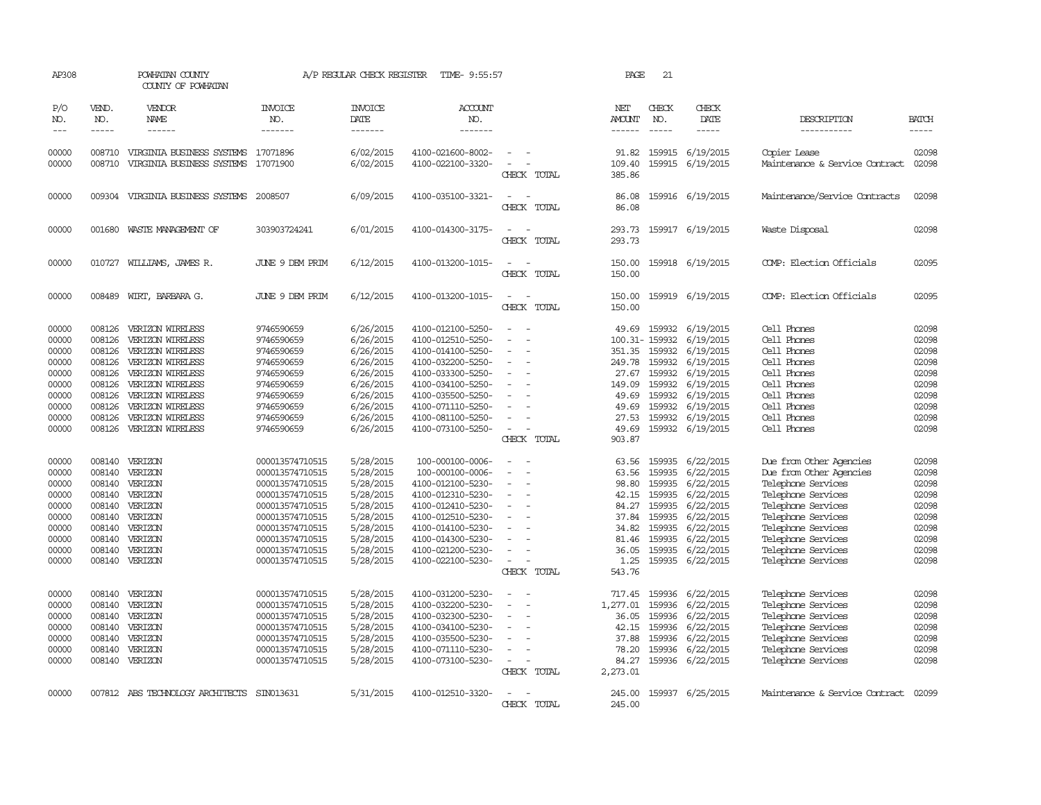AP308 POWHATAN COUNTY A/P REGULAR CHECK REGISTER TIME- 9:55:57 PAGE 21

COUNTY OF POWHATAN

| P/O NO. | VEND. NO. | VENDOR NAME | INVOICE NO. | INVOICE DATE | ACCOUNT NO. | | NET AMOUNT | CHECK NO. | CHECK DATE | DESCRIPTION | BATCH |
|---|---|---|---|---|---|---|---|---|---|---|---|
| 00000 | 008710 | VIRGINIA BUSINESS SYSTEMS | 17071896 | 6/02/2015 | 4100-021600-8002- | - - | 91.82 | 159915 | 6/19/2015 | Copier Lease | 02098 |
| 00000 | 008710 | VIRGINIA BUSINESS SYSTEMS | 17071900 | 6/02/2015 | 4100-022100-3320- | - - | 109.40 | 159915 | 6/19/2015 | Maintenance & Service Contract | 02098 |
| | | | | | | CHECK TOTAL | 385.86 | | | | |
| 00000 | 009304 | VIRGINIA BUSINESS SYSTEMS | 2008507 | 6/09/2015 | 4100-035100-3321- | - - | 86.08 | 159916 | 6/19/2015 | Maintenance/Service Contracts | 02098 |
| | | | | | | CHECK TOTAL | 86.08 | | | | |
| 00000 | 001680 | WASTE MANAGEMENT OF | 303903724241 | 6/01/2015 | 4100-014300-3175- | - - | 293.73 | 159917 | 6/19/2015 | Waste Disposal | 02098 |
| | | | | | | CHECK TOTAL | 293.73 | | | | |
| 00000 | 010727 | WILLIAMS, JAMES R. | JUNE 9 DEM PRIM | 6/12/2015 | 4100-013200-1015- | - - | 150.00 | 159918 | 6/19/2015 | COMP: Election Officials | 02095 |
| | | | | | | CHECK TOTAL | 150.00 | | | | |
| 00000 | 008489 | WIRT, BARBARA G. | JUNE 9 DEM PRIM | 6/12/2015 | 4100-013200-1015- | - - | 150.00 | 159919 | 6/19/2015 | COMP: Election Officials | 02095 |
| | | | | | | CHECK TOTAL | 150.00 | | | | |
| 00000 | 008126 | VERIZON WIRELESS | 9746590659 | 6/26/2015 | 4100-012100-5250- | - - | 49.69 | 159932 | 6/19/2015 | Cell Phones | 02098 |
| 00000 | 008126 | VERIZON WIRELESS | 9746590659 | 6/26/2015 | 4100-012510-5250- | - - | 100.31- | 159932 | 6/19/2015 | Cell Phones | 02098 |
| 00000 | 008126 | VERIZON WIRELESS | 9746590659 | 6/26/2015 | 4100-014100-5250- | - - | 351.35 | 159932 | 6/19/2015 | Cell Phones | 02098 |
| 00000 | 008126 | VERIZON WIRELESS | 9746590659 | 6/26/2015 | 4100-032200-5250- | - - | 249.78 | 159932 | 6/19/2015 | Cell Phones | 02098 |
| 00000 | 008126 | VERIZON WIRELESS | 9746590659 | 6/26/2015 | 4100-033300-5250- | - - | 27.67 | 159932 | 6/19/2015 | Cell Phones | 02098 |
| 00000 | 008126 | VERIZON WIRELESS | 9746590659 | 6/26/2015 | 4100-034100-5250- | - - | 149.09 | 159932 | 6/19/2015 | Cell Phones | 02098 |
| 00000 | 008126 | VERIZON WIRELESS | 9746590659 | 6/26/2015 | 4100-035500-5250- | - - | 49.69 | 159932 | 6/19/2015 | Cell Phones | 02098 |
| 00000 | 008126 | VERIZON WIRELESS | 9746590659 | 6/26/2015 | 4100-071110-5250- | - - | 49.69 | 159932 | 6/19/2015 | Cell Phones | 02098 |
| 00000 | 008126 | VERIZON WIRELESS | 9746590659 | 6/26/2015 | 4100-081100-5250- | - - | 27.53 | 159932 | 6/19/2015 | Cell Phones | 02098 |
| 00000 | 008126 | VERIZON WIRELESS | 9746590659 | 6/26/2015 | 4100-073100-5250- | - - | 49.69 | 159932 | 6/19/2015 | Cell Phones | 02098 |
| | | | | | | CHECK TOTAL | 903.87 | | | | |
| 00000 | 008140 | VERIZON | 000013574710515 | 5/28/2015 | 100-000100-0006- | - - | 63.56 | 159935 | 6/22/2015 | Due from Other Agencies | 02098 |
| 00000 | 008140 | VERIZON | 000013574710515 | 5/28/2015 | 100-000100-0006- | - - | 63.56 | 159935 | 6/22/2015 | Due from Other Agencies | 02098 |
| 00000 | 008140 | VERIZON | 000013574710515 | 5/28/2015 | 4100-012100-5230- | - - | 98.80 | 159935 | 6/22/2015 | Telephone Services | 02098 |
| 00000 | 008140 | VERIZON | 000013574710515 | 5/28/2015 | 4100-012310-5230- | - - | 42.15 | 159935 | 6/22/2015 | Telephone Services | 02098 |
| 00000 | 008140 | VERIZON | 000013574710515 | 5/28/2015 | 4100-012410-5230- | - - | 84.27 | 159935 | 6/22/2015 | Telephone Services | 02098 |
| 00000 | 008140 | VERIZON | 000013574710515 | 5/28/2015 | 4100-012510-5230- | - - | 37.84 | 159935 | 6/22/2015 | Telephone Services | 02098 |
| 00000 | 008140 | VERIZON | 000013574710515 | 5/28/2015 | 4100-014100-5230- | - - | 34.82 | 159935 | 6/22/2015 | Telephone Services | 02098 |
| 00000 | 008140 | VERIZON | 000013574710515 | 5/28/2015 | 4100-014300-5230- | - - | 81.46 | 159935 | 6/22/2015 | Telephone Services | 02098 |
| 00000 | 008140 | VERIZON | 000013574710515 | 5/28/2015 | 4100-021200-5230- | - - | 36.05 | 159935 | 6/22/2015 | Telephone Services | 02098 |
| 00000 | 008140 | VERIZON | 000013574710515 | 5/28/2015 | 4100-022100-5230- | - - | 1.25 | 159935 | 6/22/2015 | Telephone Services | 02098 |
| | | | | | | CHECK TOTAL | 543.76 | | | | |
| 00000 | 008140 | VERIZON | 000013574710515 | 5/28/2015 | 4100-031200-5230- | - - | 717.45 | 159936 | 6/22/2015 | Telephone Services | 02098 |
| 00000 | 008140 | VERIZON | 000013574710515 | 5/28/2015 | 4100-032200-5230- | - - | 1,277.01 | 159936 | 6/22/2015 | Telephone Services | 02098 |
| 00000 | 008140 | VERIZON | 000013574710515 | 5/28/2015 | 4100-032300-5230- | - - | 36.05 | 159936 | 6/22/2015 | Telephone Services | 02098 |
| 00000 | 008140 | VERIZON | 000013574710515 | 5/28/2015 | 4100-034100-5230- | - - | 42.15 | 159936 | 6/22/2015 | Telephone Services | 02098 |
| 00000 | 008140 | VERIZON | 000013574710515 | 5/28/2015 | 4100-035500-5230- | - - | 37.88 | 159936 | 6/22/2015 | Telephone Services | 02098 |
| 00000 | 008140 | VERIZON | 000013574710515 | 5/28/2015 | 4100-071110-5230- | - - | 78.20 | 159936 | 6/22/2015 | Telephone Services | 02098 |
| 00000 | 008140 | VERIZON | 000013574710515 | 5/28/2015 | 4100-073100-5230- | - - | 84.27 | 159936 | 6/22/2015 | Telephone Services | 02098 |
| | | | | | | CHECK TOTAL | 2,273.01 | | | | |
| 00000 | 007812 | ABS TECHNOLOGY ARCHITECTS | SIN013631 | 5/31/2015 | 4100-012510-3320- | - - | 245.00 | 159937 | 6/25/2015 | Maintenance & Service Contract | 02099 |
| | | | | | | CHECK TOTAL | 245.00 | | | | |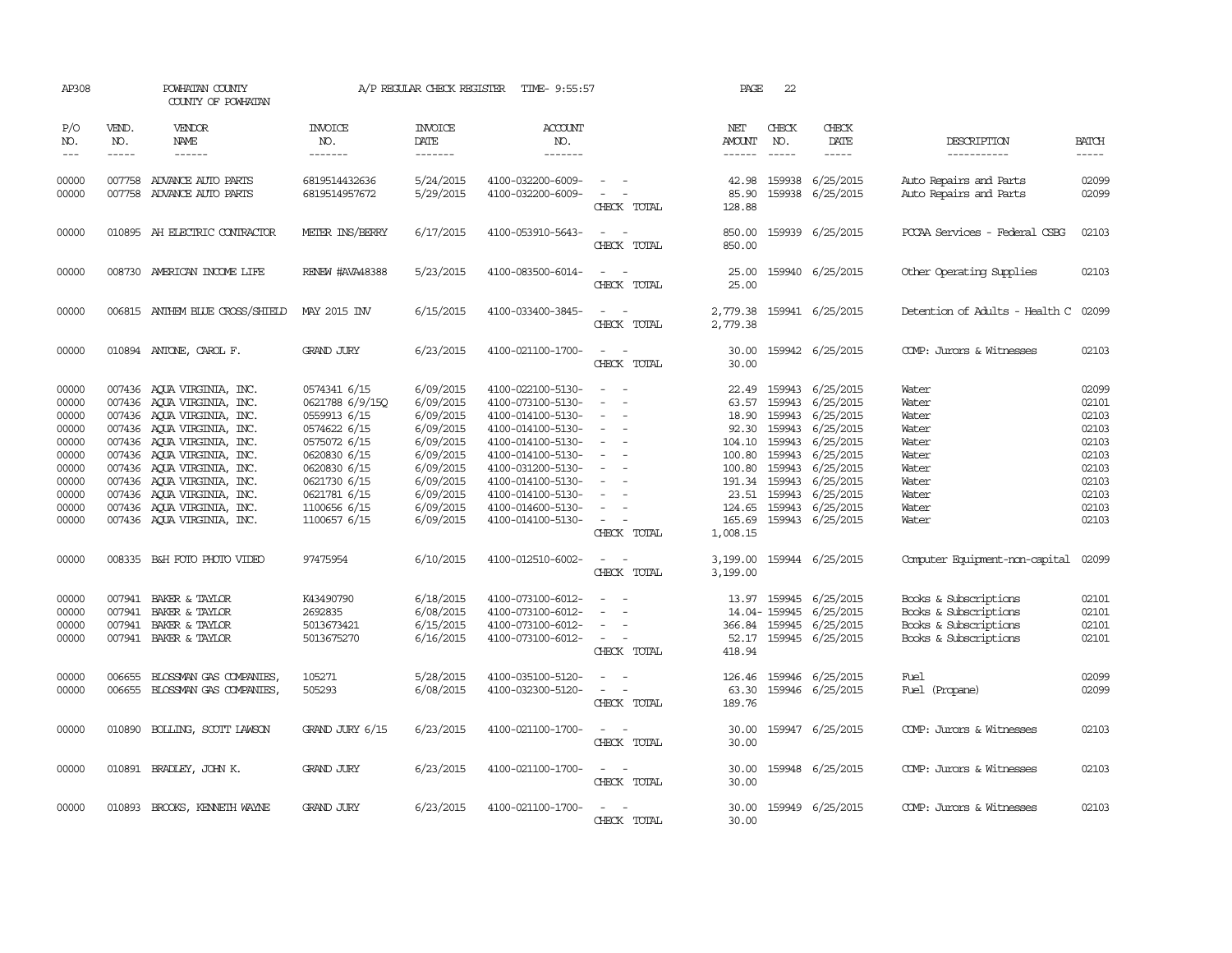AP308 POWHATAN COUNTY A/P REGULAR CHECK REGISTER TIME- 9:55:57 PAGE 22
COUNTY OF POWHATAN

| P/O NO. | VEND. NO. | VENDOR NAME | INVOICE NO. | INVOICE DATE | ACCOUNT NO. | | NET AMOUNT | CHECK NO. | CHECK DATE | DESCRIPTION | BATCH |
|---|---|---|---|---|---|---|---|---|---|---|---|
| 00000 | 007758 | ADVANCE AUTO PARTS | 6819514432636 | 5/24/2015 | 4100-032200-6009- | - - | 42.98 | 159938 | 6/25/2015 | Auto Repairs and Parts | 02099 |
| 00000 | 007758 | ADVANCE AUTO PARTS | 6819514957672 | 5/29/2015 | 4100-032200-6009- | - - | 85.90 | 159938 | 6/25/2015 | Auto Repairs and Parts | 02099 |
| | | | | | | CHECK TOTAL | 128.88 | | | | |
| 00000 | 010895 | AH ELECTRIC CONTRACTOR | METER INS/BERRY | 6/17/2015 | 4100-053910-5643- | - - | 850.00 | 159939 | 6/25/2015 | PCCAA Services - Federal CSBG | 02103 |
| | | | | | | CHECK TOTAL | 850.00 | | | | |
| 00000 | 008730 | AMERICAN INCOME LIFE | RENEW #AVA48388 | 5/23/2015 | 4100-083500-6014- | - - | 25.00 | 159940 | 6/25/2015 | Other Operating Supplies | 02103 |
| | | | | | | CHECK TOTAL | 25.00 | | | | |
| 00000 | 006815 | ANTHEM BLUE CROSS/SHIELD | MAY 2015 INV | 6/15/2015 | 4100-033400-3845- | - - | 2,779.38 | 159941 | 6/25/2015 | Detention of Adults - Health C | 02099 |
| | | | | | | CHECK TOTAL | 2,779.38 | | | | |
| 00000 | 010894 | ANTONE, CAROL F. | GRAND JURY | 6/23/2015 | 4100-021100-1700- | - - | 30.00 | 159942 | 6/25/2015 | COMP: Jurors & Witnesses | 02103 |
| | | | | | | CHECK TOTAL | 30.00 | | | | |
| 00000 | 007436 | AQUA VIRGINIA, INC. | 0574341 6/15 | 6/09/2015 | 4100-022100-5130- | - - | 22.49 | 159943 | 6/25/2015 | Water | 02099 |
| 00000 | 007436 | AQUA VIRGINIA, INC. | 0621788 6/9/15Q | 6/09/2015 | 4100-073100-5130- | - - | 63.57 | 159943 | 6/25/2015 | Water | 02101 |
| 00000 | 007436 | AQUA VIRGINIA, INC. | 0559913 6/15 | 6/09/2015 | 4100-014100-5130- | - - | 18.90 | 159943 | 6/25/2015 | Water | 02103 |
| 00000 | 007436 | AQUA VIRGINIA, INC. | 0574622 6/15 | 6/09/2015 | 4100-014100-5130- | - - | 92.30 | 159943 | 6/25/2015 | Water | 02103 |
| 00000 | 007436 | AQUA VIRGINIA, INC. | 0575072 6/15 | 6/09/2015 | 4100-014100-5130- | - - | 104.10 | 159943 | 6/25/2015 | Water | 02103 |
| 00000 | 007436 | AQUA VIRGINIA, INC. | 0620830 6/15 | 6/09/2015 | 4100-014100-5130- | - - | 100.80 | 159943 | 6/25/2015 | Water | 02103 |
| 00000 | 007436 | AQUA VIRGINIA, INC. | 0620830 6/15 | 6/09/2015 | 4100-031200-5130- | - - | 100.80 | 159943 | 6/25/2015 | Water | 02103 |
| 00000 | 007436 | AQUA VIRGINIA, INC. | 0621730 6/15 | 6/09/2015 | 4100-014100-5130- | - - | 191.34 | 159943 | 6/25/2015 | Water | 02103 |
| 00000 | 007436 | AQUA VIRGINIA, INC. | 0621781 6/15 | 6/09/2015 | 4100-014100-5130- | - - | 23.51 | 159943 | 6/25/2015 | Water | 02103 |
| 00000 | 007436 | AQUA VIRGINIA, INC. | 1100656 6/15 | 6/09/2015 | 4100-014600-5130- | - - | 124.65 | 159943 | 6/25/2015 | Water | 02103 |
| 00000 | 007436 | AQUA VIRGINIA, INC. | 1100657 6/15 | 6/09/2015 | 4100-014100-5130- | - - | 165.69 | 159943 | 6/25/2015 | Water | 02103 |
| | | | | | | CHECK TOTAL | 1,008.15 | | | | |
| 00000 | 008335 | B&H FOTO PHOTO VIDEO | 97475954 | 6/10/2015 | 4100-012510-6002- | - - | 3,199.00 | 159944 | 6/25/2015 | Computer Equipment-non-capital | 02099 |
| | | | | | | CHECK TOTAL | 3,199.00 | | | | |
| 00000 | 007941 | BAKER & TAYLOR | K43490790 | 6/18/2015 | 4100-073100-6012- | - - | 13.97 | 159945 | 6/25/2015 | Books & Subscriptions | 02101 |
| 00000 | 007941 | BAKER & TAYLOR | 2692835 | 6/08/2015 | 4100-073100-6012- | - - | 14.04- | 159945 | 6/25/2015 | Books & Subscriptions | 02101 |
| 00000 | 007941 | BAKER & TAYLOR | 5013673421 | 6/15/2015 | 4100-073100-6012- | - - | 366.84 | 159945 | 6/25/2015 | Books & Subscriptions | 02101 |
| 00000 | 007941 | BAKER & TAYLOR | 5013675270 | 6/16/2015 | 4100-073100-6012- | - - | 52.17 | 159945 | 6/25/2015 | Books & Subscriptions | 02101 |
| | | | | | | CHECK TOTAL | 418.94 | | | | |
| 00000 | 006655 | BLOSSMAN GAS COMPANIES, | 105271 | 5/28/2015 | 4100-035100-5120- | - - | 126.46 | 159946 | 6/25/2015 | Fuel | 02099 |
| 00000 | 006655 | BLOSSMAN GAS COMPANIES, | 505293 | 6/08/2015 | 4100-032300-5120- | - - | 63.30 | 159946 | 6/25/2015 | Fuel (Propane) | 02099 |
| | | | | | | CHECK TOTAL | 189.76 | | | | |
| 00000 | 010890 | BOLLING, SCOTT LAWSON | GRAND JURY 6/15 | 6/23/2015 | 4100-021100-1700- | - - | 30.00 | 159947 | 6/25/2015 | COMP: Jurors & Witnesses | 02103 |
| | | | | | | CHECK TOTAL | 30.00 | | | | |
| 00000 | 010891 | BRADLEY, JOHN K. | GRAND JURY | 6/23/2015 | 4100-021100-1700- | - - | 30.00 | 159948 | 6/25/2015 | COMP: Jurors & Witnesses | 02103 |
| | | | | | | CHECK TOTAL | 30.00 | | | | |
| 00000 | 010893 | BROOKS, KENNETH WAYNE | GRAND JURY | 6/23/2015 | 4100-021100-1700- | - - | 30.00 | 159949 | 6/25/2015 | COMP: Jurors & Witnesses | 02103 |
| | | | | | | CHECK TOTAL | 30.00 | | | | |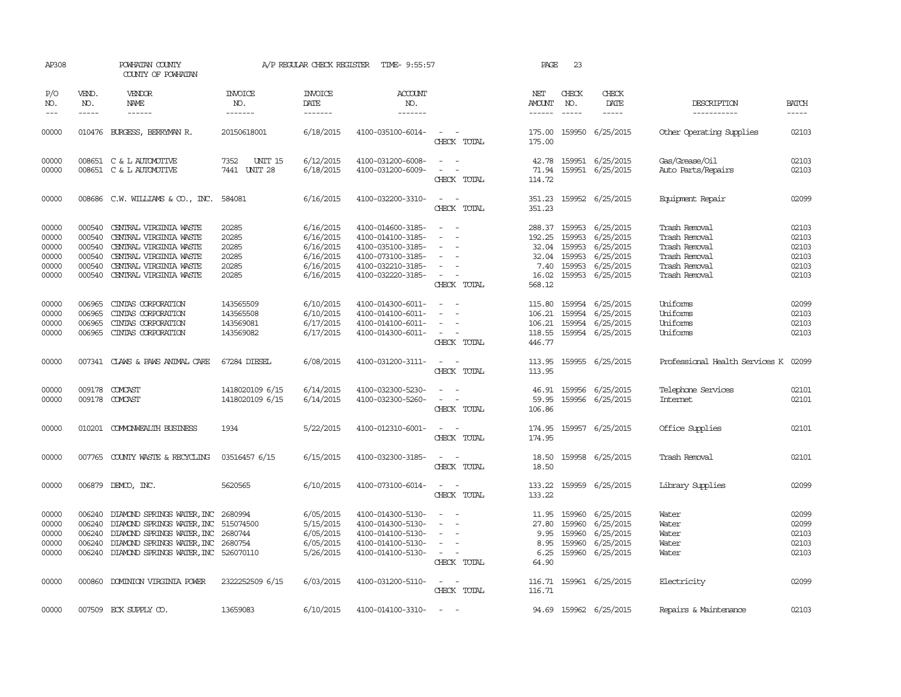AP308 POWHATAN COUNTY A/P REGULAR CHECK REGISTER TIME- 9:55:57 PAGE 23

COUNTY OF POWHATAN

| P/O NO. | VEND. NO. | VENDOR NAME | INVOICE NO. | INVOICE DATE | ACCOUNT NO. | | NET AMOUNT | CHECK NO. | CHECK DATE | DESCRIPTION | BATCH |
|---|---|---|---|---|---|---|---|---|---|---|---|
| --- | ----- | ------ | ------- | ------- | ------- | | ------ | ----- | ----- | ----------- | ----- |
| 00000 | 010476 | BURGESS, BERRYMAN R. | 20150618001 | 6/18/2015 | 4100-035100-6014- | - - | 175.00 | 159950 | 6/25/2015 | Other Operating Supplies | 02103 |
| | | | | | | CHECK TOTAL | 175.00 | | | | |
| 00000 | 008651 | C & L AUTOMOTIVE | 7352 UNIT 15 | 6/12/2015 | 4100-031200-6008- | - - | 42.78 | 159951 | 6/25/2015 | Gas/Grease/Oil | 02103 |
| 00000 | 008651 | C & L AUTOMOTIVE | 7441 UNIT 28 | 6/18/2015 | 4100-031200-6009- | - - | 71.94 | 159951 | 6/25/2015 | Auto Parts/Repairs | 02103 |
| | | | | | | CHECK TOTAL | 114.72 | | | | |
| 00000 | 008686 | C.W. WILLIAMS & CO., INC. | 584081 | 6/16/2015 | 4100-032200-3310- | - - | 351.23 | 159952 | 6/25/2015 | Equipment Repair | 02099 |
| | | | | | | CHECK TOTAL | 351.23 | | | | |
| 00000 | 000540 | CENTRAL VIRGINIA WASTE | 20285 | 6/16/2015 | 4100-014600-3185- | - - | 288.37 | 159953 | 6/25/2015 | Trash Removal | 02103 |
| 00000 | 000540 | CENTRAL VIRGINIA WASTE | 20285 | 6/16/2015 | 4100-014100-3185- | - - | 192.25 | 159953 | 6/25/2015 | Trash Removal | 02103 |
| 00000 | 000540 | CENTRAL VIRGINIA WASTE | 20285 | 6/16/2015 | 4100-035100-3185- | - - | 32.04 | 159953 | 6/25/2015 | Trash Removal | 02103 |
| 00000 | 000540 | CENTRAL VIRGINIA WASTE | 20285 | 6/16/2015 | 4100-073100-3185- | - - | 32.04 | 159953 | 6/25/2015 | Trash Removal | 02103 |
| 00000 | 000540 | CENTRAL VIRGINIA WASTE | 20285 | 6/16/2015 | 4100-032210-3185- | - - | 7.40 | 159953 | 6/25/2015 | Trash Removal | 02103 |
| 00000 | 000540 | CENTRAL VIRGINIA WASTE | 20285 | 6/16/2015 | 4100-032220-3185- | - - | 16.02 | 159953 | 6/25/2015 | Trash Removal | 02103 |
| | | | | | | CHECK TOTAL | 568.12 | | | | |
| 00000 | 006965 | CINTAS CORPORATION | 143565509 | 6/10/2015 | 4100-014300-6011- | - - | 115.80 | 159954 | 6/25/2015 | Uniforms | 02099 |
| 00000 | 006965 | CINTAS CORPORATION | 143565508 | 6/10/2015 | 4100-014100-6011- | - - | 106.21 | 159954 | 6/25/2015 | Uniforms | 02103 |
| 00000 | 006965 | CINTAS CORPORATION | 143569081 | 6/17/2015 | 4100-014100-6011- | - - | 106.21 | 159954 | 6/25/2015 | Uniforms | 02103 |
| 00000 | 006965 | CINTAS CORPORATION | 143569082 | 6/17/2015 | 4100-014300-6011- | - - | 118.55 | 159954 | 6/25/2015 | Uniforms | 02103 |
| | | | | | | CHECK TOTAL | 446.77 | | | | |
| 00000 | 007341 | CLAWS & PAWS ANIMAL CARE | 67284 DIESEL | 6/08/2015 | 4100-031200-3111- | - - | 113.95 | 159955 | 6/25/2015 | Professional Health Services K | 02099 |
| | | | | | | CHECK TOTAL | 113.95 | | | | |
| 00000 | 009178 | COMCAST | 1418020109 6/15 | 6/14/2015 | 4100-032300-5230- | - - | 46.91 | 159956 | 6/25/2015 | Telephone Services | 02101 |
| 00000 | 009178 | COMCAST | 1418020109 6/15 | 6/14/2015 | 4100-032300-5260- | - - | 59.95 | 159956 | 6/25/2015 | Internet | 02101 |
| | | | | | | CHECK TOTAL | 106.86 | | | | |
| 00000 | 010201 | COMMONWEALTH BUSINESS | 1934 | 5/22/2015 | 4100-012310-6001- | - - | 174.95 | 159957 | 6/25/2015 | Office Supplies | 02101 |
| | | | | | | CHECK TOTAL | 174.95 | | | | |
| 00000 | 007765 | COUNTY WASTE & RECYCLING | 03516457 6/15 | 6/15/2015 | 4100-032300-3185- | - - | 18.50 | 159958 | 6/25/2015 | Trash Removal | 02101 |
| | | | | | | CHECK TOTAL | 18.50 | | | | |
| 00000 | 006879 | DEMCO, INC. | 5620565 | 6/10/2015 | 4100-073100-6014- | - - | 133.22 | 159959 | 6/25/2015 | Library Supplies | 02099 |
| | | | | | | CHECK TOTAL | 133.22 | | | | |
| 00000 | 006240 | DIAMOND SPRINGS WATER, INC | 2680994 | 6/05/2015 | 4100-014300-5130- | - - | 11.95 | 159960 | 6/25/2015 | Water | 02099 |
| 00000 | 006240 | DIAMOND SPRINGS WATER, INC | 515074500 | 5/15/2015 | 4100-014300-5130- | - - | 27.80 | 159960 | 6/25/2015 | Water | 02099 |
| 00000 | 006240 | DIAMOND SPRINGS WATER, INC | 2680744 | 6/05/2015 | 4100-014100-5130- | - - | 9.95 | 159960 | 6/25/2015 | Water | 02103 |
| 00000 | 006240 | DIAMOND SPRINGS WATER, INC | 2680754 | 6/05/2015 | 4100-014100-5130- | - - | 8.95 | 159960 | 6/25/2015 | Water | 02103 |
| 00000 | 006240 | DIAMOND SPRINGS WATER, INC | 526070110 | 5/26/2015 | 4100-014100-5130- | - - | 6.25 | 159960 | 6/25/2015 | Water | 02103 |
| | | | | | | CHECK TOTAL | 64.90 | | | | |
| 00000 | 000860 | DOMINION VIRGINIA POWER | 2322252509 6/15 | 6/03/2015 | 4100-031200-5110- | - - | 116.71 | 159961 | 6/25/2015 | Electricity | 02099 |
| | | | | | | CHECK TOTAL | 116.71 | | | | |
| 00000 | 007509 | ECK SUPPLY CO. | 13659083 | 6/10/2015 | 4100-014100-3310- | - - | 94.69 | 159962 | 6/25/2015 | Repairs & Maintenance | 02103 |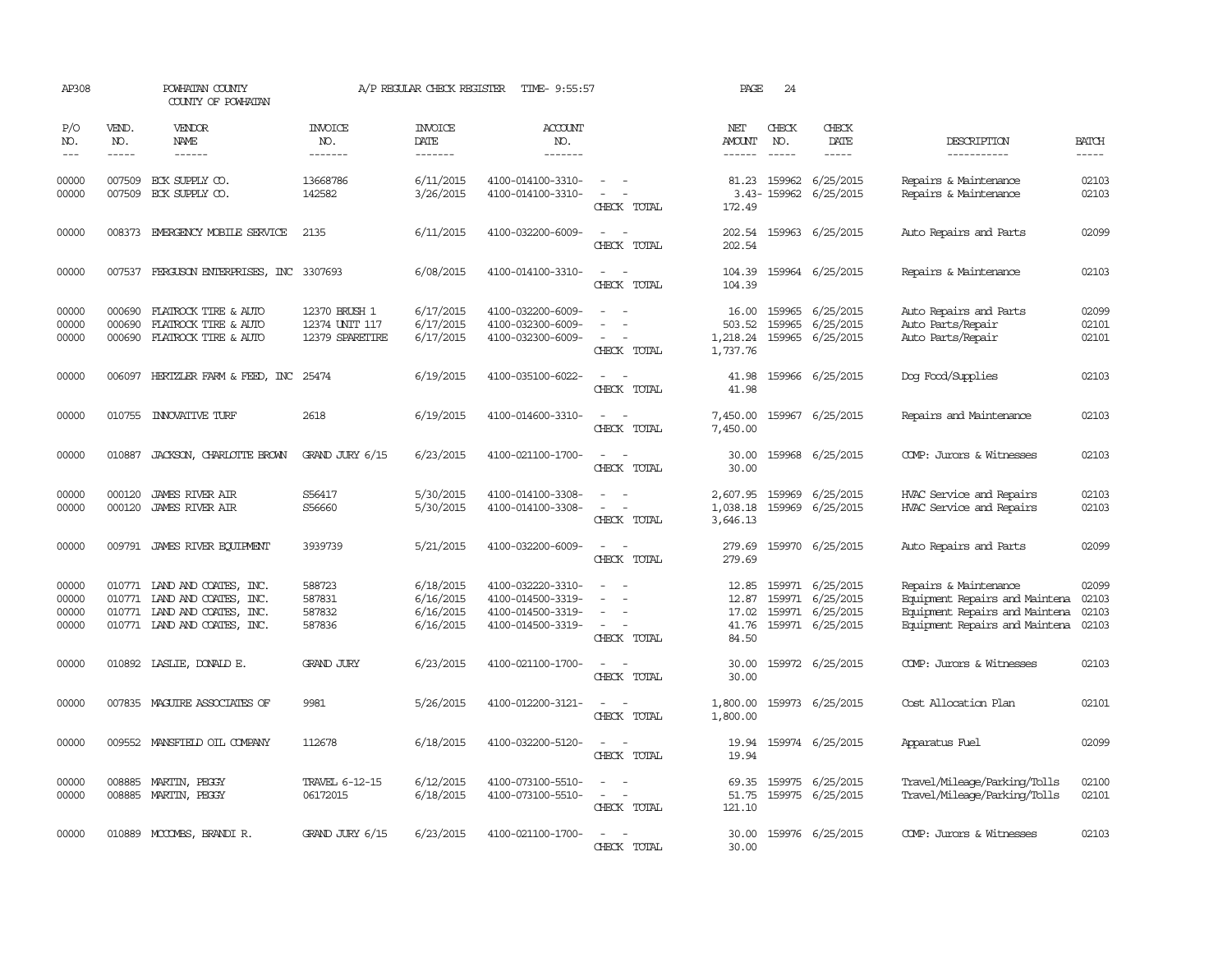AP308 POWHATAN COUNTY A/P REGULAR CHECK REGISTER TIME- 9:55:57 PAGE 24

COUNTY OF POWHATAN

| P/O NO. | VEND. NO. | VENDOR NAME | INVOICE NO. | INVOICE DATE | ACCOUNT NO. | | NET AMOUNT | CHECK NO. | CHECK DATE | DESCRIPTION | BATCH |
|---|---|---|---|---|---|---|---|---|---|---|---|
| 00000 | 007509 | ECK SUPPLY CO. | 13668786 | 6/11/2015 | 4100-014100-3310- | - - | 81.23 | 159962 | 6/25/2015 | Repairs & Maintenance | 02103 |
| 00000 | 007509 | ECK SUPPLY CO. | 142582 | 3/26/2015 | 4100-014100-3310- | - - | 3.43- | 159962 | 6/25/2015 | Repairs & Maintenance | 02103 |
| | | | | | | CHECK TOTAL | 172.49 | | | | |
| 00000 | 008373 | EMERGENCY MOBILE SERVICE | 2135 | 6/11/2015 | 4100-032200-6009- | - - | 202.54 | 159963 | 6/25/2015 | Auto Repairs and Parts | 02099 |
| | | | | | | CHECK TOTAL | 202.54 | | | | |
| 00000 | 007537 | FERGUSON ENTERPRISES, INC | 3307693 | 6/08/2015 | 4100-014100-3310- | - - | 104.39 | 159964 | 6/25/2015 | Repairs & Maintenance | 02103 |
| | | | | | | CHECK TOTAL | 104.39 | | | | |
| 00000 | 000690 | FLATROCK TIRE & AUTO | 12370 BRUSH 1 | 6/17/2015 | 4100-032200-6009- | - - | 16.00 | 159965 | 6/25/2015 | Auto Repairs and Parts | 02099 |
| 00000 | 000690 | FLATROCK TIRE & AUTO | 12374 UNIT 117 | 6/17/2015 | 4100-032300-6009- | - - | 503.52 | 159965 | 6/25/2015 | Auto Parts/Repair | 02101 |
| 00000 | 000690 | FLATROCK TIRE & AUTO | 12379 SPARETIRE | 6/17/2015 | 4100-032300-6009- | - - | 1,218.24 | 159965 | 6/25/2015 | Auto Parts/Repair | 02101 |
| | | | | | | CHECK TOTAL | 1,737.76 | | | | |
| 00000 | 006097 | HERTZLER FARM & FEED, INC | 25474 | 6/19/2015 | 4100-035100-6022- | - - | 41.98 | 159966 | 6/25/2015 | Dog Food/Supplies | 02103 |
| | | | | | | CHECK TOTAL | 41.98 | | | | |
| 00000 | 010755 | INNOVATIVE TURF | 2618 | 6/19/2015 | 4100-014600-3310- | - - | 7,450.00 | 159967 | 6/25/2015 | Repairs and Maintenance | 02103 |
| | | | | | | CHECK TOTAL | 7,450.00 | | | | |
| 00000 | 010887 | JACKSON, CHARLOTTE BROWN | GRAND JURY 6/15 | 6/23/2015 | 4100-021100-1700- | - - | 30.00 | 159968 | 6/25/2015 | COMP: Jurors & Witnesses | 02103 |
| | | | | | | CHECK TOTAL | 30.00 | | | | |
| 00000 | 000120 | JAMES RIVER AIR | S56417 | 5/30/2015 | 4100-014100-3308- | - - | 2,607.95 | 159969 | 6/25/2015 | HVAC Service and Repairs | 02103 |
| 00000 | 000120 | JAMES RIVER AIR | S56660 | 5/30/2015 | 4100-014100-3308- | - - | 1,038.18 | 159969 | 6/25/2015 | HVAC Service and Repairs | 02103 |
| | | | | | | CHECK TOTAL | 3,646.13 | | | | |
| 00000 | 009791 | JAMES RIVER EQUIPMENT | 3939739 | 5/21/2015 | 4100-032200-6009- | - - | 279.69 | 159970 | 6/25/2015 | Auto Repairs and Parts | 02099 |
| | | | | | | CHECK TOTAL | 279.69 | | | | |
| 00000 | 010771 | LAND AND COATES, INC. | 588723 | 6/18/2015 | 4100-032220-3310- | - - | 12.85 | 159971 | 6/25/2015 | Repairs & Maintenance | 02099 |
| 00000 | 010771 | LAND AND COATES, INC. | 587831 | 6/16/2015 | 4100-014500-3319- | - - | 12.87 | 159971 | 6/25/2015 | Equipment Repairs and Maintena | 02103 |
| 00000 | 010771 | LAND AND COATES, INC. | 587832 | 6/16/2015 | 4100-014500-3319- | - - | 17.02 | 159971 | 6/25/2015 | Equipment Repairs and Maintena | 02103 |
| 00000 | 010771 | LAND AND COATES, INC. | 587836 | 6/16/2015 | 4100-014500-3319- | - - | 41.76 | 159971 | 6/25/2015 | Equipment Repairs and Maintena | 02103 |
| | | | | | | CHECK TOTAL | 84.50 | | | | |
| 00000 | 010892 | LASLIE, DONALD E. | GRAND JURY | 6/23/2015 | 4100-021100-1700- | - - | 30.00 | 159972 | 6/25/2015 | COMP: Jurors & Witnesses | 02103 |
| | | | | | | CHECK TOTAL | 30.00 | | | | |
| 00000 | 007835 | MAGUIRE ASSOCIATES OF | 9981 | 5/26/2015 | 4100-012200-3121- | - - | 1,800.00 | 159973 | 6/25/2015 | Cost Allocation Plan | 02101 |
| | | | | | | CHECK TOTAL | 1,800.00 | | | | |
| 00000 | 009552 | MANSFIELD OIL COMPANY | 112678 | 6/18/2015 | 4100-032200-5120- | - - | 19.94 | 159974 | 6/25/2015 | Apparatus Fuel | 02099 |
| | | | | | | CHECK TOTAL | 19.94 | | | | |
| 00000 | 008885 | MARTIN, PEGGY | TRAVEL 6-12-15 | 6/12/2015 | 4100-073100-5510- | - - | 69.35 | 159975 | 6/25/2015 | Travel/Mileage/Parking/Tolls | 02100 |
| 00000 | 008885 | MARTIN, PEGGY | 06172015 | 6/18/2015 | 4100-073100-5510- | - - | 51.75 | 159975 | 6/25/2015 | Travel/Mileage/Parking/Tolls | 02101 |
| | | | | | | CHECK TOTAL | 121.10 | | | | |
| 00000 | 010889 | MCCOMBS, BRANDI R. | GRAND JURY 6/15 | 6/23/2015 | 4100-021100-1700- | - - | 30.00 | 159976 | 6/25/2015 | COMP: Jurors & Witnesses | 02103 |
| | | | | | | CHECK TOTAL | 30.00 | | | | |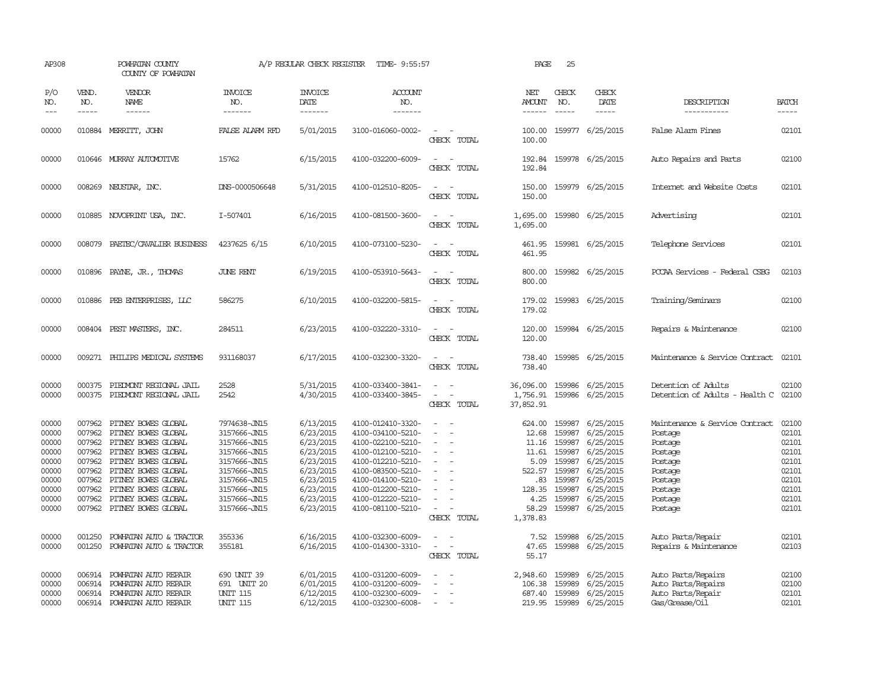AP308 POWHATAN COUNTY COUNTY OF POWHATAN A/P REGULAR CHECK REGISTER TIME- 9:55:57 PAGE 25

| P/O NO. | VEND. NO. | VENDOR NAME | INVOICE NO. | INVOICE DATE | ACCOUNT NO. | | NET AMOUNT | CHECK NO. | CHECK DATE | DESCRIPTION | BATCH |
|---|---|---|---|---|---|---|---|---|---|---|---|
| 00000 | 010884 | MERRITT, JOHN | FALSE ALARM RFD | 5/01/2015 | 3100-016060-0002- | - - | 100.00 | 159977 | 6/25/2015 | False Alarm Fines | 02101 |
| | | | | | | CHECK TOTAL | 100.00 | | | | |
| 00000 | 010646 | MURRAY AUTOMOTIVE | 15762 | 6/15/2015 | 4100-032200-6009- | - - | 192.84 | 159978 | 6/25/2015 | Auto Repairs and Parts | 02100 |
| | | | | | | CHECK TOTAL | 192.84 | | | | |
| 00000 | 008269 | NEUSTAR, INC. | DNS-0000506648 | 5/31/2015 | 4100-012510-8205- | - - | 150.00 | 159979 | 6/25/2015 | Internet and Website Costs | 02101 |
| | | | | | | CHECK TOTAL | 150.00 | | | | |
| 00000 | 010885 | NOVOPRINT USA, INC. | I-507401 | 6/16/2015 | 4100-081500-3600- | - - | 1,695.00 | 159980 | 6/25/2015 | Advertising | 02101 |
| | | | | | | CHECK TOTAL | 1,695.00 | | | | |
| 00000 | 008079 | PAETEC/CAVALIER BUSINESS | 4237625 6/15 | 6/10/2015 | 4100-073100-5230- | - - | 461.95 | 159981 | 6/25/2015 | Telephone Services | 02101 |
| | | | | | | CHECK TOTAL | 461.95 | | | | |
| 00000 | 010896 | PAYNE, JR., THOMAS | JUNE RENT | 6/19/2015 | 4100-053910-5643- | - - | 800.00 | 159982 | 6/25/2015 | PCCAA Services - Federal CSBG | 02103 |
| | | | | | | CHECK TOTAL | 800.00 | | | | |
| 00000 | 010886 | PEB ENTERPRISES, LLC | 586275 | 6/10/2015 | 4100-032200-5815- | - - | 179.02 | 159983 | 6/25/2015 | Training/Seminars | 02100 |
| | | | | | | CHECK TOTAL | 179.02 | | | | |
| 00000 | 008404 | PEST MASTERS, INC. | 284511 | 6/23/2015 | 4100-032220-3310- | - - | 120.00 | 159984 | 6/25/2015 | Repairs & Maintenance | 02100 |
| | | | | | | CHECK TOTAL | 120.00 | | | | |
| 00000 | 009271 | PHILIPS MEDICAL SYSTEMS | 931168037 | 6/17/2015 | 4100-032300-3320- | - - | 738.40 | 159985 | 6/25/2015 | Maintenance & Service Contract | 02101 |
| | | | | | | CHECK TOTAL | 738.40 | | | | |
| 00000 | 000375 | PIEDMONT REGIONAL JAIL | 2528 | 5/31/2015 | 4100-033400-3841- | - - | 36,096.00 | 159986 | 6/25/2015 | Detention of Adults | 02100 |
| 00000 | 000375 | PIEDMONT REGIONAL JAIL | 2542 | 4/30/2015 | 4100-033400-3845- | - - | 1,756.91 | 159986 | 6/25/2015 | Detention of Adults - Health C | 02100 |
| | | | | | | CHECK TOTAL | 37,852.91 | | | | |
| 00000 | 007962 | PITNEY BOWES GLOBAL | 7974638-JN15 | 6/13/2015 | 4100-012410-3320- | - - | 624.00 | 159987 | 6/25/2015 | Maintenance & Service Contract | 02100 |
| 00000 | 007962 | PITNEY BOWES GLOBAL | 3157666-JN15 | 6/23/2015 | 4100-034100-5210- | - - | 12.68 | 159987 | 6/25/2015 | Postage | 02101 |
| 00000 | 007962 | PITNEY BOWES GLOBAL | 3157666-JN15 | 6/23/2015 | 4100-022100-5210- | - - | 11.16 | 159987 | 6/25/2015 | Postage | 02101 |
| 00000 | 007962 | PITNEY BOWES GLOBAL | 3157666-JN15 | 6/23/2015 | 4100-012100-5210- | - - | 11.61 | 159987 | 6/25/2015 | Postage | 02101 |
| 00000 | 007962 | PITNEY BOWES GLOBAL | 3157666-JN15 | 6/23/2015 | 4100-012210-5210- | - - | 5.09 | 159987 | 6/25/2015 | Postage | 02101 |
| 00000 | 007962 | PITNEY BOWES GLOBAL | 3157666-JN15 | 6/23/2015 | 4100-083500-5210- | - - | 522.57 | 159987 | 6/25/2015 | Postage | 02101 |
| 00000 | 007962 | PITNEY BOWES GLOBAL | 3157666-JN15 | 6/23/2015 | 4100-014100-5210- | - - | .83 | 159987 | 6/25/2015 | Postage | 02101 |
| 00000 | 007962 | PITNEY BOWES GLOBAL | 3157666-JN15 | 6/23/2015 | 4100-012200-5210- | - - | 128.35 | 159987 | 6/25/2015 | Postage | 02101 |
| 00000 | 007962 | PITNEY BOWES GLOBAL | 3157666-JN15 | 6/23/2015 | 4100-012220-5210- | - - | 4.25 | 159987 | 6/25/2015 | Postage | 02101 |
| 00000 | 007962 | PITNEY BOWES GLOBAL | 3157666-JN15 | 6/23/2015 | 4100-081100-5210- | - - | 58.29 | 159987 | 6/25/2015 | Postage | 02101 |
| | | | | | | CHECK TOTAL | 1,378.83 | | | | |
| 00000 | 001250 | POWHATAN AUTO & TRACTOR | 355336 | 6/16/2015 | 4100-032300-6009- | - - | 7.52 | 159988 | 6/25/2015 | Auto Parts/Repair | 02101 |
| 00000 | 001250 | POWHATAN AUTO & TRACTOR | 355181 | 6/16/2015 | 4100-014300-3310- | - - | 47.65 | 159988 | 6/25/2015 | Repairs & Maintenance | 02103 |
| | | | | | | CHECK TOTAL | 55.17 | | | | |
| 00000 | 006914 | POWHATAN AUTO REPAIR | 690 UNIT 39 | 6/01/2015 | 4100-031200-6009- | - - | 2,948.60 | 159989 | 6/25/2015 | Auto Parts/Repairs | 02100 |
| 00000 | 006914 | POWHATAN AUTO REPAIR | 691 UNIT 20 | 6/01/2015 | 4100-031200-6009- | - - | 106.38 | 159989 | 6/25/2015 | Auto Parts/Repairs | 02100 |
| 00000 | 006914 | POWHATAN AUTO REPAIR | UNIT 115 | 6/12/2015 | 4100-032300-6009- | - - | 687.40 | 159989 | 6/25/2015 | Auto Parts/Repair | 02101 |
| 00000 | 006914 | POWHATAN AUTO REPAIR | UNIT 115 | 6/12/2015 | 4100-032300-6008- | - - | 219.95 | 159989 | 6/25/2015 | Gas/Grease/Oil | 02101 |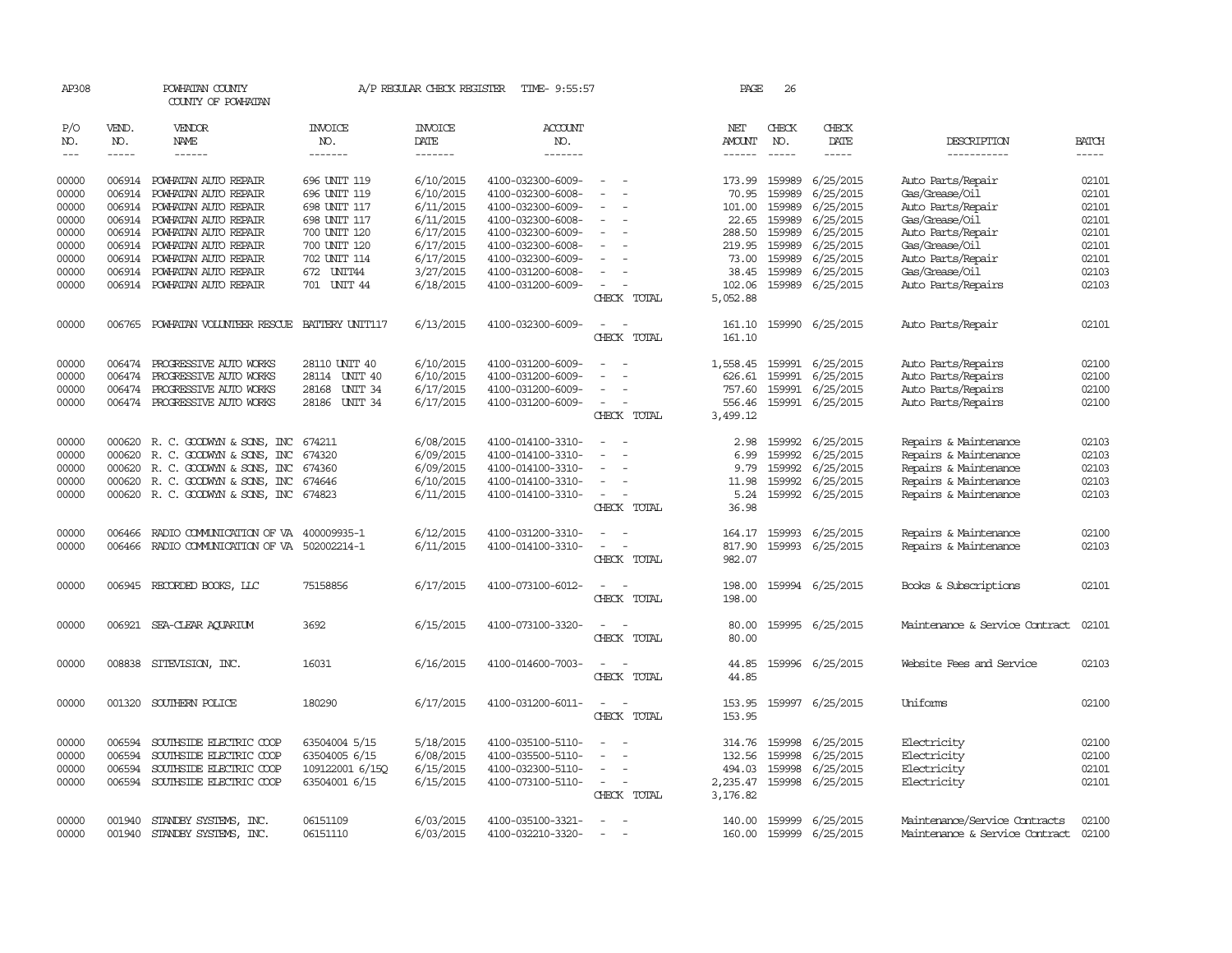AP308 POWHATAN COUNTY A/P REGULAR CHECK REGISTER TIME- 9:55:57 PAGE 26

COUNTY OF POWHATAN

| P/O NO. | VEND. NO. | VENDOR NAME | INVOICE NO. | INVOICE DATE | ACCOUNT NO. | | NET AMOUNT | CHECK NO. | CHECK DATE | DESCRIPTION | BATCH |
|---|---|---|---|---|---|---|---|---|---|---|---|
| --- | ----- | ------ | ------- | ------- | ------- | | ------ | ----- | ----- | ----------- | ----- |
| 00000 | 006914 | POWHATAN AUTO REPAIR | 696 UNIT 119 | 6/10/2015 | 4100-032300-6009- | - - | 173.99 | 159989 | 6/25/2015 | Auto Parts/Repair | 02101 |
| 00000 | 006914 | POWHATAN AUTO REPAIR | 696 UNIT 119 | 6/10/2015 | 4100-032300-6008- | - - | 70.95 | 159989 | 6/25/2015 | Gas/Grease/Oil | 02101 |
| 00000 | 006914 | POWHATAN AUTO REPAIR | 698 UNIT 117 | 6/11/2015 | 4100-032300-6009- | - - | 101.00 | 159989 | 6/25/2015 | Auto Parts/Repair | 02101 |
| 00000 | 006914 | POWHATAN AUTO REPAIR | 698 UNIT 117 | 6/11/2015 | 4100-032300-6008- | - - | 22.65 | 159989 | 6/25/2015 | Gas/Grease/Oil | 02101 |
| 00000 | 006914 | POWHATAN AUTO REPAIR | 700 UNIT 120 | 6/17/2015 | 4100-032300-6009- | - - | 288.50 | 159989 | 6/25/2015 | Auto Parts/Repair | 02101 |
| 00000 | 006914 | POWHATAN AUTO REPAIR | 700 UNIT 120 | 6/17/2015 | 4100-032300-6008- | - - | 219.95 | 159989 | 6/25/2015 | Gas/Grease/Oil | 02101 |
| 00000 | 006914 | POWHATAN AUTO REPAIR | 702 UNIT 114 | 6/17/2015 | 4100-032300-6009- | - - | 73.00 | 159989 | 6/25/2015 | Auto Parts/Repair | 02101 |
| 00000 | 006914 | POWHATAN AUTO REPAIR | 672 UNIT44 | 3/27/2015 | 4100-031200-6008- | - - | 38.45 | 159989 | 6/25/2015 | Gas/Grease/Oil | 02103 |
| 00000 | 006914 | POWHATAN AUTO REPAIR | 701 UNIT 44 | 6/18/2015 | 4100-031200-6009- | - - | 102.06 | 159989 | 6/25/2015 | Auto Parts/Repairs | 02103 |
| | | | | | | CHECK TOTAL | 5,052.88 | | | | |
| 00000 | 006765 | POWHATAN VOLUNTEER RESCUE | BATTERY UNIT117 | 6/13/2015 | 4100-032300-6009- | - - | 161.10 | 159990 | 6/25/2015 | Auto Parts/Repair | 02101 |
| | | | | | | CHECK TOTAL | 161.10 | | | | |
| 00000 | 006474 | PROGRESSIVE AUTO WORKS | 28110 UNIT 40 | 6/10/2015 | 4100-031200-6009- | - - | 1,558.45 | 159991 | 6/25/2015 | Auto Parts/Repairs | 02100 |
| 00000 | 006474 | PROGRESSIVE AUTO WORKS | 28114 UNIT 40 | 6/10/2015 | 4100-031200-6009- | - - | 626.61 | 159991 | 6/25/2015 | Auto Parts/Repairs | 02100 |
| 00000 | 006474 | PROGRESSIVE AUTO WORKS | 28168 UNIT 34 | 6/17/2015 | 4100-031200-6009- | - - | 757.60 | 159991 | 6/25/2015 | Auto Parts/Repairs | 02100 |
| 00000 | 006474 | PROGRESSIVE AUTO WORKS | 28186 UNIT 34 | 6/17/2015 | 4100-031200-6009- | - - | 556.46 | 159991 | 6/25/2015 | Auto Parts/Repairs | 02100 |
| | | | | | | CHECK TOTAL | 3,499.12 | | | | |
| 00000 | 000620 | R. C. GOODWYN & SONS, INC | 674211 | 6/08/2015 | 4100-014100-3310- | - - | 2.98 | 159992 | 6/25/2015 | Repairs & Maintenance | 02103 |
| 00000 | 000620 | R. C. GOODWYN & SONS, INC | 674320 | 6/09/2015 | 4100-014100-3310- | - - | 6.99 | 159992 | 6/25/2015 | Repairs & Maintenance | 02103 |
| 00000 | 000620 | R. C. GOODWYN & SONS, INC | 674360 | 6/09/2015 | 4100-014100-3310- | - - | 9.79 | 159992 | 6/25/2015 | Repairs & Maintenance | 02103 |
| 00000 | 000620 | R. C. GOODWYN & SONS, INC | 674646 | 6/10/2015 | 4100-014100-3310- | - - | 11.98 | 159992 | 6/25/2015 | Repairs & Maintenance | 02103 |
| 00000 | 000620 | R. C. GOODWYN & SONS, INC | 674823 | 6/11/2015 | 4100-014100-3310- | - - | 5.24 | 159992 | 6/25/2015 | Repairs & Maintenance | 02103 |
| | | | | | | CHECK TOTAL | 36.98 | | | | |
| 00000 | 006466 | RADIO COMMUNICATION OF VA | 400009935-1 | 6/12/2015 | 4100-031200-3310- | - - | 164.17 | 159993 | 6/25/2015 | Repairs & Maintenance | 02100 |
| 00000 | 006466 | RADIO COMMUNICATION OF VA | 502002214-1 | 6/11/2015 | 4100-014100-3310- | - - | 817.90 | 159993 | 6/25/2015 | Repairs & Maintenance | 02103 |
| | | | | | | CHECK TOTAL | 982.07 | | | | |
| 00000 | 006945 | RECORDED BOOKS, LLC | 75158856 | 6/17/2015 | 4100-073100-6012- | - - | 198.00 | 159994 | 6/25/2015 | Books & Subscriptions | 02101 |
| | | | | | | CHECK TOTAL | 198.00 | | | | |
| 00000 | 006921 | SEA-CLEAR AQUARIUM | 3692 | 6/15/2015 | 4100-073100-3320- | - - | 80.00 | 159995 | 6/25/2015 | Maintenance & Service Contract | 02101 |
| | | | | | | CHECK TOTAL | 80.00 | | | | |
| 00000 | 008838 | SITEVISION, INC. | 16031 | 6/16/2015 | 4100-014600-7003- | - - | 44.85 | 159996 | 6/25/2015 | Website Fees and Service | 02103 |
| | | | | | | CHECK TOTAL | 44.85 | | | | |
| 00000 | 001320 | SOUTHERN POLICE | 180290 | 6/17/2015 | 4100-031200-6011- | - - | 153.95 | 159997 | 6/25/2015 | Uniforms | 02100 |
| | | | | | | CHECK TOTAL | 153.95 | | | | |
| 00000 | 006594 | SOUTHSIDE ELECTRIC COOP | 63504004 5/15 | 5/18/2015 | 4100-035100-5110- | - - | 314.76 | 159998 | 6/25/2015 | Electricity | 02100 |
| 00000 | 006594 | SOUTHSIDE ELECTRIC COOP | 63504005 6/15 | 6/08/2015 | 4100-035500-5110- | - - | 132.56 | 159998 | 6/25/2015 | Electricity | 02100 |
| 00000 | 006594 | SOUTHSIDE ELECTRIC COOP | 109122001 6/15Q | 6/15/2015 | 4100-032300-5110- | - - | 494.03 | 159998 | 6/25/2015 | Electricity | 02101 |
| 00000 | 006594 | SOUTHSIDE ELECTRIC COOP | 63504001 6/15 | 6/15/2015 | 4100-073100-5110- | - - | 2,235.47 | 159998 | 6/25/2015 | Electricity | 02101 |
| | | | | | | CHECK TOTAL | 3,176.82 | | | | |
| 00000 | 001940 | STANDBY SYSTEMS, INC. | 06151109 | 6/03/2015 | 4100-035100-3321- | - - | 140.00 | 159999 | 6/25/2015 | Maintenance/Service Contracts | 02100 |
| 00000 | 001940 | STANDBY SYSTEMS, INC. | 06151110 | 6/03/2015 | 4100-032210-3320- | - - | 160.00 | 159999 | 6/25/2015 | Maintenance & Service Contract | 02100 |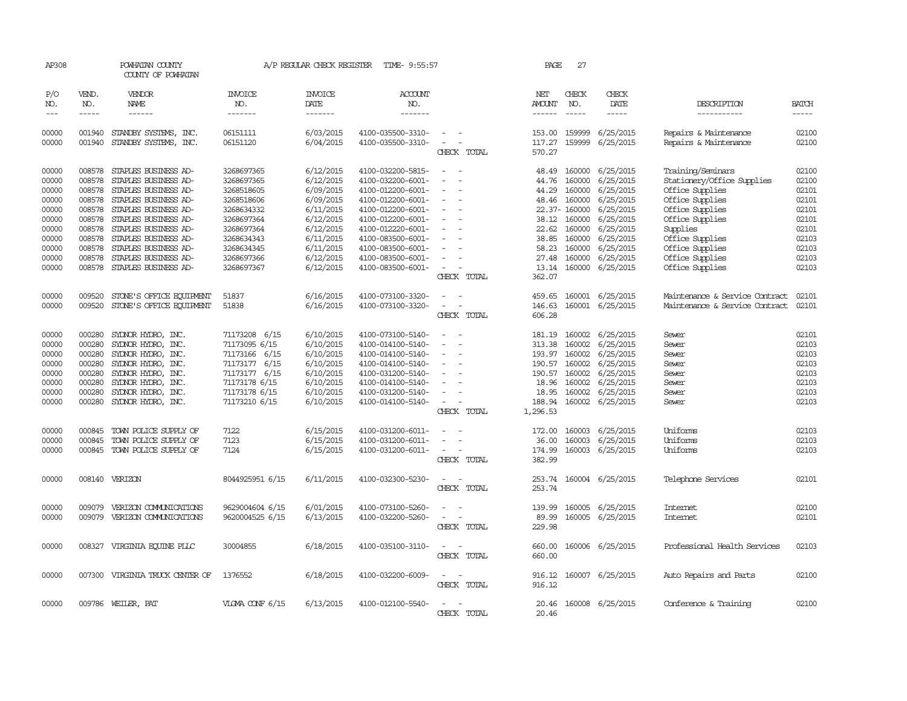AP308 POWHATAN COUNTY A/P REGULAR CHECK REGISTER TIME- 9:55:57 PAGE 27

COUNTY OF POWHATAN

| P/O NO. | VEND. NO. | VENDOR NAME | INVOICE NO. | INVOICE DATE | ACCOUNT NO. | | NET AMOUNT | CHECK NO. | CHECK DATE | DESCRIPTION | BATCH |
|---|---|---|---|---|---|---|---|---|---|---|---|
| --- | ----- | ------ | ------- | ------- | ------- | | ------ | ----- | ----- | ----------- | ----- |
| 00000 | 001940 | STANDBY SYSTEMS, INC. | 06151111 | 6/03/2015 | 4100-035500-3310- | - - | 153.00 | 159999 | 6/25/2015 | Repairs & Maintenance | 02100 |
| 00000 | 001940 | STANDBY SYSTEMS, INC. | 06151120 | 6/04/2015 | 4100-035500-3310- | - - | 117.27 | 159999 | 6/25/2015 | Repairs & Maintenance | 02100 |
| | | | | | | CHECK TOTAL | 570.27 | | | | |
| 00000 | 008578 | STAPLES BUSINESS AD- | 3268697365 | 6/12/2015 | 4100-032200-5815- | - - | 48.49 | 160000 | 6/25/2015 | Training/Seminars | 02100 |
| 00000 | 008578 | STAPLES BUSINESS AD- | 3268697365 | 6/12/2015 | 4100-032200-6001- | - - | 44.76 | 160000 | 6/25/2015 | Stationery/Office Supplies | 02100 |
| 00000 | 008578 | STAPLES BUSINESS AD- | 3268518605 | 6/09/2015 | 4100-012200-6001- | - - | 44.29 | 160000 | 6/25/2015 | Office Supplies | 02101 |
| 00000 | 008578 | STAPLES BUSINESS AD- | 3268518606 | 6/09/2015 | 4100-012200-6001- | - - | 48.46 | 160000 | 6/25/2015 | Office Supplies | 02101 |
| 00000 | 008578 | STAPLES BUSINESS AD- | 3268634332 | 6/11/2015 | 4100-012200-6001- | - - | 22.37- | 160000 | 6/25/2015 | Office Supplies | 02101 |
| 00000 | 008578 | STAPLES BUSINESS AD- | 3268697364 | 6/12/2015 | 4100-012200-6001- | - - | 38.12 | 160000 | 6/25/2015 | Office Supplies | 02101 |
| 00000 | 008578 | STAPLES BUSINESS AD- | 3268697364 | 6/12/2015 | 4100-012220-6001- | - - | 22.62 | 160000 | 6/25/2015 | Supplies | 02101 |
| 00000 | 008578 | STAPLES BUSINESS AD- | 3268634343 | 6/11/2015 | 4100-083500-6001- | - - | 38.85 | 160000 | 6/25/2015 | Office Supplies | 02103 |
| 00000 | 008578 | STAPLES BUSINESS AD- | 3268634345 | 6/11/2015 | 4100-083500-6001- | - - | 58.23 | 160000 | 6/25/2015 | Office Supplies | 02103 |
| 00000 | 008578 | STAPLES BUSINESS AD- | 3268697366 | 6/12/2015 | 4100-083500-6001- | - - | 27.48 | 160000 | 6/25/2015 | Office Supplies | 02103 |
| 00000 | 008578 | STAPLES BUSINESS AD- | 3268697367 | 6/12/2015 | 4100-083500-6001- | - - | 13.14 | 160000 | 6/25/2015 | Office Supplies | 02103 |
| | | | | | | CHECK TOTAL | 362.07 | | | | |
| 00000 | 009520 | STONE'S OFFICE EQUIPMENT | 51837 | 6/16/2015 | 4100-073100-3320- | - - | 459.65 | 160001 | 6/25/2015 | Maintenance & Service Contract | 02101 |
| 00000 | 009520 | STONE'S OFFICE EQUIPMENT | 51838 | 6/16/2015 | 4100-073100-3320- | - - | 146.63 | 160001 | 6/25/2015 | Maintenance & Service Contract | 02101 |
| | | | | | | CHECK TOTAL | 606.28 | | | | |
| 00000 | 000280 | SYDNOR HYDRO, INC. | 71173208 6/15 | 6/10/2015 | 4100-073100-5140- | - - | 181.19 | 160002 | 6/25/2015 | Sewer | 02101 |
| 00000 | 000280 | SYDNOR HYDRO, INC. | 71173095 6/15 | 6/10/2015 | 4100-014100-5140- | - - | 313.38 | 160002 | 6/25/2015 | Sewer | 02103 |
| 00000 | 000280 | SYDNOR HYDRO, INC. | 71173166 6/15 | 6/10/2015 | 4100-014100-5140- | - - | 193.97 | 160002 | 6/25/2015 | Sewer | 02103 |
| 00000 | 000280 | SYDNOR HYDRO, INC. | 71173177 6/15 | 6/10/2015 | 4100-014100-5140- | - - | 190.57 | 160002 | 6/25/2015 | Sewer | 02103 |
| 00000 | 000280 | SYDNOR HYDRO, INC. | 71173177 6/15 | 6/10/2015 | 4100-031200-5140- | - - | 190.57 | 160002 | 6/25/2015 | Sewer | 02103 |
| 00000 | 000280 | SYDNOR HYDRO, INC. | 71173178 6/15 | 6/10/2015 | 4100-014100-5140- | - - | 18.96 | 160002 | 6/25/2015 | Sewer | 02103 |
| 00000 | 000280 | SYDNOR HYDRO, INC. | 71173178 6/15 | 6/10/2015 | 4100-031200-5140- | - - | 18.95 | 160002 | 6/25/2015 | Sewer | 02103 |
| 00000 | 000280 | SYDNOR HYDRO, INC. | 71173210 6/15 | 6/10/2015 | 4100-014100-5140- | - - | 188.94 | 160002 | 6/25/2015 | Sewer | 02103 |
| | | | | | | CHECK TOTAL | 1,296.53 | | | | |
| 00000 | 000845 | TOWN POLICE SUPPLY OF | 7122 | 6/15/2015 | 4100-031200-6011- | - - | 172.00 | 160003 | 6/25/2015 | Uniforms | 02103 |
| 00000 | 000845 | TOWN POLICE SUPPLY OF | 7123 | 6/15/2015 | 4100-031200-6011- | - - | 36.00 | 160003 | 6/25/2015 | Uniforms | 02103 |
| 00000 | 000845 | TOWN POLICE SUPPLY OF | 7124 | 6/15/2015 | 4100-031200-6011- | - - | 174.99 | 160003 | 6/25/2015 | Uniforms | 02103 |
| | | | | | | CHECK TOTAL | 382.99 | | | | |
| 00000 | 008140 | VERIZON | 8044925951 6/15 | 6/11/2015 | 4100-032300-5230- | - - | 253.74 | 160004 | 6/25/2015 | Telephone Services | 02101 |
| | | | | | | CHECK TOTAL | 253.74 | | | | |
| 00000 | 009079 | VERIZON COMMUNICATIONS | 9629004604 6/15 | 6/01/2015 | 4100-073100-5260- | - - | 139.99 | 160005 | 6/25/2015 | Internet | 02100 |
| 00000 | 009079 | VERIZON COMMUNICATIONS | 9620004525 6/15 | 6/13/2015 | 4100-032200-5260- | - - | 89.99 | 160005 | 6/25/2015 | Internet | 02101 |
| | | | | | | CHECK TOTAL | 229.98 | | | | |
| 00000 | 008327 | VIRGINIA EQUINE PLLC | 30004855 | 6/18/2015 | 4100-035100-3110- | - - | 660.00 | 160006 | 6/25/2015 | Professional Health Services | 02103 |
| | | | | | | CHECK TOTAL | 660.00 | | | | |
| 00000 | 007300 | VIRGINIA TRUCK CENTER OF | 1376552 | 6/18/2015 | 4100-032200-6009- | - - | 916.12 | 160007 | 6/25/2015 | Auto Repairs and Parts | 02100 |
| | | | | | | CHECK TOTAL | 916.12 | | | | |
| 00000 | 009786 | WEILER, PAT | VLGMA CONF 6/15 | 6/13/2015 | 4100-012100-5540- | - - | 20.46 | 160008 | 6/25/2015 | Conference & Training | 02100 |
| | | | | | | CHECK TOTAL | 20.46 | | | | |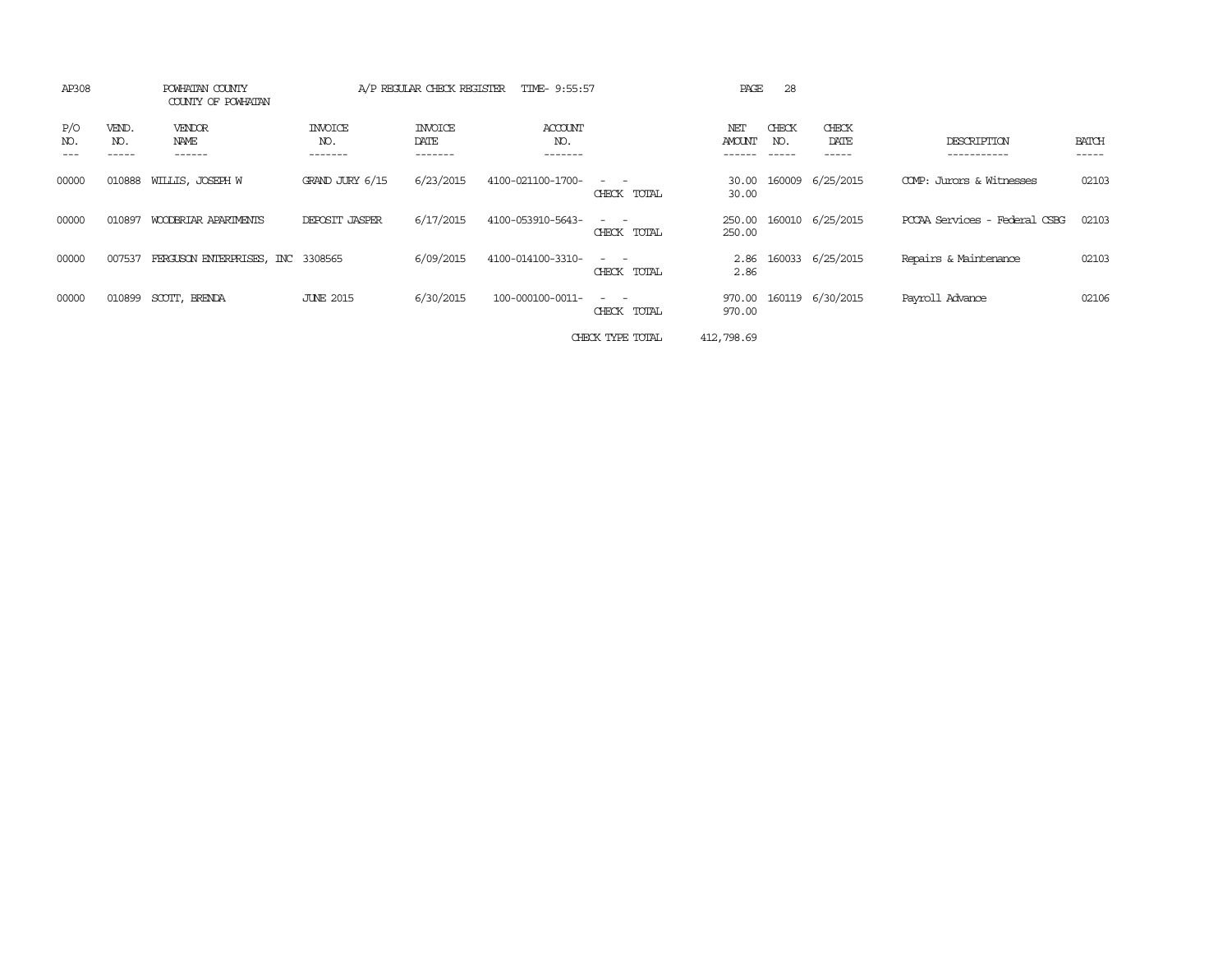AP308 POWHATAN COUNTY A/P REGULAR CHECK REGISTER TIME- 9:55:57 PAGE 28

COUNTY OF POWHATAN

| P/O NO. | VEND. NO. | VENDOR NAME | INVOICE NO. | INVOICE DATE | ACCOUNT NO. | | NET AMOUNT | CHECK NO. | CHECK DATE | DESCRIPTION | BATCH |
|---|---|---|---|---|---|---|---|---|---|---|---|
| 00000 | 010888 | WILLIS, JOSEPH W | GRAND JURY 6/15 | 6/23/2015 | 4100-021100-1700- | - - | 30.00 | 160009 | 6/25/2015 | COMP: Jurors & Witnesses | 02103 |
| | | | | | | CHECK TOTAL | 30.00 | | | | |
| 00000 | 010897 | WOODBRIAR APARTMENTS | DEPOSIT JASPER | 6/17/2015 | 4100-053910-5643- | - - | 250.00 | 160010 | 6/25/2015 | PCCAA Services - Federal CSBG | 02103 |
| | | | | | | CHECK TOTAL | 250.00 | | | | |
| 00000 | 007537 | FERGUSON ENTERPRISES, INC | 3308565 | 6/09/2015 | 4100-014100-3310- | - - | 2.86 | 160033 | 6/25/2015 | Repairs & Maintenance | 02103 |
| | | | | | | CHECK TOTAL | 2.86 | | | | |
| 00000 | 010899 | SCOTT, BRENDA | JUNE 2015 | 6/30/2015 | 100-000100-0011- | - - | 970.00 | 160119 | 6/30/2015 | Payroll Advance | 02106 |
| | | | | | | CHECK TOTAL | 970.00 | | | | |
| | | | | | | CHECK TYPE TOTAL | 412,798.69 | | | | |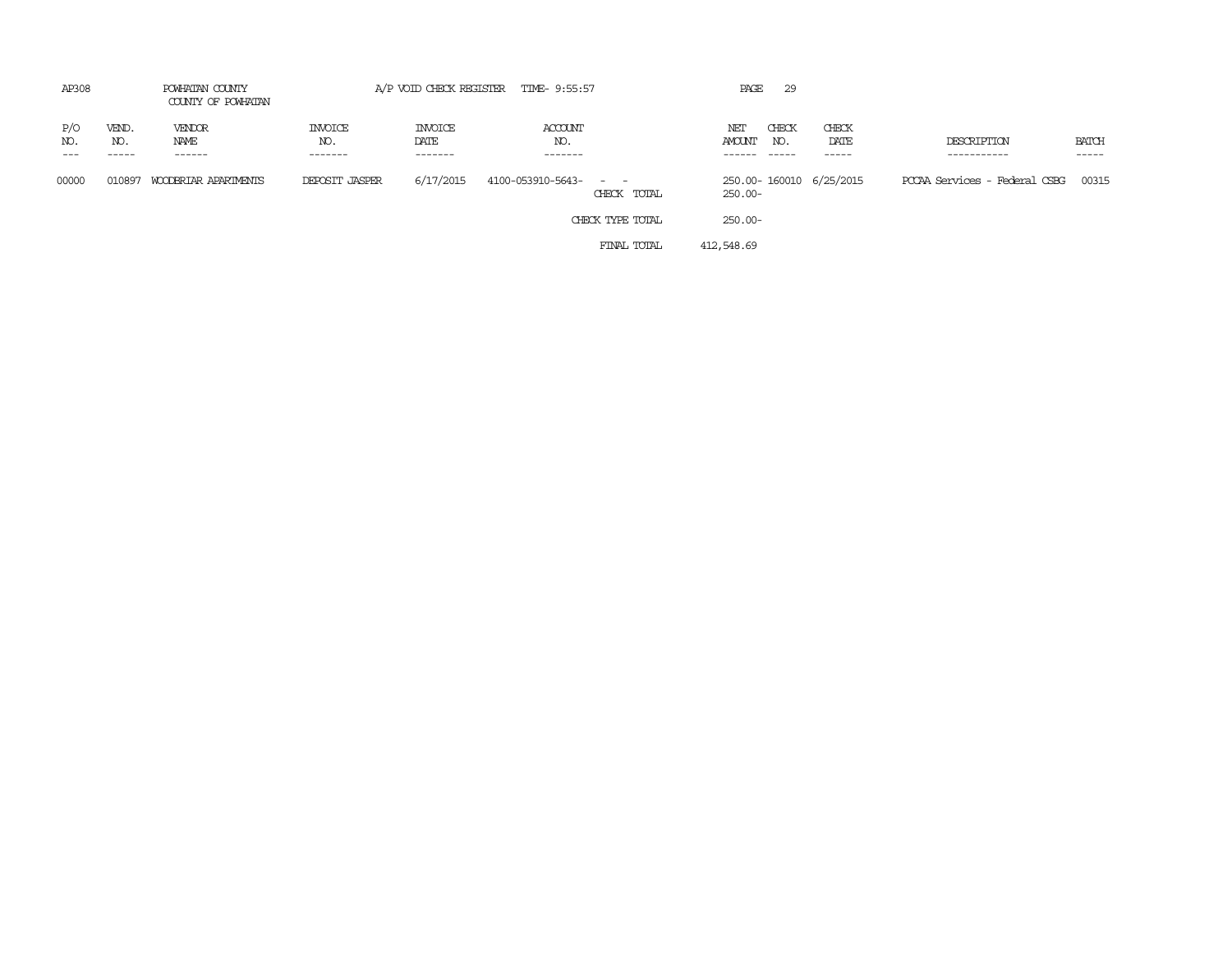AP308 POWHATAN COUNTY A/P VOID CHECK REGISTER TIME- 9:55:57 PAGE 29

COUNTY OF POWHATAN

| P/O NO. | VEND. NO. | VENDOR NAME | INVOICE NO. | INVOICE DATE | ACCOUNT NO. | | NET AMOUNT | CHECK NO. | CHECK DATE | DESCRIPTION | BATCH |
|---|---|---|---|---|---|---|---|---|---|---|---|
| 00000 | 010897 | WOODBRIAR APARTMENTS | DEPOSIT JASPER | 6/17/2015 | 4100-053910-5643- - - | | 250.00- | 160010 | 6/25/2015 | PCCAA Services - Federal CSBG | 00315 |
| | | | | | | CHECK TOTAL | 250.00- | | | | |
| | | | | | | CHECK TYPE TOTAL | 250.00- | | | | |
| | | | | | | FINAL TOTAL | 412,548.69 | | | | |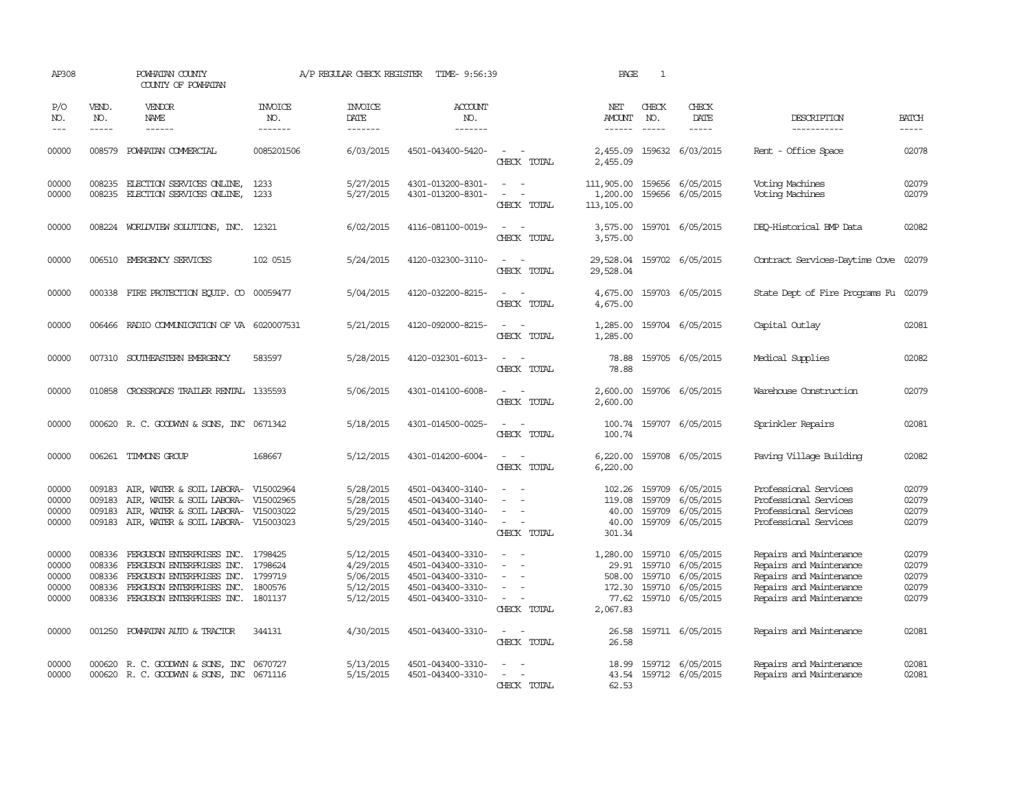AP308 POWHATAN COUNTY A/P REGULAR CHECK REGISTER TIME- 9:56:39 PAGE 1

COUNTY OF POWHATAN

| P/O NO. | VEND. NO. | VENDOR NAME | INVOICE NO. | INVOICE DATE | ACCOUNT NO. | | NET AMOUNT | CHECK NO. | CHECK DATE | DESCRIPTION | BATCH |
|---|---|---|---|---|---|---|---|---|---|---|---|
| 00000 | 008579 | POWHATAN COMMERCIAL | 0085201506 | 6/03/2015 | 4501-043400-5420- | - - | 2,455.09 | 159632 | 6/03/2015 | Rent - Office Space | 02078 |
| | | | | | | CHECK TOTAL | 2,455.09 | | | | |
| 00000 | 008235 | ELECTION SERVICES ONLINE, | 1233 | 5/27/2015 | 4301-013200-8301- | - - | 111,905.00 | 159656 | 6/05/2015 | Voting Machines | 02079 |
| 00000 | 008235 | ELECTION SERVICES ONLINE, | 1233 | 5/27/2015 | 4301-013200-8301- | - - | 1,200.00 | 159656 | 6/05/2015 | Voting Machines | 02079 |
| | | | | | | CHECK TOTAL | 113,105.00 | | | | |
| 00000 | 008224 | WORLDVIEW SOLUTIONS, INC. | 12321 | 6/02/2015 | 4116-081100-0019- | - - | 3,575.00 | 159701 | 6/05/2015 | DEQ-Historical BMP Data | 02082 |
| | | | | | | CHECK TOTAL | 3,575.00 | | | | |
| 00000 | 006510 | EMERGENCY SERVICES | 102 0515 | 5/24/2015 | 4120-032300-3110- | - - | 29,528.04 | 159702 | 6/05/2015 | Contract Services-Daytime Cove | 02079 |
| | | | | | | CHECK TOTAL | 29,528.04 | | | | |
| 00000 | 000338 | FIRE PROTECTION EQUIP. CO | 00059477 | 5/04/2015 | 4120-032200-8215- | - - | 4,675.00 | 159703 | 6/05/2015 | State Dept of Fire Programs Fu | 02079 |
| | | | | | | CHECK TOTAL | 4,675.00 | | | | |
| 00000 | 006466 | RADIO COMMUNICATION OF VA | 6020007531 | 5/21/2015 | 4120-092000-8215- | - - | 1,285.00 | 159704 | 6/05/2015 | Capital Outlay | 02081 |
| | | | | | | CHECK TOTAL | 1,285.00 | | | | |
| 00000 | 007310 | SOUTHEASTERN EMERGENCY | 583597 | 5/28/2015 | 4120-032301-6013- | - - | 78.88 | 159705 | 6/05/2015 | Medical Supplies | 02082 |
| | | | | | | CHECK TOTAL | 78.88 | | | | |
| 00000 | 010858 | CROSSROADS TRAILER RENTAL | 1335593 | 5/06/2015 | 4301-014100-6008- | - - | 2,600.00 | 159706 | 6/05/2015 | Warehouse Construction | 02079 |
| | | | | | | CHECK TOTAL | 2,600.00 | | | | |
| 00000 | 000620 | R. C. GOODWYN & SONS, INC | 0671342 | 5/18/2015 | 4301-014500-0025- | - - | 100.74 | 159707 | 6/05/2015 | Sprinkler Repairs | 02081 |
| | | | | | | CHECK TOTAL | 100.74 | | | | |
| 00000 | 006261 | TIMMONS GROUP | 168667 | 5/12/2015 | 4301-014200-6004- | - - | 6,220.00 | 159708 | 6/05/2015 | Paving Village Building | 02082 |
| | | | | | | CHECK TOTAL | 6,220.00 | | | | |
| 00000 | 009183 | AIR, WATER & SOIL LABORA- | V15002964 | 5/28/2015 | 4501-043400-3140- | - - | 102.26 | 159709 | 6/05/2015 | Professional Services | 02079 |
| 00000 | 009183 | AIR, WATER & SOIL LABORA- | V15002965 | 5/28/2015 | 4501-043400-3140- | - - | 119.08 | 159709 | 6/05/2015 | Professional Services | 02079 |
| 00000 | 009183 | AIR, WATER & SOIL LABORA- | V15003022 | 5/29/2015 | 4501-043400-3140- | - - | 40.00 | 159709 | 6/05/2015 | Professional Services | 02079 |
| 00000 | 009183 | AIR, WATER & SOIL LABORA- | V15003023 | 5/29/2015 | 4501-043400-3140- | - - | 40.00 | 159709 | 6/05/2015 | Professional Services | 02079 |
| | | | | | | CHECK TOTAL | 301.34 | | | | |
| 00000 | 008336 | FERGUSON ENTERPRISES INC. | 1798425 | 5/12/2015 | 4501-043400-3310- | - - | 1,280.00 | 159710 | 6/05/2015 | Repairs and Maintenance | 02079 |
| 00000 | 008336 | FERGUSON ENTERPRISES INC. | 1798624 | 4/29/2015 | 4501-043400-3310- | - - | 29.91 | 159710 | 6/05/2015 | Repairs and Maintenance | 02079 |
| 00000 | 008336 | FERGUSON ENTERPRISES INC. | 1799719 | 5/06/2015 | 4501-043400-3310- | - - | 508.00 | 159710 | 6/05/2015 | Repairs and Maintenance | 02079 |
| 00000 | 008336 | FERGUSON ENTERPRISES INC. | 1800576 | 5/12/2015 | 4501-043400-3310- | - - | 172.30 | 159710 | 6/05/2015 | Repairs and Maintenance | 02079 |
| 00000 | 008336 | FERGUSON ENTERPRISES INC. | 1801137 | 5/12/2015 | 4501-043400-3310- | - - | 77.62 | 159710 | 6/05/2015 | Repairs and Maintenance | 02079 |
| | | | | | | CHECK TOTAL | 2,067.83 | | | | |
| 00000 | 001250 | POWHATAN AUTO & TRACTOR | 344131 | 4/30/2015 | 4501-043400-3310- | - - | 26.58 | 159711 | 6/05/2015 | Repairs and Maintenance | 02081 |
| | | | | | | CHECK TOTAL | 26.58 | | | | |
| 00000 | 000620 | R. C. GOODWYN & SONS, INC | 0670727 | 5/13/2015 | 4501-043400-3310- | - - | 18.99 | 159712 | 6/05/2015 | Repairs and Maintenance | 02081 |
| 00000 | 000620 | R. C. GOODWYN & SONS, INC | 0671116 | 5/15/2015 | 4501-043400-3310- | - - | 43.54 | 159712 | 6/05/2015 | Repairs and Maintenance | 02081 |
| | | | | | | CHECK TOTAL | 62.53 | | | | |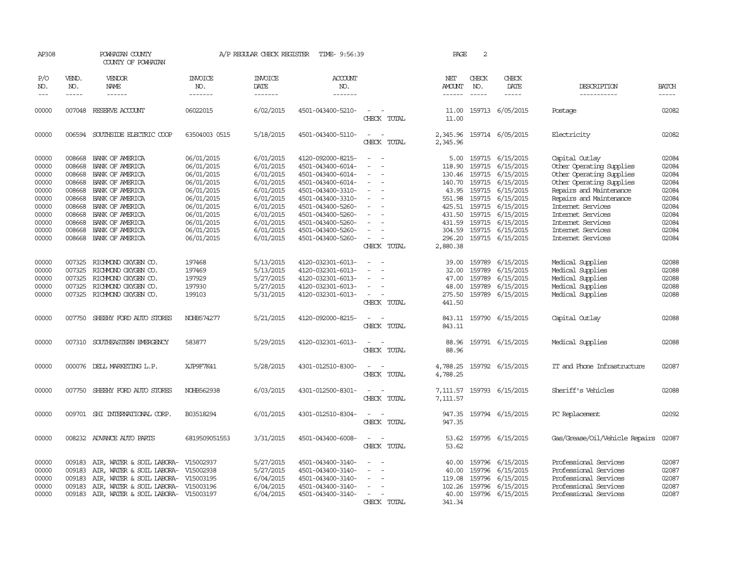AP308 POWHATAN COUNTY A/P REGULAR CHECK REGISTER TIME- 9:56:39 PAGE 2

COUNTY OF POWHATAN

| P/O NO. | VEND. NO. | VENDOR NAME | INVOICE NO. | INVOICE DATE | ACCOUNT NO. | | NET AMOUNT | CHECK NO. | CHECK DATE | DESCRIPTION | BATCH |
|---|---|---|---|---|---|---|---|---|---|---|---|
| 00000 | 007048 | RESERVE ACCOUNT | 06022015 | 6/02/2015 | 4501-043400-5210- | - - | 11.00 | 159713 | 6/05/2015 | Postage | 02082 |
| | | | | | | CHECK TOTAL | 11.00 | | | | |
| 00000 | 006594 | SOUTHSIDE ELECTRIC COOP | 63504003 0515 | 5/18/2015 | 4501-043400-5110- | - - | 2,345.96 | 159714 | 6/05/2015 | Electricity | 02082 |
| | | | | | | CHECK TOTAL | 2,345.96 | | | | |
| 00000 | 008668 | BANK OF AMERICA | 06/01/2015 | 6/01/2015 | 4120-092000-8215- | - - | 5.00 | 159715 | 6/15/2015 | Capital Outlay | 02084 |
| 00000 | 008668 | BANK OF AMERICA | 06/01/2015 | 6/01/2015 | 4501-043400-6014- | - - | 118.90 | 159715 | 6/15/2015 | Other Operating Supplies | 02084 |
| 00000 | 008668 | BANK OF AMERICA | 06/01/2015 | 6/01/2015 | 4501-043400-6014- | - - | 130.46 | 159715 | 6/15/2015 | Other Operating Supplies | 02084 |
| 00000 | 008668 | BANK OF AMERICA | 06/01/2015 | 6/01/2015 | 4501-043400-6014- | - - | 140.70 | 159715 | 6/15/2015 | Other Operating Supplies | 02084 |
| 00000 | 008668 | BANK OF AMERICA | 06/01/2015 | 6/01/2015 | 4501-043400-3310- | - - | 43.95 | 159715 | 6/15/2015 | Repairs and Maintenance | 02084 |
| 00000 | 008668 | BANK OF AMERICA | 06/01/2015 | 6/01/2015 | 4501-043400-3310- | - - | 551.98 | 159715 | 6/15/2015 | Repairs and Maintenance | 02084 |
| 00000 | 008668 | BANK OF AMERICA | 06/01/2015 | 6/01/2015 | 4501-043400-5260- | - - | 425.51 | 159715 | 6/15/2015 | Internet Services | 02084 |
| 00000 | 008668 | BANK OF AMERICA | 06/01/2015 | 6/01/2015 | 4501-043400-5260- | - - | 431.50 | 159715 | 6/15/2015 | Internet Services | 02084 |
| 00000 | 008668 | BANK OF AMERICA | 06/01/2015 | 6/01/2015 | 4501-043400-5260- | - - | 431.59 | 159715 | 6/15/2015 | Internet Services | 02084 |
| 00000 | 008668 | BANK OF AMERICA | 06/01/2015 | 6/01/2015 | 4501-043400-5260- | - - | 304.59 | 159715 | 6/15/2015 | Internet Services | 02084 |
| 00000 | 008668 | BANK OF AMERICA | 06/01/2015 | 6/01/2015 | 4501-043400-5260- | - - | 296.20 | 159715 | 6/15/2015 | Internet Services | 02084 |
| | | | | | | CHECK TOTAL | 2,880.38 | | | | |
| 00000 | 007325 | RICHMOND OXYGEN CO. | 197468 | 5/13/2015 | 4120-032301-6013- | - - | 39.00 | 159789 | 6/15/2015 | Medical Supplies | 02088 |
| 00000 | 007325 | RICHMOND OXYGEN CO. | 197469 | 5/13/2015 | 4120-032301-6013- | - - | 32.00 | 159789 | 6/15/2015 | Medical Supplies | 02088 |
| 00000 | 007325 | RICHMOND OXYGEN CO. | 197929 | 5/27/2015 | 4120-032301-6013- | - - | 47.00 | 159789 | 6/15/2015 | Medical Supplies | 02088 |
| 00000 | 007325 | RICHMOND OXYGEN CO. | 197930 | 5/27/2015 | 4120-032301-6013- | - - | 48.00 | 159789 | 6/15/2015 | Medical Supplies | 02088 |
| 00000 | 007325 | RICHMOND OXYGEN CO. | 199103 | 5/31/2015 | 4120-032301-6013- | - - | 275.50 | 159789 | 6/15/2015 | Medical Supplies | 02088 |
| | | | | | | CHECK TOTAL | 441.50 | | | | |
| 00000 | 007750 | SHEEHY FORD AUTO STORES | NOHB574277 | 5/21/2015 | 4120-092000-8215- | - - | 843.11 | 159790 | 6/15/2015 | Capital Outlay | 02088 |
| | | | | | | CHECK TOTAL | 843.11 | | | | |
| 00000 | 007310 | SOUTHEASTERN EMERGENCY | 583877 | 5/29/2015 | 4120-032301-6013- | - - | 88.96 | 159791 | 6/15/2015 | Medical Supplies | 02088 |
| | | | | | | CHECK TOTAL | 88.96 | | | | |
| 00000 | 000076 | DELL MARKETING L.P. | XJP9F7K41 | 5/28/2015 | 4301-012510-8300- | - - | 4,788.25 | 159792 | 6/15/2015 | IT and Phone Infrastructure | 02087 |
| | | | | | | CHECK TOTAL | 4,788.25 | | | | |
| 00000 | 007750 | SHEEHY FORD AUTO STORES | NOHB562938 | 6/03/2015 | 4301-012500-8301- | - - | 7,111.57 | 159793 | 6/15/2015 | Sheriff's Vehicles | 02088 |
| | | | | | | CHECK TOTAL | 7,111.57 | | | | |
| 00000 | 009701 | SHI INTERNATIONAL CORP. | B03518294 | 6/01/2015 | 4301-012510-8304- | - - | 947.35 | 159794 | 6/15/2015 | PC Replacement | 02092 |
| | | | | | | CHECK TOTAL | 947.35 | | | | |
| 00000 | 008232 | ADVANCE AUTO PARTS | 6819509051553 | 3/31/2015 | 4501-043400-6008- | - - | 53.62 | 159795 | 6/15/2015 | Gas/Grease/Oil/Vehicle Repairs | 02087 |
| | | | | | | CHECK TOTAL | 53.62 | | | | |
| 00000 | 009183 | AIR, WATER & SOIL LABORA- | V15002937 | 5/27/2015 | 4501-043400-3140- | - - | 40.00 | 159796 | 6/15/2015 | Professional Services | 02087 |
| 00000 | 009183 | AIR, WATER & SOIL LABORA- | V15002938 | 5/27/2015 | 4501-043400-3140- | - - | 40.00 | 159796 | 6/15/2015 | Professional Services | 02087 |
| 00000 | 009183 | AIR, WATER & SOIL LABORA- | V15003195 | 6/04/2015 | 4501-043400-3140- | - - | 119.08 | 159796 | 6/15/2015 | Professional Services | 02087 |
| 00000 | 009183 | AIR, WATER & SOIL LABORA- | V15003196 | 6/04/2015 | 4501-043400-3140- | - - | 102.26 | 159796 | 6/15/2015 | Professional Services | 02087 |
| 00000 | 009183 | AIR, WATER & SOIL LABORA- | V15003197 | 6/04/2015 | 4501-043400-3140- | - - | 40.00 | 159796 | 6/15/2015 | Professional Services | 02087 |
| | | | | | | CHECK TOTAL | 341.34 | | | | |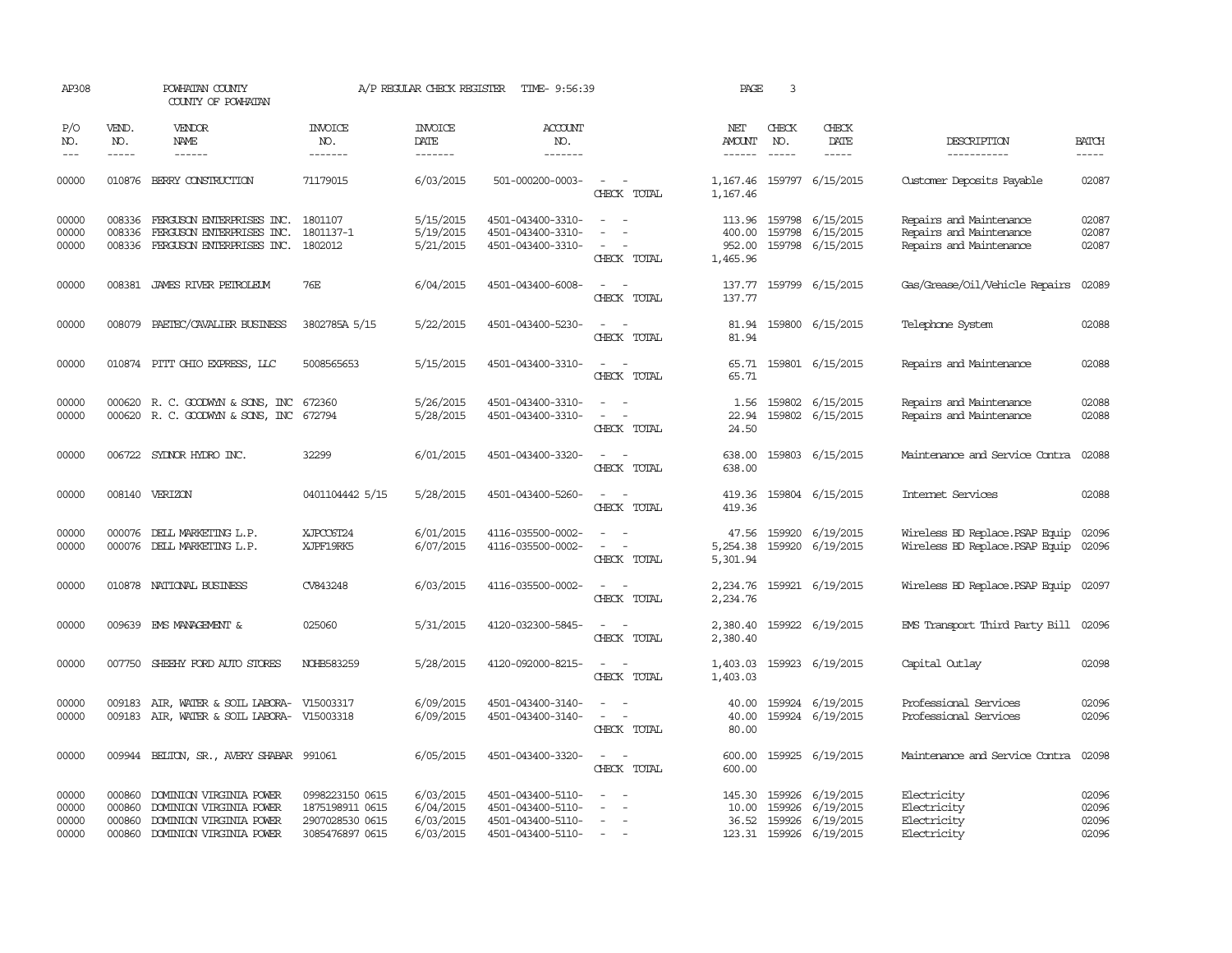AP308 POWHATAN COUNTY A/P REGULAR CHECK REGISTER TIME- 9:56:39 PAGE 3
COUNTY OF POWHATAN

| P/O NO. | VEND. NO. | VENDOR NAME | INVOICE NO. | INVOICE DATE | ACCOUNT NO. | | NET AMOUNT | CHECK NO. | CHECK DATE | DESCRIPTION | BATCH |
|---|---|---|---|---|---|---|---|---|---|---|---|
| 00000 | 010876 | BERRY CONSTRUCTION | 71179015 | 6/03/2015 | 501-000200-0003- | - - | 1,167.46 | 159797 | 6/15/2015 | Customer Deposits Payable | 02087 |
| | | | | | | CHECK TOTAL | 1,167.46 | | | | |
| 00000 | 008336 | FERGUSON ENTERPRISES INC. | 1801107 | 5/15/2015 | 4501-043400-3310- | - - | 113.96 | 159798 | 6/15/2015 | Repairs and Maintenance | 02087 |
| 00000 | 008336 | FERGUSON ENTERPRISES INC. | 1801137-1 | 5/19/2015 | 4501-043400-3310- | - - | 400.00 | 159798 | 6/15/2015 | Repairs and Maintenance | 02087 |
| 00000 | 008336 | FERGUSON ENTERPRISES INC. | 1802012 | 5/21/2015 | 4501-043400-3310- | - - | 952.00 | 159798 | 6/15/2015 | Repairs and Maintenance | 02087 |
| | | | | | | CHECK TOTAL | 1,465.96 | | | | |
| 00000 | 008381 | JAMES RIVER PETROLEUM | 76E | 6/04/2015 | 4501-043400-6008- | - - | 137.77 | 159799 | 6/15/2015 | Gas/Grease/Oil/Vehicle Repairs | 02089 |
| | | | | | | CHECK TOTAL | 137.77 | | | | |
| 00000 | 008079 | PAETEC/CAVALIER BUSINESS | 3802785A 5/15 | 5/22/2015 | 4501-043400-5230- | - - | 81.94 | 159800 | 6/15/2015 | Telephone System | 02088 |
| | | | | | | CHECK TOTAL | 81.94 | | | | |
| 00000 | 010874 | PITT OHIO EXPRESS, LLC | 5008565653 | 5/15/2015 | 4501-043400-3310- | - - | 65.71 | 159801 | 6/15/2015 | Repairs and Maintenance | 02088 |
| | | | | | | CHECK TOTAL | 65.71 | | | | |
| 00000 | 000620 | R. C. GOODWYN & SONS, INC | 672360 | 5/26/2015 | 4501-043400-3310- | - - | 1.56 | 159802 | 6/15/2015 | Repairs and Maintenance | 02088 |
| 00000 | 000620 | R. C. GOODWYN & SONS, INC | 672794 | 5/28/2015 | 4501-043400-3310- | - - | 22.94 | 159802 | 6/15/2015 | Repairs and Maintenance | 02088 |
| | | | | | | CHECK TOTAL | 24.50 | | | | |
| 00000 | 006722 | SYDNOR HYDRO INC. | 32299 | 6/01/2015 | 4501-043400-3320- | - - | 638.00 | 159803 | 6/15/2015 | Maintenance and Service Contra | 02088 |
| | | | | | | CHECK TOTAL | 638.00 | | | | |
| 00000 | 008140 | VERIZON | 0401104442 5/15 | 5/28/2015 | 4501-043400-5260- | - - | 419.36 | 159804 | 6/15/2015 | Internet Services | 02088 |
| | | | | | | CHECK TOTAL | 419.36 | | | | |
| 00000 | 000076 | DELL MARKETING L.P. | XJPCC6T24 | 6/01/2015 | 4116-035500-0002- | - - | 47.56 | 159920 | 6/19/2015 | Wireless BD Replace.PSAP Equip | 02096 |
| 00000 | 000076 | DELL MARKETING L.P. | XJPF19RK5 | 6/07/2015 | 4116-035500-0002- | - - | 5,254.38 | 159920 | 6/19/2015 | Wireless BD Replace.PSAP Equip | 02096 |
| | | | | | | CHECK TOTAL | 5,301.94 | | | | |
| 00000 | 010878 | NATIONAL BUSINESS | CV843248 | 6/03/2015 | 4116-035500-0002- | - - | 2,234.76 | 159921 | 6/19/2015 | Wireless BD Replace.PSAP Equip | 02097 |
| | | | | | | CHECK TOTAL | 2,234.76 | | | | |
| 00000 | 009639 | EMS MANAGEMENT & | 025060 | 5/31/2015 | 4120-032300-5845- | - - | 2,380.40 | 159922 | 6/19/2015 | EMS Transport Third Party Bill | 02096 |
| | | | | | | CHECK TOTAL | 2,380.40 | | | | |
| 00000 | 007750 | SHEEHY FORD AUTO STORES | NOHB583259 | 5/28/2015 | 4120-092000-8215- | - - | 1,403.03 | 159923 | 6/19/2015 | Capital Outlay | 02098 |
| | | | | | | CHECK TOTAL | 1,403.03 | | | | |
| 00000 | 009183 | AIR, WATER & SOIL LABORA- | V15003317 | 6/09/2015 | 4501-043400-3140- | - - | 40.00 | 159924 | 6/19/2015 | Professional Services | 02096 |
| 00000 | 009183 | AIR, WATER & SOIL LABORA- | V15003318 | 6/09/2015 | 4501-043400-3140- | - - | 40.00 | 159924 | 6/19/2015 | Professional Services | 02096 |
| | | | | | | CHECK TOTAL | 80.00 | | | | |
| 00000 | 009944 | BELTON, SR., AVERY SHABAR | 991061 | 6/05/2015 | 4501-043400-3320- | - - | 600.00 | 159925 | 6/19/2015 | Maintenance and Service Contra | 02098 |
| | | | | | | CHECK TOTAL | 600.00 | | | | |
| 00000 | 000860 | DOMINION VIRGINIA POWER | 0998223150 0615 | 6/03/2015 | 4501-043400-5110- | - - | 145.30 | 159926 | 6/19/2015 | Electricity | 02096 |
| 00000 | 000860 | DOMINION VIRGINIA POWER | 1875198911 0615 | 6/04/2015 | 4501-043400-5110- | - - | 10.00 | 159926 | 6/19/2015 | Electricity | 02096 |
| 00000 | 000860 | DOMINION VIRGINIA POWER | 2907028530 0615 | 6/03/2015 | 4501-043400-5110- | - - | 36.52 | 159926 | 6/19/2015 | Electricity | 02096 |
| 00000 | 000860 | DOMINION VIRGINIA POWER | 3085476897 0615 | 6/03/2015 | 4501-043400-5110- | - - | 123.31 | 159926 | 6/19/2015 | Electricity | 02096 |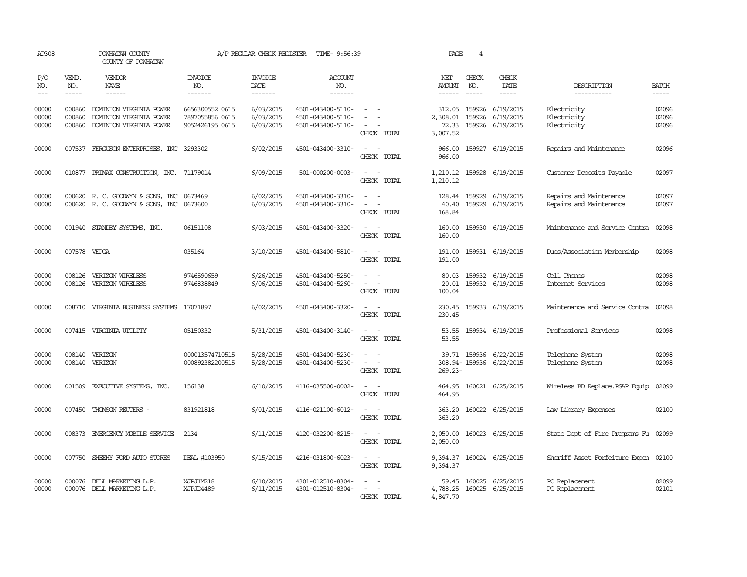AP308 POWHATAN COUNTY A/P REGULAR CHECK REGISTER TIME- 9:56:39 PAGE 4

COUNTY OF POWHATAN

| P/O NO. | VEND. NO. | VENDOR NAME | INVOICE NO. | INVOICE DATE | ACCOUNT NO. | | NET AMOUNT | CHECK NO. | CHECK DATE | DESCRIPTION | BATCH |
|---|---|---|---|---|---|---|---|---|---|---|---|
| 00000 | 000860 | DOMINION VIRGINIA POWER | 6656300552 0615 | 6/03/2015 | 4501-043400-5110- | - - | 312.05 | 159926 | 6/19/2015 | Electricity | 02096 |
| 00000 | 000860 | DOMINION VIRGINIA POWER | 7897055856 0615 | 6/03/2015 | 4501-043400-5110- | - - | 2,308.01 | 159926 | 6/19/2015 | Electricity | 02096 |
| 00000 | 000860 | DOMINION VIRGINIA POWER | 9052426195 0615 | 6/03/2015 | 4501-043400-5110- | - - | 72.33 | 159926 | 6/19/2015 | Electricity | 02096 |
| | | | | | | CHECK TOTAL | 3,007.52 | | | | |
| 00000 | 007537 | FERGUSON ENTERPRISES, INC | 3293302 | 6/02/2015 | 4501-043400-3310- | - - | 966.00 | 159927 | 6/19/2015 | Repairs and Maintenance | 02096 |
| | | | | | | CHECK TOTAL | 966.00 | | | | |
| 00000 | 010877 | PRIMAX CONSTRUCTION, INC. | 71179014 | 6/09/2015 | 501-000200-0003- | - - | 1,210.12 | 159928 | 6/19/2015 | Customer Deposits Payable | 02097 |
| | | | | | | CHECK TOTAL | 1,210.12 | | | | |
| 00000 | 000620 | R. C. GOODWYN & SONS, INC | 0673469 | 6/02/2015 | 4501-043400-3310- | - - | 128.44 | 159929 | 6/19/2015 | Repairs and Maintenance | 02097 |
| 00000 | 000620 | R. C. GOODWYN & SONS, INC | 0673600 | 6/03/2015 | 4501-043400-3310- | - - | 40.40 | 159929 | 6/19/2015 | Repairs and Maintenance | 02097 |
| | | | | | | CHECK TOTAL | 168.84 | | | | |
| 00000 | 001940 | STANDBY SYSTEMS, INC. | 06151108 | 6/03/2015 | 4501-043400-3320- | - - | 160.00 | 159930 | 6/19/2015 | Maintenance and Service Contra | 02098 |
| | | | | | | CHECK TOTAL | 160.00 | | | | |
| 00000 | 007578 | VEPGA | 035164 | 3/10/2015 | 4501-043400-5810- | - - | 191.00 | 159931 | 6/19/2015 | Dues/Association Membership | 02098 |
| | | | | | | CHECK TOTAL | 191.00 | | | | |
| 00000 | 008126 | VERIZON WIRELESS | 9746590659 | 6/26/2015 | 4501-043400-5250- | - - | 80.03 | 159932 | 6/19/2015 | Cell Phones | 02098 |
| 00000 | 008126 | VERIZON WIRELESS | 9746838849 | 6/06/2015 | 4501-043400-5260- | - - | 20.01 | 159932 | 6/19/2015 | Internet Services | 02098 |
| | | | | | | CHECK TOTAL | 100.04 | | | | |
| 00000 | 008710 | VIRGINIA BUSINESS SYSTEMS | 17071897 | 6/02/2015 | 4501-043400-3320- | - - | 230.45 | 159933 | 6/19/2015 | Maintenance and Service Contra | 02098 |
| | | | | | | CHECK TOTAL | 230.45 | | | | |
| 00000 | 007415 | VIRGINIA UTILITY | 05150332 | 5/31/2015 | 4501-043400-3140- | - - | 53.55 | 159934 | 6/19/2015 | Professional Services | 02098 |
| | | | | | | CHECK TOTAL | 53.55 | | | | |
| 00000 | 008140 | VERIZON | 000013574710515 | 5/28/2015 | 4501-043400-5230- | - - | 39.71 | 159936 | 6/22/2015 | Telephone System | 02098 |
| 00000 | 008140 | VERIZON | 000892382200515 | 5/28/2015 | 4501-043400-5230- | - - | 308.94- | 159936 | 6/22/2015 | Telephone System | 02098 |
| | | | | | | CHECK TOTAL | 269.23- | | | | |
| 00000 | 001509 | EXECUTIVE SYSTEMS, INC. | 156138 | 6/10/2015 | 4116-035500-0002- | - - | 464.95 | 160021 | 6/25/2015 | Wireless BD Replace.PSAP Equip | 02099 |
| | | | | | | CHECK TOTAL | 464.95 | | | | |
| 00000 | 007450 | THOMSON REUTERS - | 831921818 | 6/01/2015 | 4116-021100-6012- | - - | 363.20 | 160022 | 6/25/2015 | Law Library Expenses | 02100 |
| | | | | | | CHECK TOTAL | 363.20 | | | | |
| 00000 | 008373 | EMERGENCY MOBILE SERVICE | 2134 | 6/11/2015 | 4120-032200-8215- | - - | 2,050.00 | 160023 | 6/25/2015 | State Dept of Fire Programs Fu | 02099 |
| | | | | | | CHECK TOTAL | 2,050.00 | | | | |
| 00000 | 007750 | SHEEHY FORD AUTO STORES | DEAL #103950 | 6/15/2015 | 4216-031800-6023- | - - | 9,394.37 | 160024 | 6/25/2015 | Sheriff Asset Forfeiture Expen | 02100 |
| | | | | | | CHECK TOTAL | 9,394.37 | | | | |
| 00000 | 000076 | DELL MARKETING L.P. | XJRJ1M218 | 6/10/2015 | 4301-012510-8304- | - - | 59.45 | 160025 | 6/25/2015 | PC Replacement | 02099 |
| 00000 | 000076 | DELL MARKETING L.P. | XJRJD4489 | 6/11/2015 | 4301-012510-8304- | - - | 4,788.25 | 160025 | 6/25/2015 | PC Replacement | 02101 |
| | | | | | | CHECK TOTAL | 4,847.70 | | | | |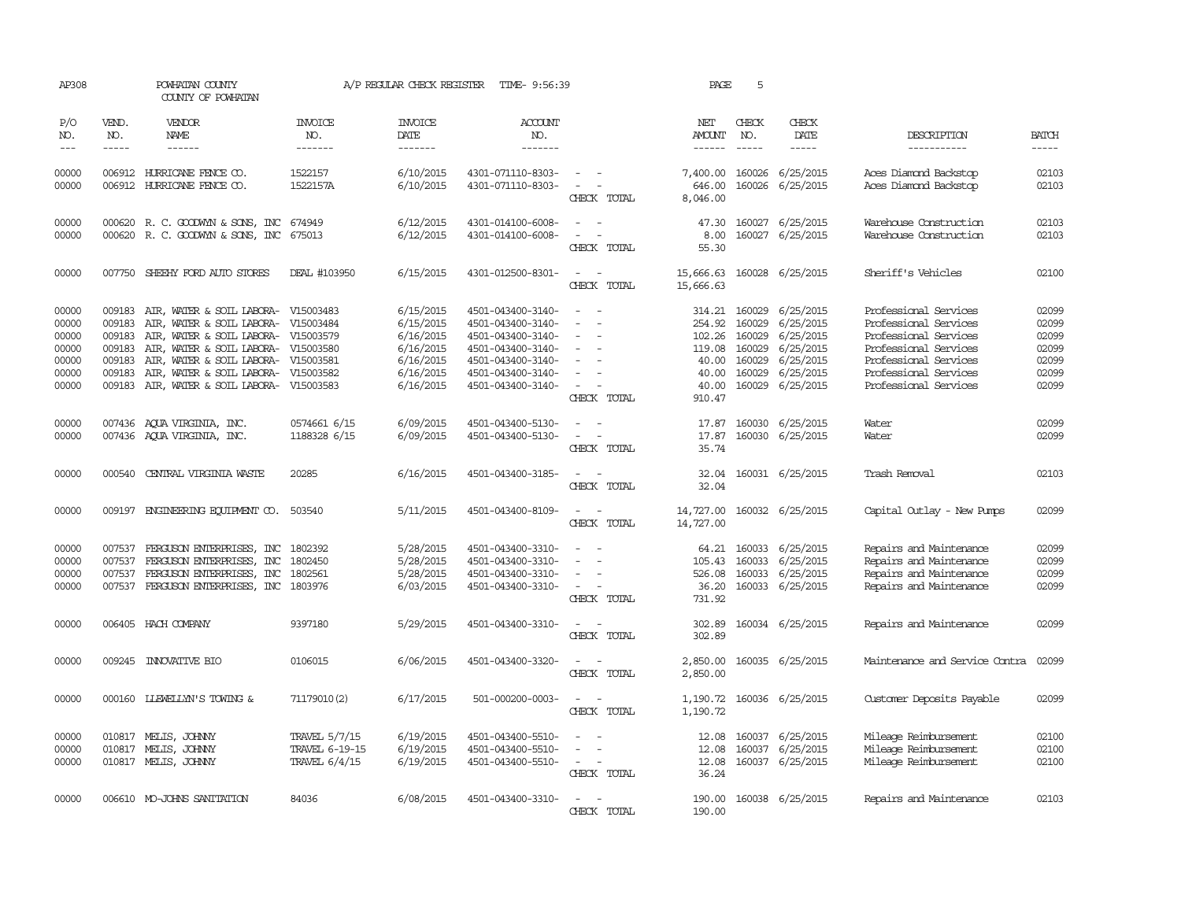AP308 POWHATAN COUNTY A/P REGULAR CHECK REGISTER TIME- 9:56:39 PAGE 5

COUNTY OF POWHATAN

| P/O NO. | VEND. NO. | VENDOR NAME | INVOICE NO. | INVOICE DATE | ACCOUNT NO. | | NET AMOUNT | CHECK NO. | CHECK DATE | DESCRIPTION | BATCH |
|---|---|---|---|---|---|---|---|---|---|---|---|
| --- | ----- | ------ | ------- | ------- | ------- | | ------ | ----- | ----- | ----------- | ----- |
| 00000 | 006912 | HURRICANE FENCE CO. | 1522157 | 6/10/2015 | 4301-071110-8303- | - - | 7,400.00 | 160026 | 6/25/2015 | Aces Diamond Backstop | 02103 |
| 00000 | 006912 | HURRICANE FENCE CO. | 1522157A | 6/10/2015 | 4301-071110-8303- | - - | 646.00 | 160026 | 6/25/2015 | Aces Diamond Backstop | 02103 |
| | | | | | | CHECK TOTAL | 8,046.00 | | | | |
| 00000 | 000620 | R. C. GOODWYN & SONS, INC | 674949 | 6/12/2015 | 4301-014100-6008- | - - | 47.30 | 160027 | 6/25/2015 | Warehouse Construction | 02103 |
| 00000 | 000620 | R. C. GOODWYN & SONS, INC | 675013 | 6/12/2015 | 4301-014100-6008- | - - | 8.00 | 160027 | 6/25/2015 | Warehouse Construction | 02103 |
| | | | | | | CHECK TOTAL | 55.30 | | | | |
| 00000 | 007750 | SHEEHY FORD AUTO STORES | DEAL #103950 | 6/15/2015 | 4301-012500-8301- | - - | 15,666.63 | 160028 | 6/25/2015 | Sheriff's Vehicles | 02100 |
| | | | | | | CHECK TOTAL | 15,666.63 | | | | |
| 00000 | 009183 | AIR, WATER & SOIL LABORA- | V15003483 | 6/15/2015 | 4501-043400-3140- | - - | 314.21 | 160029 | 6/25/2015 | Professional Services | 02099 |
| 00000 | 009183 | AIR, WATER & SOIL LABORA- | V15003484 | 6/15/2015 | 4501-043400-3140- | - - | 254.92 | 160029 | 6/25/2015 | Professional Services | 02099 |
| 00000 | 009183 | AIR, WATER & SOIL LABORA- | V15003579 | 6/16/2015 | 4501-043400-3140- | - - | 102.26 | 160029 | 6/25/2015 | Professional Services | 02099 |
| 00000 | 009183 | AIR, WATER & SOIL LABORA- | V15003580 | 6/16/2015 | 4501-043400-3140- | - - | 119.08 | 160029 | 6/25/2015 | Professional Services | 02099 |
| 00000 | 009183 | AIR, WATER & SOIL LABORA- | V15003581 | 6/16/2015 | 4501-043400-3140- | - - | 40.00 | 160029 | 6/25/2015 | Professional Services | 02099 |
| 00000 | 009183 | AIR, WATER & SOIL LABORA- | V15003582 | 6/16/2015 | 4501-043400-3140- | - - | 40.00 | 160029 | 6/25/2015 | Professional Services | 02099 |
| 00000 | 009183 | AIR, WATER & SOIL LABORA- | V15003583 | 6/16/2015 | 4501-043400-3140- | - - | 40.00 | 160029 | 6/25/2015 | Professional Services | 02099 |
| | | | | | | CHECK TOTAL | 910.47 | | | | |
| 00000 | 007436 | AQUA VIRGINIA, INC. | 0574661 6/15 | 6/09/2015 | 4501-043400-5130- | - - | 17.87 | 160030 | 6/25/2015 | Water | 02099 |
| 00000 | 007436 | AQUA VIRGINIA, INC. | 1188328 6/15 | 6/09/2015 | 4501-043400-5130- | - - | 17.87 | 160030 | 6/25/2015 | Water | 02099 |
| | | | | | | CHECK TOTAL | 35.74 | | | | |
| 00000 | 000540 | CENTRAL VIRGINIA WASTE | 20285 | 6/16/2015 | 4501-043400-3185- | - - | 32.04 | 160031 | 6/25/2015 | Trash Removal | 02103 |
| | | | | | | CHECK TOTAL | 32.04 | | | | |
| 00000 | 009197 | ENGINEERING EQUIPMENT CO. | 503540 | 5/11/2015 | 4501-043400-8109- | - - | 14,727.00 | 160032 | 6/25/2015 | Capital Outlay - New Pumps | 02099 |
| | | | | | | CHECK TOTAL | 14,727.00 | | | | |
| 00000 | 007537 | FERGUSON ENTERPRISES, INC | 1802392 | 5/28/2015 | 4501-043400-3310- | - - | 64.21 | 160033 | 6/25/2015 | Repairs and Maintenance | 02099 |
| 00000 | 007537 | FERGUSON ENTERPRISES, INC | 1802450 | 5/28/2015 | 4501-043400-3310- | - - | 105.43 | 160033 | 6/25/2015 | Repairs and Maintenance | 02099 |
| 00000 | 007537 | FERGUSON ENTERPRISES, INC | 1802561 | 5/28/2015 | 4501-043400-3310- | - - | 526.08 | 160033 | 6/25/2015 | Repairs and Maintenance | 02099 |
| 00000 | 007537 | FERGUSON ENTERPRISES, INC | 1803976 | 6/03/2015 | 4501-043400-3310- | - - | 36.20 | 160033 | 6/25/2015 | Repairs and Maintenance | 02099 |
| | | | | | | CHECK TOTAL | 731.92 | | | | |
| 00000 | 006405 | HACH COMPANY | 9397180 | 5/29/2015 | 4501-043400-3310- | - - | 302.89 | 160034 | 6/25/2015 | Repairs and Maintenance | 02099 |
| | | | | | | CHECK TOTAL | 302.89 | | | | |
| 00000 | 009245 | INNOVATIVE BIO | 0106015 | 6/06/2015 | 4501-043400-3320- | - - | 2,850.00 | 160035 | 6/25/2015 | Maintenance and Service Contra | 02099 |
| | | | | | | CHECK TOTAL | 2,850.00 | | | | |
| 00000 | 000160 | LLEWELLYN'S TOWING & | 71179010(2) | 6/17/2015 | 501-000200-0003- | - - | 1,190.72 | 160036 | 6/25/2015 | Customer Deposits Payable | 02099 |
| | | | | | | CHECK TOTAL | 1,190.72 | | | | |
| 00000 | 010817 | MELIS, JOHNNY | TRAVEL 5/7/15 | 6/19/2015 | 4501-043400-5510- | - - | 12.08 | 160037 | 6/25/2015 | Mileage Reimbursement | 02100 |
| 00000 | 010817 | MELIS, JOHNNY | TRAVEL 6-19-15 | 6/19/2015 | 4501-043400-5510- | - - | 12.08 | 160037 | 6/25/2015 | Mileage Reimbursement | 02100 |
| 00000 | 010817 | MELIS, JOHNNY | TRAVEL 6/4/15 | 6/19/2015 | 4501-043400-5510- | - - | 12.08 | 160037 | 6/25/2015 | Mileage Reimbursement | 02100 |
| | | | | | | CHECK TOTAL | 36.24 | | | | |
| 00000 | 006610 | MO-JOHNS SANITATION | 84036 | 6/08/2015 | 4501-043400-3310- | - - | 190.00 | 160038 | 6/25/2015 | Repairs and Maintenance | 02103 |
| | | | | | | CHECK TOTAL | 190.00 | | | | |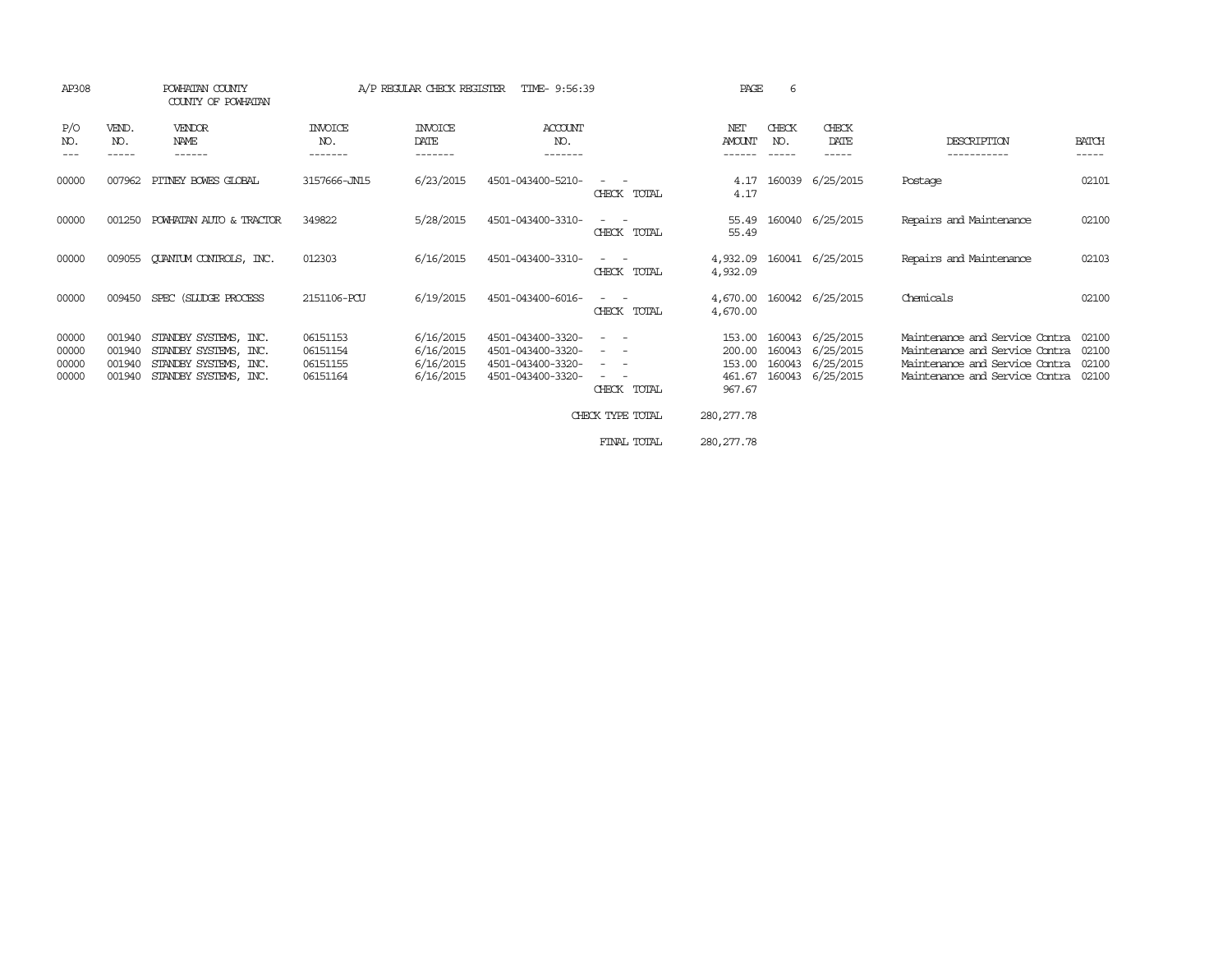AP308 POWHATAN COUNTY A/P REGULAR CHECK REGISTER TIME- 9:56:39 PAGE 6

COUNTY OF POWHATAN

| P/O NO. | VEND. NO. | VENDOR NAME | INVOICE NO. | INVOICE DATE | ACCOUNT NO. | | NET AMOUNT | CHECK NO. | CHECK DATE | DESCRIPTION | BATCH |
|---|---|---|---|---|---|---|---|---|---|---|---|
| 00000 | 007962 | PITNEY BOWES GLOBAL | 3157666-JN15 | 6/23/2015 | 4501-043400-5210- | - - | 4.17 | 160039 | 6/25/2015 | Postage | 02101 |
| | | | | | | CHECK TOTAL | 4.17 | | | | |
| 00000 | 001250 | POWHATAN AUTO & TRACTOR | 349822 | 5/28/2015 | 4501-043400-3310- | - - | 55.49 | 160040 | 6/25/2015 | Repairs and Maintenance | 02100 |
| | | | | | | CHECK TOTAL | 55.49 | | | | |
| 00000 | 009055 | QUANTUM CONTROLS, INC. | 012303 | 6/16/2015 | 4501-043400-3310- | - - | 4,932.09 | 160041 | 6/25/2015 | Repairs and Maintenance | 02103 |
| | | | | | | CHECK TOTAL | 4,932.09 | | | | |
| 00000 | 009450 | SPEC (SLUDGE PROCESS | 2151106-PCU | 6/19/2015 | 4501-043400-6016- | - - | 4,670.00 | 160042 | 6/25/2015 | Chemicals | 02100 |
| | | | | | | CHECK TOTAL | 4,670.00 | | | | |
| 00000 | 001940 | STANDBY SYSTEMS, INC. | 06151153 | 6/16/2015 | 4501-043400-3320- | - - | 153.00 | 160043 | 6/25/2015 | Maintenance and Service Contra | 02100 |
| 00000 | 001940 | STANDBY SYSTEMS, INC. | 06151154 | 6/16/2015 | 4501-043400-3320- | - - | 200.00 | 160043 | 6/25/2015 | Maintenance and Service Contra | 02100 |
| 00000 | 001940 | STANDBY SYSTEMS, INC. | 06151155 | 6/16/2015 | 4501-043400-3320- | - - | 153.00 | 160043 | 6/25/2015 | Maintenance and Service Contra | 02100 |
| 00000 | 001940 | STANDBY SYSTEMS, INC. | 06151164 | 6/16/2015 | 4501-043400-3320- | - - | 461.67 | 160043 | 6/25/2015 | Maintenance and Service Contra | 02100 |
| | | | | | | CHECK TOTAL | 967.67 | | | | |
| | | | | | | CHECK TYPE TOTAL | 280,277.78 | | | | |
| | | | | | | FINAL TOTAL | 280,277.78 | | | | |